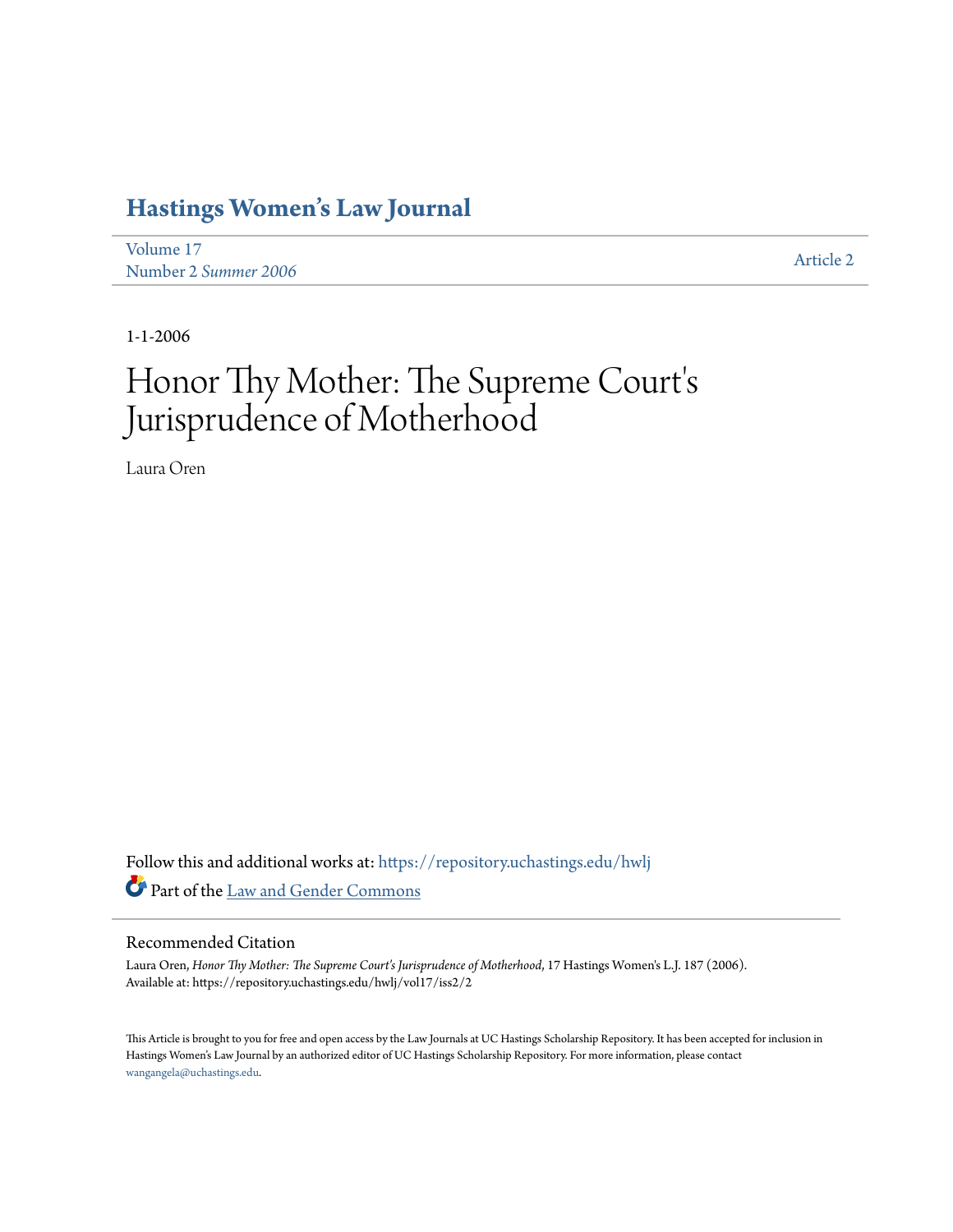# Hastings Women's Law Journal

Volume 17
Number 2 *Summer 2006*

Article 2

1-1-2006

# Honor Thy Mother: The Supreme Court's Jurisprudence of Motherhood

Laura Oren

Follow this and additional works at: https://repository.uchastings.edu/hwlj

Part of the Law and Gender Commons

## Recommended Citation

Laura Oren, *Honor Thy Mother: The Supreme Court's Jurisprudence of Motherhood*, 17 Hastings Women's L.J. 187 (2006).
Available at: https://repository.uchastings.edu/hwlj/vol17/iss2/2

This Article is brought to you for free and open access by the Law Journals at UC Hastings Scholarship Repository. It has been accepted for inclusion in Hastings Women's Law Journal by an authorized editor of UC Hastings Scholarship Repository. For more information, please contact wangangela@uchastings.edu.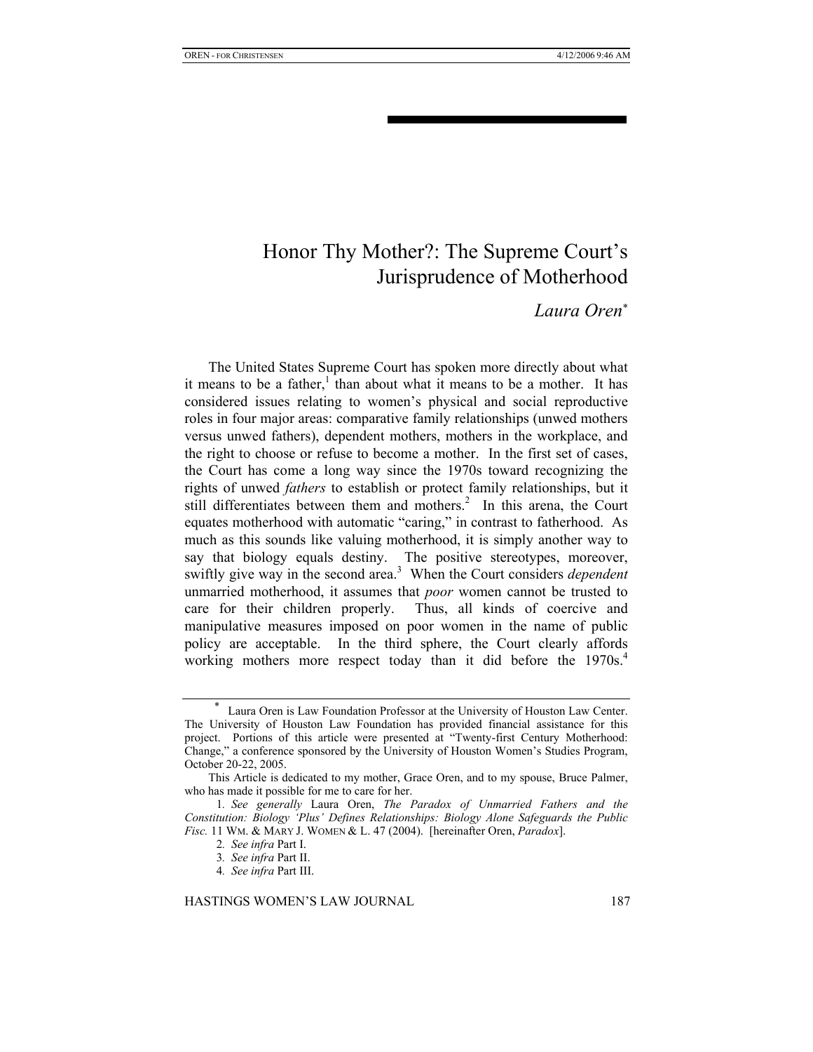# Honor Thy Mother?: The Supreme Court's Jurisprudence of Motherhood

*Laura Oren*[*]

The United States Supreme Court has spoken more directly about what it means to be a father,[1] than about what it means to be a mother. It has considered issues relating to women's physical and social reproductive roles in four major areas: comparative family relationships (unwed mothers versus unwed fathers), dependent mothers, mothers in the workplace, and the right to choose or refuse to become a mother. In the first set of cases, the Court has come a long way since the 1970s toward recognizing the rights of unwed *fathers* to establish or protect family relationships, but it still differentiates between them and mothers.[2] In this arena, the Court equates motherhood with automatic "caring," in contrast to fatherhood. As much as this sounds like valuing motherhood, it is simply another way to say that biology equals destiny. The positive stereotypes, moreover, swiftly give way in the second area.[3] When the Court considers *dependent* unmarried motherhood, it assumes that *poor* women cannot be trusted to care for their children properly. Thus, all kinds of coercive and manipulative measures imposed on poor women in the name of public policy are acceptable. In the third sphere, the Court clearly affords working mothers more respect today than it did before the 1970s.[4]

---

[*] Laura Oren is Law Foundation Professor at the University of Houston Law Center. The University of Houston Law Foundation has provided financial assistance for this project. Portions of this article were presented at "Twenty-first Century Motherhood: Change," a conference sponsored by the University of Houston Women's Studies Program, October 20-22, 2005.

This Article is dedicated to my mother, Grace Oren, and to my spouse, Bruce Palmer, who has made it possible for me to care for her.

1. *See generally* Laura Oren, *The Paradox of Unmarried Fathers and the Constitution: Biology 'Plus' Defines Relationships: Biology Alone Safeguards the Public Fisc.* 11 WM. & MARY J. WOMEN & L. 47 (2004). [hereinafter Oren, *Paradox*].

2. *See infra* Part I.

3. *See infra* Part II.

4. *See infra* Part III.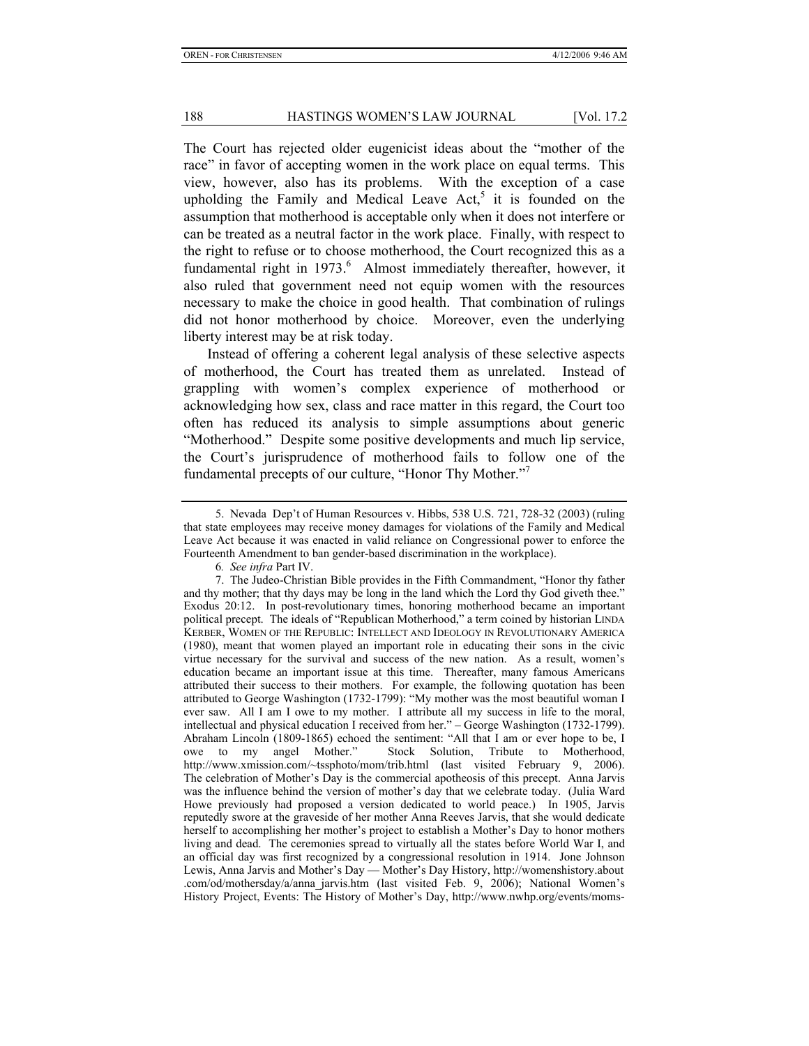The Court has rejected older eugenicist ideas about the "mother of the race" in favor of accepting women in the work place on equal terms. This view, however, also has its problems. With the exception of a case upholding the Family and Medical Leave Act,[5] it is founded on the assumption that motherhood is acceptable only when it does not interfere or can be treated as a neutral factor in the work place. Finally, with respect to the right to refuse or to choose motherhood, the Court recognized this as a fundamental right in 1973.[6] Almost immediately thereafter, however, it also ruled that government need not equip women with the resources necessary to make the choice in good health. That combination of rulings did not honor motherhood by choice. Moreover, even the underlying liberty interest may be at risk today.

Instead of offering a coherent legal analysis of these selective aspects of motherhood, the Court has treated them as unrelated. Instead of grappling with women's complex experience of motherhood or acknowledging how sex, class and race matter in this regard, the Court too often has reduced its analysis to simple assumptions about generic "Motherhood." Despite some positive developments and much lip service, the Court's jurisprudence of motherhood fails to follow one of the fundamental precepts of our culture, "Honor Thy Mother."[7]

---

5. Nevada Dep't of Human Resources v. Hibbs, 538 U.S. 721, 728-32 (2003) (ruling that state employees may receive money damages for violations of the Family and Medical Leave Act because it was enacted in valid reliance on Congressional power to enforce the Fourteenth Amendment to ban gender-based discrimination in the workplace).

6. *See infra* Part IV.

7. The Judeo-Christian Bible provides in the Fifth Commandment, "Honor thy father and thy mother; that thy days may be long in the land which the Lord thy God giveth thee." Exodus 20:12. In post-revolutionary times, honoring motherhood became an important political precept. The ideals of "Republican Motherhood," a term coined by historian LINDA KERBER, WOMEN OF THE REPUBLIC: INTELLECT AND IDEOLOGY IN REVOLUTIONARY AMERICA (1980), meant that women played an important role in educating their sons in the civic virtue necessary for the survival and success of the new nation. As a result, women's education became an important issue at this time. Thereafter, many famous Americans attributed their success to their mothers. For example, the following quotation has been attributed to George Washington (1732-1799): "My mother was the most beautiful woman I ever saw. All I am I owe to my mother. I attribute all my success in life to the moral, intellectual and physical education I received from her." – George Washington (1732-1799). Abraham Lincoln (1809-1865) echoed the sentiment: "All that I am or ever hope to be, I owe to my angel Mother." Stock Solution, Tribute to Motherhood, http://www.xmission.com/~tssphoto/mom/trib.html (last visited February 9, 2006). The celebration of Mother's Day is the commercial apotheosis of this precept. Anna Jarvis was the influence behind the version of mother's day that we celebrate today. (Julia Ward Howe previously had proposed a version dedicated to world peace.) In 1905, Jarvis reputedly swore at the graveside of her mother Anna Reeves Jarvis, that she would dedicate herself to accomplishing her mother's project to establish a Mother's Day to honor mothers living and dead. The ceremonies spread to virtually all the states before World War I, and an official day was first recognized by a congressional resolution in 1914. Jone Johnson Lewis, Anna Jarvis and Mother's Day — Mother's Day History, http://womenshistory.about.com/od/mothersday/a/anna_jarvis.htm (last visited Feb. 9, 2006); National Women's History Project, Events: The History of Mother's Day, http://www.nwhp.org/events/moms-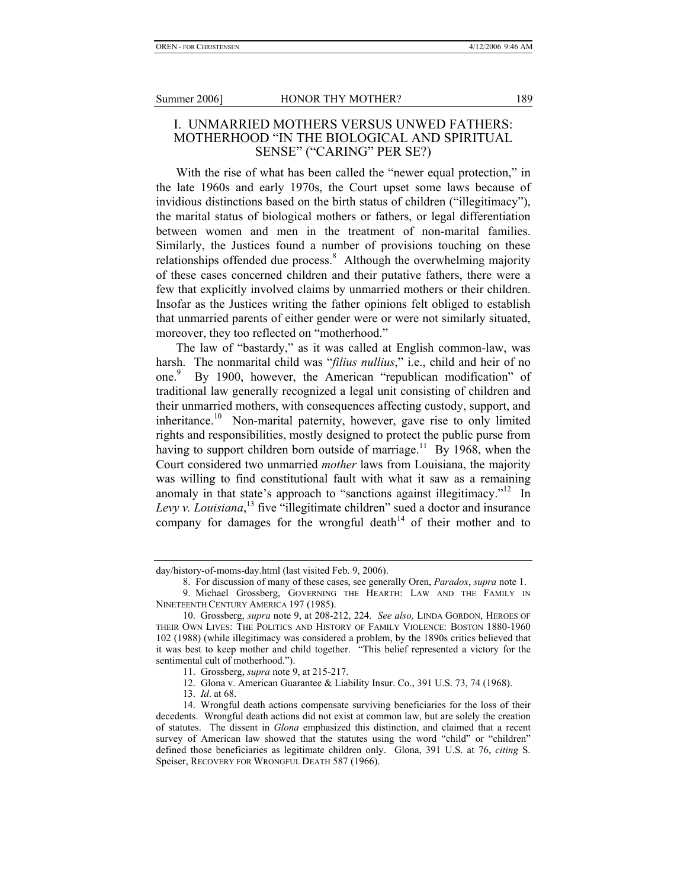## I. UNMARRIED MOTHERS VERSUS UNWED FATHERS: MOTHERHOOD "IN THE BIOLOGICAL AND SPIRITUAL SENSE" ("CARING" PER SE?)

With the rise of what has been called the "newer equal protection," in the late 1960s and early 1970s, the Court upset some laws because of invidious distinctions based on the birth status of children ("illegitimacy"), the marital status of biological mothers or fathers, or legal differentiation between women and men in the treatment of non-marital families. Similarly, the Justices found a number of provisions touching on these relationships offended due process.[8] Although the overwhelming majority of these cases concerned children and their putative fathers, there were a few that explicitly involved claims by unmarried mothers or their children. Insofar as the Justices writing the father opinions felt obliged to establish that unmarried parents of either gender were or were not similarly situated, moreover, they too reflected on "motherhood."

The law of "bastardy," as it was called at English common-law, was harsh. The nonmarital child was "*filius nullius*," i.e., child and heir of no one.[9] By 1900, however, the American "republican modification" of traditional law generally recognized a legal unit consisting of children and their unmarried mothers, with consequences affecting custody, support, and inheritance.[10] Non-marital paternity, however, gave rise to only limited rights and responsibilities, mostly designed to protect the public purse from having to support children born outside of marriage.[11] By 1968, when the Court considered two unmarried *mother* laws from Louisiana, the majority was willing to find constitutional fault with what it saw as a remaining anomaly in that state's approach to "sanctions against illegitimacy."[12] In *Levy v. Louisiana*,[13] five "illegitimate children" sued a doctor and insurance company for damages for the wrongful death[14] of their mother and to

---

day/history-of-moms-day.html (last visited Feb. 9, 2006).

8. For discussion of many of these cases, see generally Oren, *Paradox*, *supra* note 1.

9. Michael Grossberg, GOVERNING THE HEARTH: LAW AND THE FAMILY IN NINETEENTH CENTURY AMERICA 197 (1985).

10. Grossberg, *supra* note 9, at 208-212, 224. *See also,* LINDA GORDON, HEROES OF THEIR OWN LIVES: THE POLITICS AND HISTORY OF FAMILY VIOLENCE: BOSTON 1880-1960 102 (1988) (while illegitimacy was considered a problem, by the 1890s critics believed that it was best to keep mother and child together. "This belief represented a victory for the sentimental cult of motherhood.").

11. Grossberg, *supra* note 9, at 215-217.

12. Glona v. American Guarantee & Liability Insur. Co., 391 U.S. 73, 74 (1968).

13. *Id*. at 68.

14. Wrongful death actions compensate surviving beneficiaries for the loss of their decedents. Wrongful death actions did not exist at common law, but are solely the creation of statutes. The dissent in *Glona* emphasized this distinction, and claimed that a recent survey of American law showed that the statutes using the word "child" or "children" defined those beneficiaries as legitimate children only. Glona, 391 U.S. at 76, *citing* S. Speiser, RECOVERY FOR WRONGFUL DEATH 587 (1966).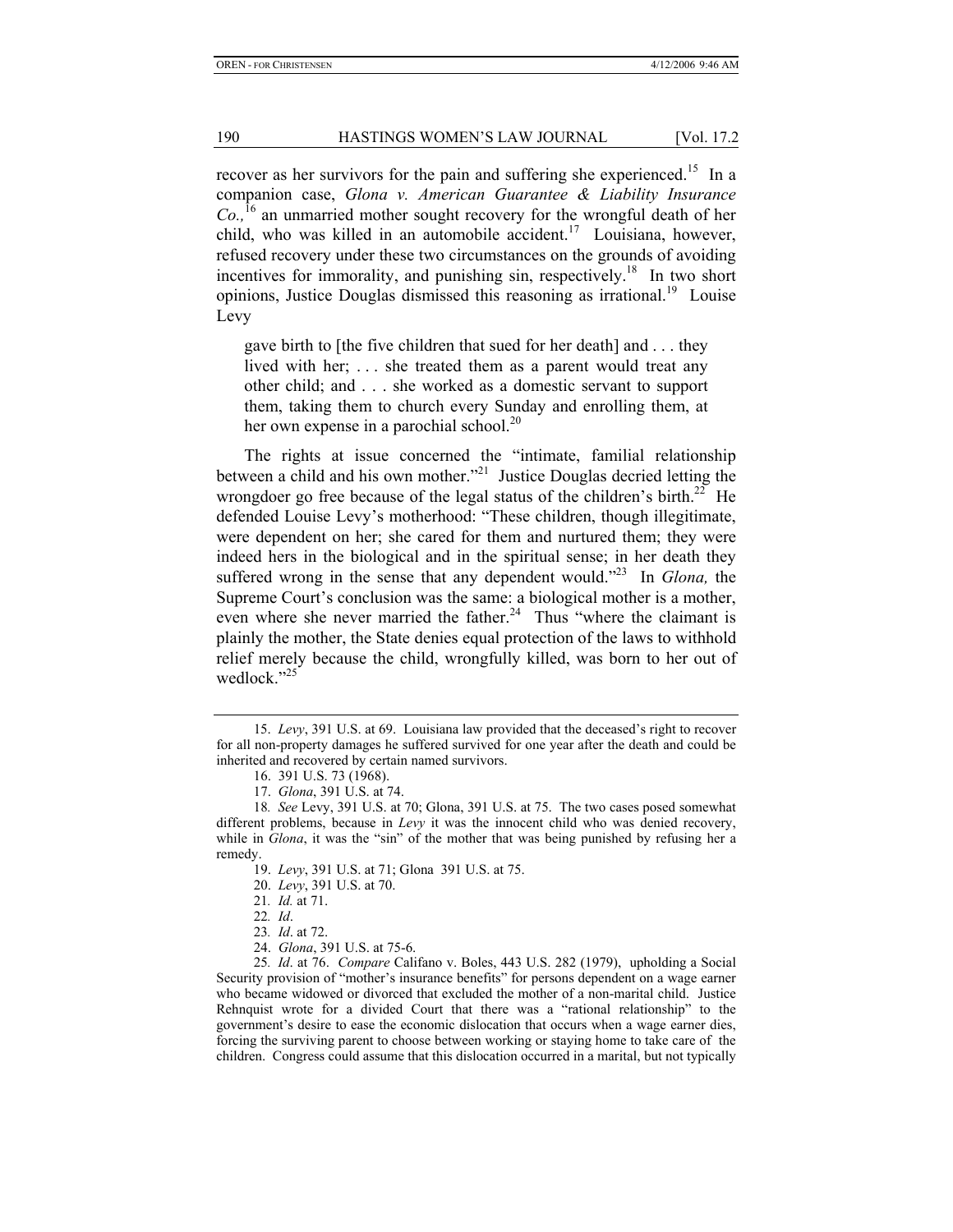recover as her survivors for the pain and suffering she experienced.[15] In a companion case, *Glona v. American Guarantee & Liability Insurance Co.,*[16] an unmarried mother sought recovery for the wrongful death of her child, who was killed in an automobile accident.[17] Louisiana, however, refused recovery under these two circumstances on the grounds of avoiding incentives for immorality, and punishing sin, respectively.[18] In two short opinions, Justice Douglas dismissed this reasoning as irrational.[19] Louise Levy

> gave birth to [the five children that sued for her death] and . . . they lived with her; . . . she treated them as a parent would treat any other child; and . . . she worked as a domestic servant to support them, taking them to church every Sunday and enrolling them, at her own expense in a parochial school.[20]

The rights at issue concerned the "intimate, familial relationship between a child and his own mother."[21] Justice Douglas decried letting the wrongdoer go free because of the legal status of the children's birth.[22] He defended Louise Levy's motherhood: "These children, though illegitimate, were dependent on her; she cared for them and nurtured them; they were indeed hers in the biological and in the spiritual sense; in her death they suffered wrong in the sense that any dependent would."[23] In *Glona,* the Supreme Court's conclusion was the same: a biological mother is a mother, even where she never married the father.[24] Thus "where the claimant is plainly the mother, the State denies equal protection of the laws to withhold relief merely because the child, wrongfully killed, was born to her out of wedlock."[25]

---

15. *Levy*, 391 U.S. at 69. Louisiana law provided that the deceased's right to recover for all non-property damages he suffered survived for one year after the death and could be inherited and recovered by certain named survivors.

16. 391 U.S. 73 (1968).

17. *Glona*, 391 U.S. at 74.

18. *See* Levy, 391 U.S. at 70; Glona, 391 U.S. at 75. The two cases posed somewhat different problems, because in *Levy* it was the innocent child who was denied recovery, while in *Glona*, it was the "sin" of the mother that was being punished by refusing her a remedy.

19. *Levy*, 391 U.S. at 71; Glona 391 U.S. at 75.

20. *Levy*, 391 U.S. at 70.

21. *Id.* at 71.

22. *Id*.

23. *Id*. at 72.

24. *Glona*, 391 U.S. at 75-6.

25. *Id*. at 76. *Compare* Califano v. Boles, 443 U.S. 282 (1979), upholding a Social Security provision of "mother's insurance benefits" for persons dependent on a wage earner who became widowed or divorced that excluded the mother of a non-marital child. Justice Rehnquist wrote for a divided Court that there was a "rational relationship" to the government's desire to ease the economic dislocation that occurs when a wage earner dies, forcing the surviving parent to choose between working or staying home to take care of the children. Congress could assume that this dislocation occurred in a marital, but not typically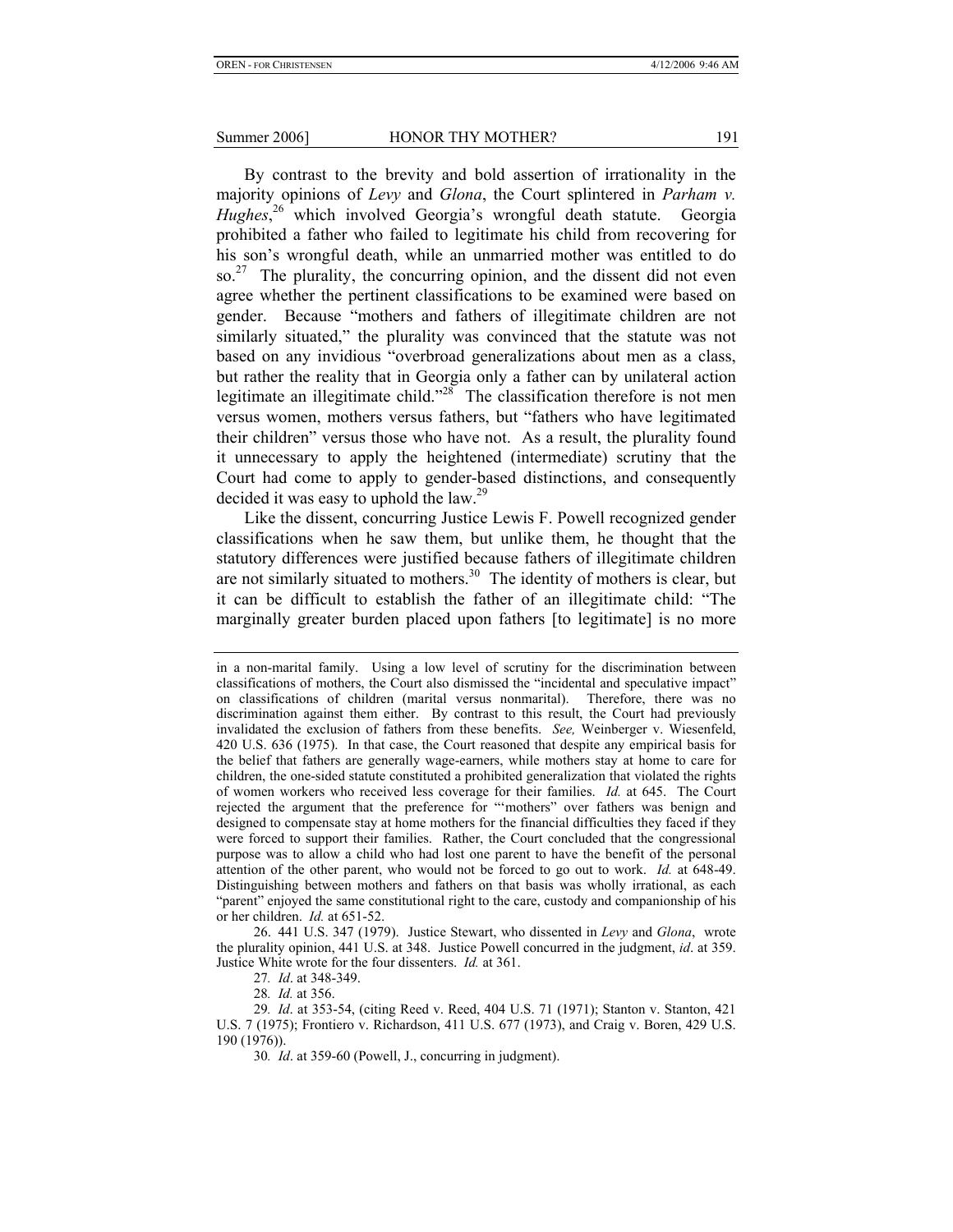By contrast to the brevity and bold assertion of irrationality in the majority opinions of *Levy* and *Glona*, the Court splintered in *Parham v. Hughes*,[26] which involved Georgia's wrongful death statute. Georgia prohibited a father who failed to legitimate his child from recovering for his son's wrongful death, while an unmarried mother was entitled to do so.[27] The plurality, the concurring opinion, and the dissent did not even agree whether the pertinent classifications to be examined were based on gender. Because "mothers and fathers of illegitimate children are not similarly situated," the plurality was convinced that the statute was not based on any invidious "overbroad generalizations about men as a class, but rather the reality that in Georgia only a father can by unilateral action legitimate an illegitimate child."[28] The classification therefore is not men versus women, mothers versus fathers, but "fathers who have legitimated their children" versus those who have not. As a result, the plurality found it unnecessary to apply the heightened (intermediate) scrutiny that the Court had come to apply to gender-based distinctions, and consequently decided it was easy to uphold the law.[29]

Like the dissent, concurring Justice Lewis F. Powell recognized gender classifications when he saw them, but unlike them, he thought that the statutory differences were justified because fathers of illegitimate children are not similarly situated to mothers.[30] The identity of mothers is clear, but it can be difficult to establish the father of an illegitimate child: "The marginally greater burden placed upon fathers [to legitimate] is no more

---

in a non-marital family. Using a low level of scrutiny for the discrimination between classifications of mothers, the Court also dismissed the "incidental and speculative impact" on classifications of children (marital versus nonmarital). Therefore, there was no discrimination against them either. By contrast to this result, the Court had previously invalidated the exclusion of fathers from these benefits. *See,* Weinberger v. Wiesenfeld, 420 U.S. 636 (1975). In that case, the Court reasoned that despite any empirical basis for the belief that fathers are generally wage-earners, while mothers stay at home to care for children, the one-sided statute constituted a prohibited generalization that violated the rights of women workers who received less coverage for their families. *Id.* at 645. The Court rejected the argument that the preference for "'mothers" over fathers was benign and designed to compensate stay at home mothers for the financial difficulties they faced if they were forced to support their families. Rather, the Court concluded that the congressional purpose was to allow a child who had lost one parent to have the benefit of the personal attention of the other parent, who would not be forced to go out to work. *Id.* at 648-49. Distinguishing between mothers and fathers on that basis was wholly irrational, as each "parent" enjoyed the same constitutional right to the care, custody and companionship of his or her children. *Id.* at 651-52.

26. 441 U.S. 347 (1979). Justice Stewart, who dissented in *Levy* and *Glona*, wrote the plurality opinion, 441 U.S. at 348. Justice Powell concurred in the judgment, *id*. at 359. Justice White wrote for the four dissenters. *Id.* at 361.

27. *Id*. at 348-349.

28. *Id.* at 356.

29. *Id*. at 353-54, (citing Reed v. Reed, 404 U.S. 71 (1971); Stanton v. Stanton, 421 U.S. 7 (1975); Frontiero v. Richardson, 411 U.S. 677 (1973), and Craig v. Boren, 429 U.S. 190 (1976)).

30. *Id*. at 359-60 (Powell, J., concurring in judgment).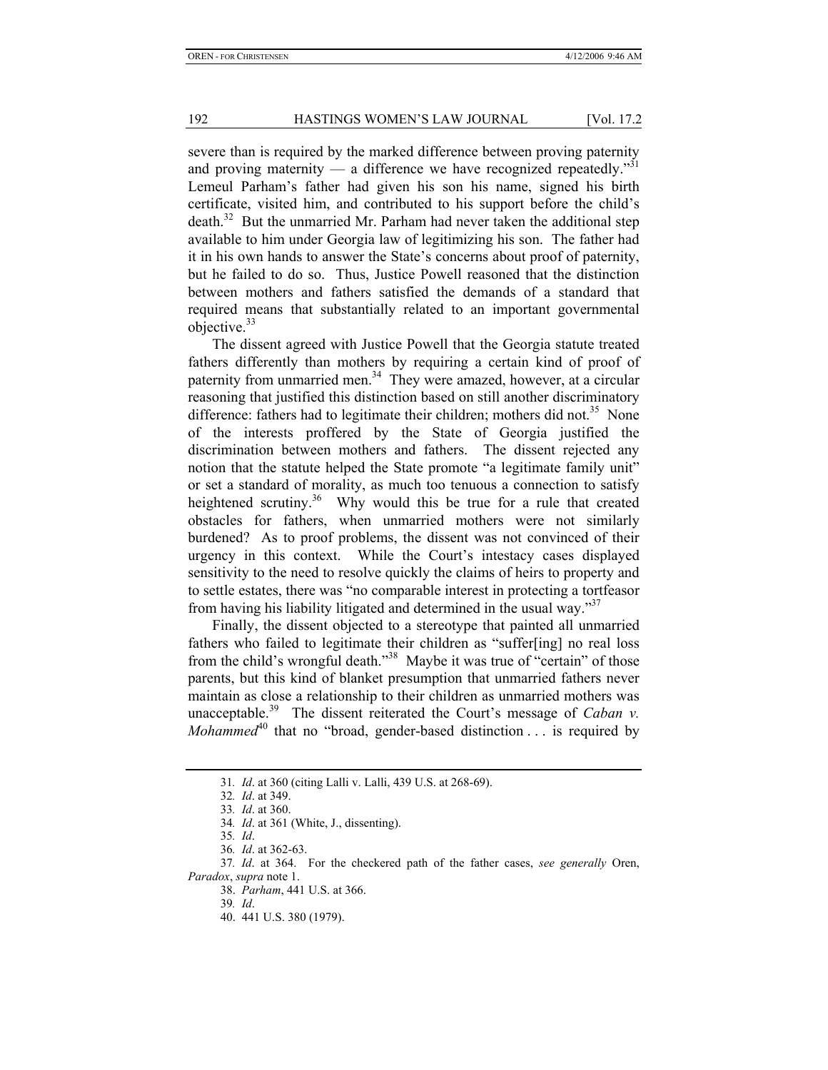severe than is required by the marked difference between proving paternity and proving maternity — a difference we have recognized repeatedly."[31] Lemeul Parham's father had given his son his name, signed his birth certificate, visited him, and contributed to his support before the child's death.[32] But the unmarried Mr. Parham had never taken the additional step available to him under Georgia law of legitimizing his son. The father had it in his own hands to answer the State's concerns about proof of paternity, but he failed to do so. Thus, Justice Powell reasoned that the distinction between mothers and fathers satisfied the demands of a standard that required means that substantially related to an important governmental objective.[33]

The dissent agreed with Justice Powell that the Georgia statute treated fathers differently than mothers by requiring a certain kind of proof of paternity from unmarried men.[34] They were amazed, however, at a circular reasoning that justified this distinction based on still another discriminatory difference: fathers had to legitimate their children; mothers did not.[35] None of the interests proffered by the State of Georgia justified the discrimination between mothers and fathers. The dissent rejected any notion that the statute helped the State promote "a legitimate family unit" or set a standard of morality, as much too tenuous a connection to satisfy heightened scrutiny.[36] Why would this be true for a rule that created obstacles for fathers, when unmarried mothers were not similarly burdened? As to proof problems, the dissent was not convinced of their urgency in this context. While the Court's intestacy cases displayed sensitivity to the need to resolve quickly the claims of heirs to property and to settle estates, there was "no comparable interest in protecting a tortfeasor from having his liability litigated and determined in the usual way."[37]

Finally, the dissent objected to a stereotype that painted all unmarried fathers who failed to legitimate their children as "suffer[ing] no real loss from the child's wrongful death."[38] Maybe it was true of "certain" of those parents, but this kind of blanket presumption that unmarried fathers never maintain as close a relationship to their children as unmarried mothers was unacceptable.[39] The dissent reiterated the Court's message of *Caban v. Mohammed*[40] that no "broad, gender-based distinction . . . is required by

---

31. *Id*. at 360 (citing Lalli v. Lalli, 439 U.S. at 268-69).

32. *Id*. at 349.

33. *Id*. at 360.

34. *Id*. at 361 (White, J., dissenting).

35. *Id*.

36. *Id*. at 362-63.

37. *Id*. at 364. For the checkered path of the father cases, *see generally* Oren, *Paradox*, *supra* note 1.

38. *Parham*, 441 U.S. at 366.

39. *Id*.

40. 441 U.S. 380 (1979).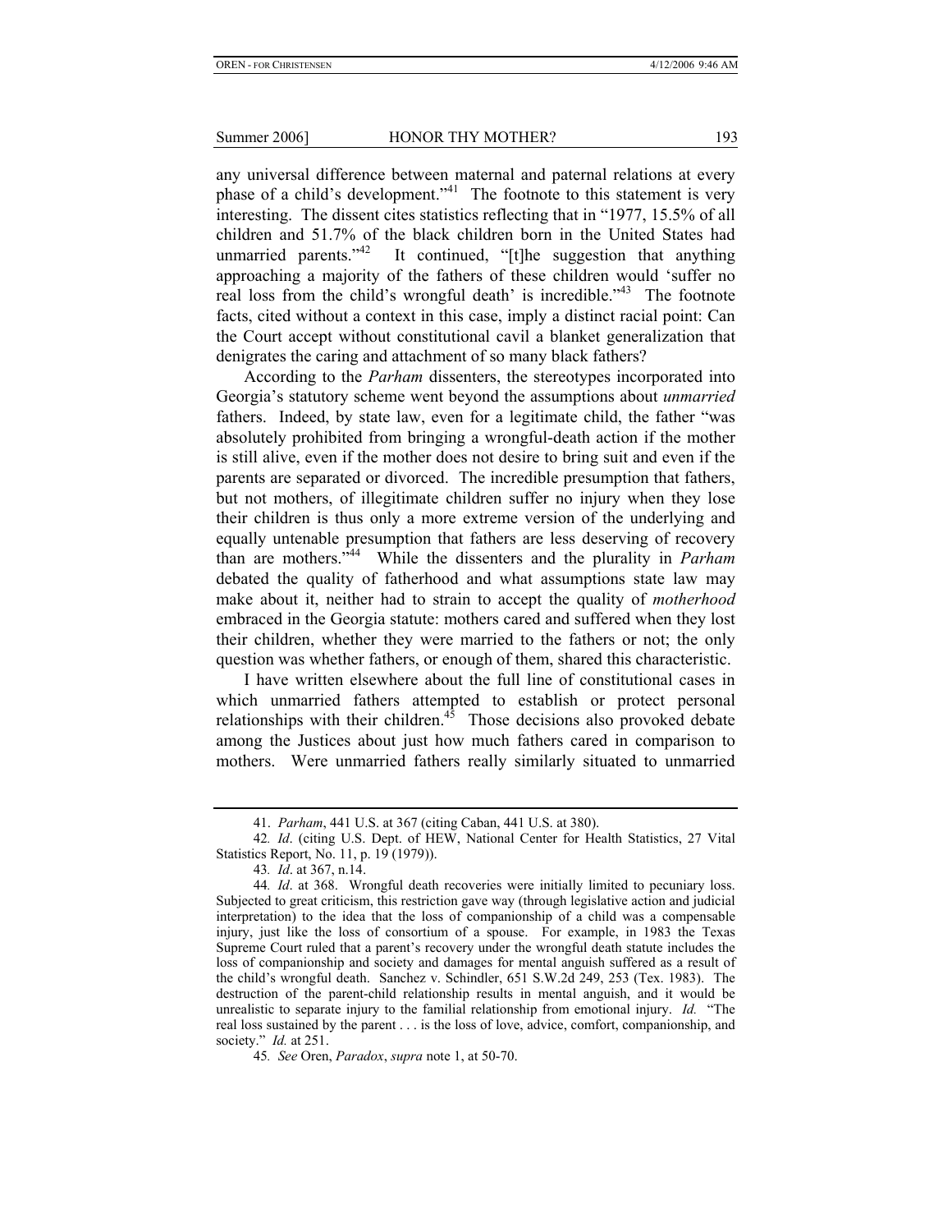any universal difference between maternal and paternal relations at every phase of a child's development."[41] The footnote to this statement is very interesting. The dissent cites statistics reflecting that in "1977, 15.5% of all children and 51.7% of the black children born in the United States had unmarried parents."[42] It continued, "[t]he suggestion that anything approaching a majority of the fathers of these children would 'suffer no real loss from the child's wrongful death' is incredible."[43] The footnote facts, cited without a context in this case, imply a distinct racial point: Can the Court accept without constitutional cavil a blanket generalization that denigrates the caring and attachment of so many black fathers?

According to the *Parham* dissenters, the stereotypes incorporated into Georgia's statutory scheme went beyond the assumptions about *unmarried* fathers. Indeed, by state law, even for a legitimate child, the father "was absolutely prohibited from bringing a wrongful-death action if the mother is still alive, even if the mother does not desire to bring suit and even if the parents are separated or divorced. The incredible presumption that fathers, but not mothers, of illegitimate children suffer no injury when they lose their children is thus only a more extreme version of the underlying and equally untenable presumption that fathers are less deserving of recovery than are mothers."[44] While the dissenters and the plurality in *Parham* debated the quality of fatherhood and what assumptions state law may make about it, neither had to strain to accept the quality of *motherhood* embraced in the Georgia statute: mothers cared and suffered when they lost their children, whether they were married to the fathers or not; the only question was whether fathers, or enough of them, shared this characteristic.

I have written elsewhere about the full line of constitutional cases in which unmarried fathers attempted to establish or protect personal relationships with their children.[45] Those decisions also provoked debate among the Justices about just how much fathers cared in comparison to mothers. Were unmarried fathers really similarly situated to unmarried

---

41. *Parham*, 441 U.S. at 367 (citing Caban, 441 U.S. at 380).

42. *Id*. (citing U.S. Dept. of HEW, National Center for Health Statistics, 27 Vital Statistics Report, No. 11, p. 19 (1979)).

43. *Id*. at 367, n.14.

44. *Id*. at 368. Wrongful death recoveries were initially limited to pecuniary loss. Subjected to great criticism, this restriction gave way (through legislative action and judicial interpretation) to the idea that the loss of companionship of a child was a compensable injury, just like the loss of consortium of a spouse. For example, in 1983 the Texas Supreme Court ruled that a parent's recovery under the wrongful death statute includes the loss of companionship and society and damages for mental anguish suffered as a result of the child's wrongful death. Sanchez v. Schindler, 651 S.W.2d 249, 253 (Tex. 1983). The destruction of the parent-child relationship results in mental anguish, and it would be unrealistic to separate injury to the familial relationship from emotional injury. *Id.* "The real loss sustained by the parent . . . is the loss of love, advice, comfort, companionship, and society." *Id.* at 251.

45. *See* Oren, *Paradox*, *supra* note 1, at 50-70.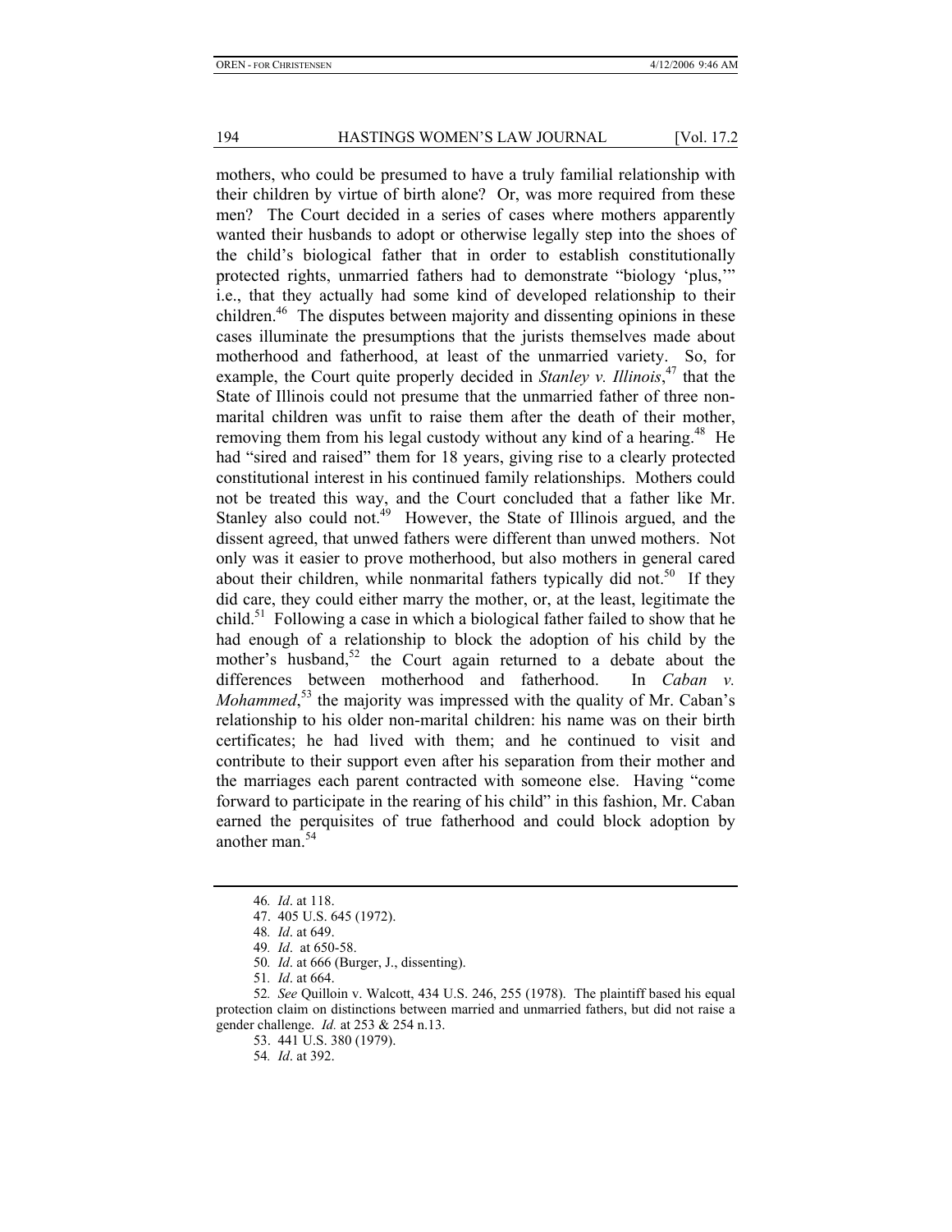mothers, who could be presumed to have a truly familial relationship with their children by virtue of birth alone? Or, was more required from these men? The Court decided in a series of cases where mothers apparently wanted their husbands to adopt or otherwise legally step into the shoes of the child's biological father that in order to establish constitutionally protected rights, unmarried fathers had to demonstrate "biology 'plus,'" i.e., that they actually had some kind of developed relationship to their children.[46] The disputes between majority and dissenting opinions in these cases illuminate the presumptions that the jurists themselves made about motherhood and fatherhood, at least of the unmarried variety. So, for example, the Court quite properly decided in *Stanley v. Illinois*,[47] that the State of Illinois could not presume that the unmarried father of three non-marital children was unfit to raise them after the death of their mother, removing them from his legal custody without any kind of a hearing.[48] He had "sired and raised" them for 18 years, giving rise to a clearly protected constitutional interest in his continued family relationships. Mothers could not be treated this way, and the Court concluded that a father like Mr. Stanley also could not.[49] However, the State of Illinois argued, and the dissent agreed, that unwed fathers were different than unwed mothers. Not only was it easier to prove motherhood, but also mothers in general cared about their children, while nonmarital fathers typically did not.[50] If they did care, they could either marry the mother, or, at the least, legitimate the child.[51] Following a case in which a biological father failed to show that he had enough of a relationship to block the adoption of his child by the mother's husband,[52] the Court again returned to a debate about the differences between motherhood and fatherhood. In *Caban v. Mohammed*,[53] the majority was impressed with the quality of Mr. Caban's relationship to his older non-marital children: his name was on their birth certificates; he had lived with them; and he continued to visit and contribute to their support even after his separation from their mother and the marriages each parent contracted with someone else. Having "come forward to participate in the rearing of his child" in this fashion, Mr. Caban earned the perquisites of true fatherhood and could block adoption by another man.[54]

46. *Id*. at 118.

47. 405 U.S. 645 (1972).

48. *Id*. at 649.

49. *Id*. at 650-58.

50. *Id*. at 666 (Burger, J., dissenting).

51. *Id*. at 664.

52. *See* Quilloin v. Walcott, 434 U.S. 246, 255 (1978). The plaintiff based his equal protection claim on distinctions between married and unmarried fathers, but did not raise a gender challenge. *Id.* at 253 & 254 n.13.

53. 441 U.S. 380 (1979).

54. *Id*. at 392.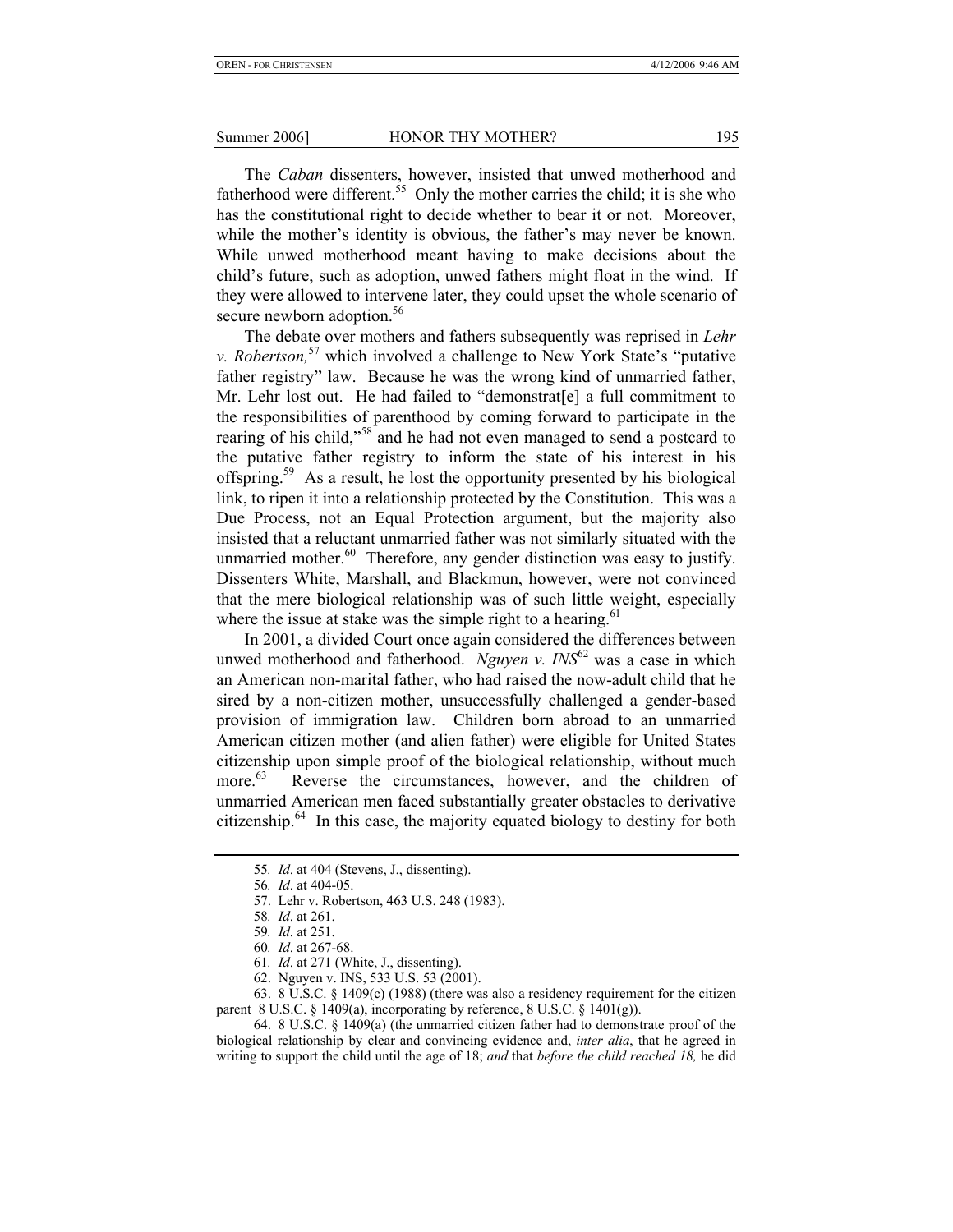The *Caban* dissenters, however, insisted that unwed motherhood and fatherhood were different.[55] Only the mother carries the child; it is she who has the constitutional right to decide whether to bear it or not. Moreover, while the mother's identity is obvious, the father's may never be known. While unwed motherhood meant having to make decisions about the child's future, such as adoption, unwed fathers might float in the wind. If they were allowed to intervene later, they could upset the whole scenario of secure newborn adoption.[56]

The debate over mothers and fathers subsequently was reprised in *Lehr v. Robertson,*[57] which involved a challenge to New York State's "putative father registry" law. Because he was the wrong kind of unmarried father, Mr. Lehr lost out. He had failed to "demonstrat[e] a full commitment to the responsibilities of parenthood by coming forward to participate in the rearing of his child,"[58] and he had not even managed to send a postcard to the putative father registry to inform the state of his interest in his offspring.[59] As a result, he lost the opportunity presented by his biological link, to ripen it into a relationship protected by the Constitution. This was a Due Process, not an Equal Protection argument, but the majority also insisted that a reluctant unmarried father was not similarly situated with the unmarried mother.[60] Therefore, any gender distinction was easy to justify. Dissenters White, Marshall, and Blackmun, however, were not convinced that the mere biological relationship was of such little weight, especially where the issue at stake was the simple right to a hearing.[61]

In 2001, a divided Court once again considered the differences between unwed motherhood and fatherhood. *Nguyen v. INS*[62] was a case in which an American non-marital father, who had raised the now-adult child that he sired by a non-citizen mother, unsuccessfully challenged a gender-based provision of immigration law. Children born abroad to an unmarried American citizen mother (and alien father) were eligible for United States citizenship upon simple proof of the biological relationship, without much more.[63] Reverse the circumstances, however, and the children of unmarried American men faced substantially greater obstacles to derivative citizenship.[64] In this case, the majority equated biology to destiny for both

---

55. *Id*. at 404 (Stevens, J., dissenting).

56. *Id*. at 404-05.

57. Lehr v. Robertson, 463 U.S. 248 (1983).

58. *Id*. at 261.

59. *Id*. at 251.

60. *Id*. at 267-68.

61. *Id*. at 271 (White, J., dissenting).

62. Nguyen v. INS, 533 U.S. 53 (2001).

63. 8 U.S.C. § 1409(c) (1988) (there was also a residency requirement for the citizen parent 8 U.S.C. § 1409(a), incorporating by reference, 8 U.S.C. § 1401(g)).

64. 8 U.S.C. § 1409(a) (the unmarried citizen father had to demonstrate proof of the biological relationship by clear and convincing evidence and, *inter alia*, that he agreed in writing to support the child until the age of 18; *and* that *before the child reached 18,* he did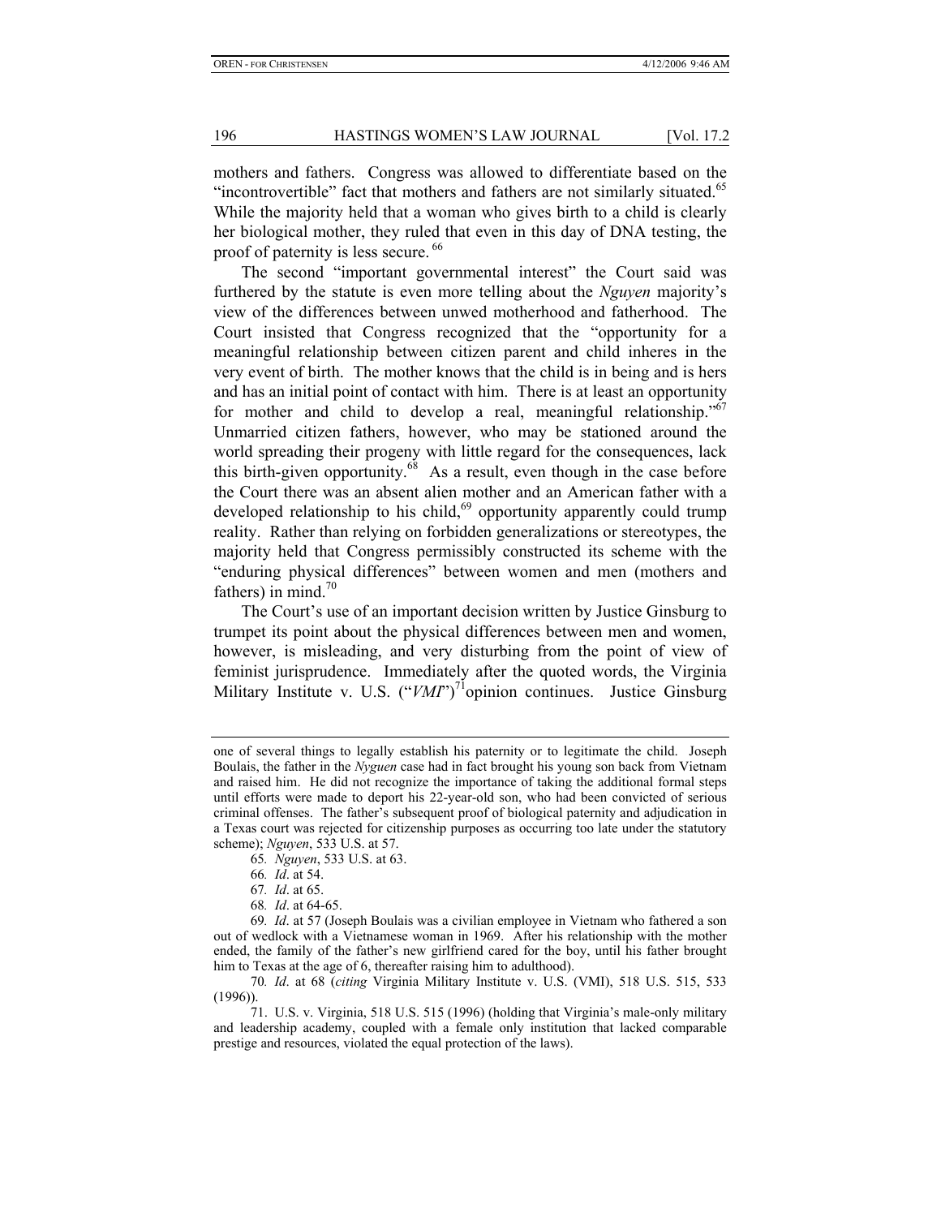mothers and fathers. Congress was allowed to differentiate based on the "incontrovertible" fact that mothers and fathers are not similarly situated.[65] While the majority held that a woman who gives birth to a child is clearly her biological mother, they ruled that even in this day of DNA testing, the proof of paternity is less secure.[66]

The second "important governmental interest" the Court said was furthered by the statute is even more telling about the *Nguyen* majority's view of the differences between unwed motherhood and fatherhood. The Court insisted that Congress recognized that the "opportunity for a meaningful relationship between citizen parent and child inheres in the very event of birth. The mother knows that the child is in being and is hers and has an initial point of contact with him. There is at least an opportunity for mother and child to develop a real, meaningful relationship."[67] Unmarried citizen fathers, however, who may be stationed around the world spreading their progeny with little regard for the consequences, lack this birth-given opportunity.[68] As a result, even though in the case before the Court there was an absent alien mother and an American father with a developed relationship to his child,[69] opportunity apparently could trump reality. Rather than relying on forbidden generalizations or stereotypes, the majority held that Congress permissibly constructed its scheme with the "enduring physical differences" between women and men (mothers and fathers) in mind.[70]

The Court's use of an important decision written by Justice Ginsburg to trumpet its point about the physical differences between men and women, however, is misleading, and very disturbing from the point of view of feminist jurisprudence. Immediately after the quoted words, the Virginia Military Institute v. U.S. ("*VMI*")[71] opinion continues. Justice Ginsburg

---

one of several things to legally establish his paternity or to legitimate the child. Joseph Boulais, the father in the *Nyguen* case had in fact brought his young son back from Vietnam and raised him. He did not recognize the importance of taking the additional formal steps until efforts were made to deport his 22-year-old son, who had been convicted of serious criminal offenses. The father's subsequent proof of biological paternity and adjudication in a Texas court was rejected for citizenship purposes as occurring too late under the statutory scheme); *Nguyen*, 533 U.S. at 57.

65. *Nguyen*, 533 U.S. at 63.

66. *Id*. at 54.

67. *Id*. at 65.

68. *Id*. at 64-65.

69. *Id*. at 57 (Joseph Boulais was a civilian employee in Vietnam who fathered a son out of wedlock with a Vietnamese woman in 1969. After his relationship with the mother ended, the family of the father's new girlfriend cared for the boy, until his father brought him to Texas at the age of 6, thereafter raising him to adulthood).

70. *Id*. at 68 (*citing* Virginia Military Institute v. U.S. (VMI), 518 U.S. 515, 533 (1996)).

71. U.S. v. Virginia, 518 U.S. 515 (1996) (holding that Virginia's male-only military and leadership academy, coupled with a female only institution that lacked comparable prestige and resources, violated the equal protection of the laws).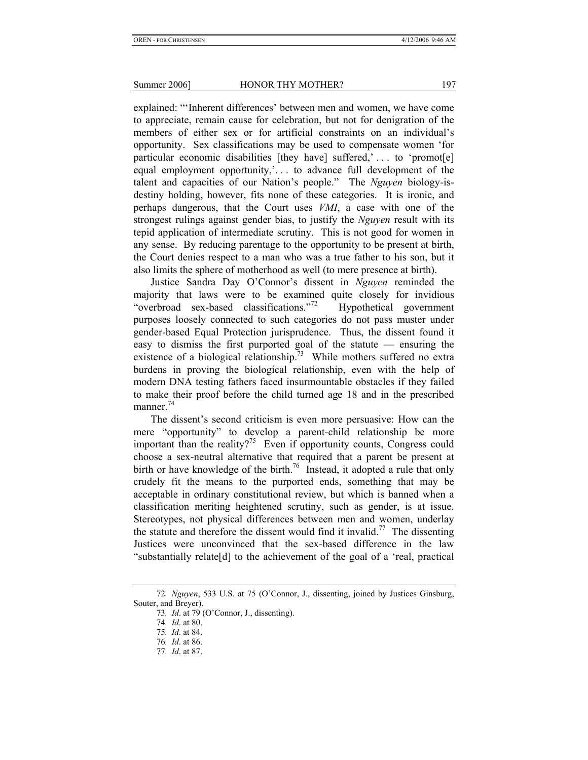explained: "'Inherent differences' between men and women, we have come to appreciate, remain cause for celebration, but not for denigration of the members of either sex or for artificial constraints on an individual's opportunity. Sex classifications may be used to compensate women 'for particular economic disabilities [they have] suffered,' . . . to 'promot[e] equal employment opportunity,'. . . to advance full development of the talent and capacities of our Nation's people." The *Nguyen* biology-is-destiny holding, however, fits none of these categories. It is ironic, and perhaps dangerous, that the Court uses *VMI*, a case with one of the strongest rulings against gender bias, to justify the *Nguyen* result with its tepid application of intermediate scrutiny. This is not good for women in any sense. By reducing parentage to the opportunity to be present at birth, the Court denies respect to a man who was a true father to his son, but it also limits the sphere of motherhood as well (to mere presence at birth).

Justice Sandra Day O'Connor's dissent in *Nguyen* reminded the majority that laws were to be examined quite closely for invidious "overbroad sex-based classifications."[72] Hypothetical government purposes loosely connected to such categories do not pass muster under gender-based Equal Protection jurisprudence. Thus, the dissent found it easy to dismiss the first purported goal of the statute — ensuring the existence of a biological relationship.[73] While mothers suffered no extra burdens in proving the biological relationship, even with the help of modern DNA testing fathers faced insurmountable obstacles if they failed to make their proof before the child turned age 18 and in the prescribed manner.[74]

The dissent's second criticism is even more persuasive: How can the mere "opportunity" to develop a parent-child relationship be more important than the reality?[75] Even if opportunity counts, Congress could choose a sex-neutral alternative that required that a parent be present at birth or have knowledge of the birth.[76] Instead, it adopted a rule that only crudely fit the means to the purported ends, something that may be acceptable in ordinary constitutional review, but which is banned when a classification meriting heightened scrutiny, such as gender, is at issue. Stereotypes, not physical differences between men and women, underlay the statute and therefore the dissent would find it invalid.[77] The dissenting Justices were unconvinced that the sex-based difference in the law "substantially relate[d] to the achievement of the goal of a 'real, practical

---

72. *Nguyen*, 533 U.S. at 75 (O'Connor, J., dissenting, joined by Justices Ginsburg, Souter, and Breyer).

73. *Id*. at 79 (O'Connor, J., dissenting).

74. *Id*. at 80.

75. *Id*. at 84.

76. *Id*. at 86.

77. *Id*. at 87.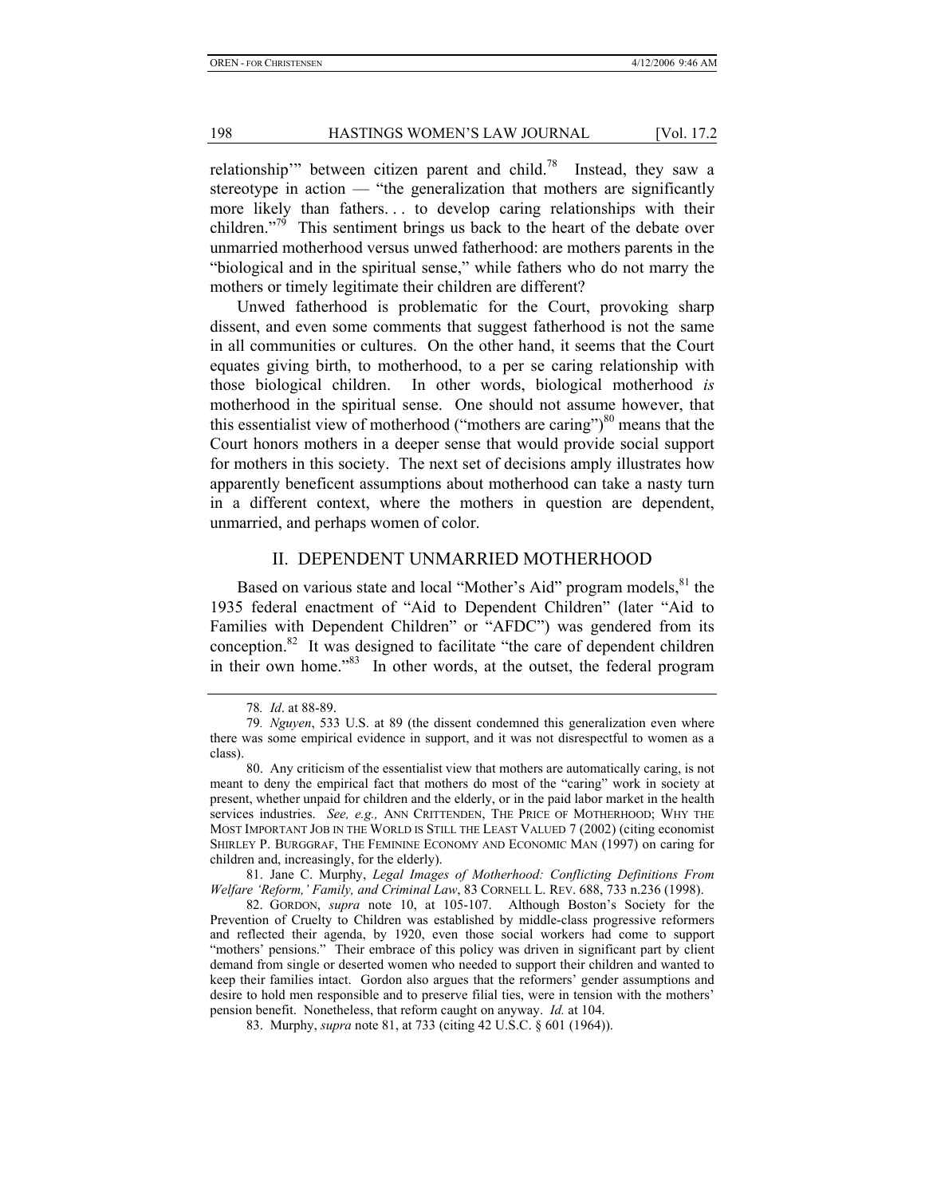relationship'" between citizen parent and child.[78] Instead, they saw a stereotype in action — "the generalization that mothers are significantly more likely than fathers. . . to develop caring relationships with their children."[79] This sentiment brings us back to the heart of the debate over unmarried motherhood versus unwed fatherhood: are mothers parents in the "biological and in the spiritual sense," while fathers who do not marry the mothers or timely legitimate their children are different?

Unwed fatherhood is problematic for the Court, provoking sharp dissent, and even some comments that suggest fatherhood is not the same in all communities or cultures. On the other hand, it seems that the Court equates giving birth, to motherhood, to a per se caring relationship with those biological children. In other words, biological motherhood *is* motherhood in the spiritual sense. One should not assume however, that this essentialist view of motherhood ("mothers are caring")[80] means that the Court honors mothers in a deeper sense that would provide social support for mothers in this society. The next set of decisions amply illustrates how apparently beneficent assumptions about motherhood can take a nasty turn in a different context, where the mothers in question are dependent, unmarried, and perhaps women of color.

## II. DEPENDENT UNMARRIED MOTHERHOOD

Based on various state and local "Mother's Aid" program models,[81] the 1935 federal enactment of "Aid to Dependent Children" (later "Aid to Families with Dependent Children" or "AFDC") was gendered from its conception.[82] It was designed to facilitate "the care of dependent children in their own home."[83] In other words, at the outset, the federal program

---

78. *Id*. at 88-89.

79. *Nguyen*, 533 U.S. at 89 (the dissent condemned this generalization even where there was some empirical evidence in support, and it was not disrespectful to women as a class).

80. Any criticism of the essentialist view that mothers are automatically caring, is not meant to deny the empirical fact that mothers do most of the "caring" work in society at present, whether unpaid for children and the elderly, or in the paid labor market in the health services industries. *See, e.g.,* ANN CRITTENDEN, THE PRICE OF MOTHERHOOD; WHY THE MOST IMPORTANT JOB IN THE WORLD IS STILL THE LEAST VALUED 7 (2002) (citing economist SHIRLEY P. BURGGRAF, THE FEMININE ECONOMY AND ECONOMIC MAN (1997) on caring for children and, increasingly, for the elderly).

81. Jane C. Murphy, *Legal Images of Motherhood: Conflicting Definitions From Welfare 'Reform,' Family, and Criminal Law*, 83 CORNELL L. REV. 688, 733 n.236 (1998).

82. GORDON, *supra* note 10, at 105-107. Although Boston's Society for the Prevention of Cruelty to Children was established by middle-class progressive reformers and reflected their agenda, by 1920, even those social workers had come to support "mothers' pensions." Their embrace of this policy was driven in significant part by client demand from single or deserted women who needed to support their children and wanted to keep their families intact. Gordon also argues that the reformers' gender assumptions and desire to hold men responsible and to preserve filial ties, were in tension with the mothers' pension benefit. Nonetheless, that reform caught on anyway. *Id.* at 104.

83. Murphy, *supra* note 81, at 733 (citing 42 U.S.C. § 601 (1964)).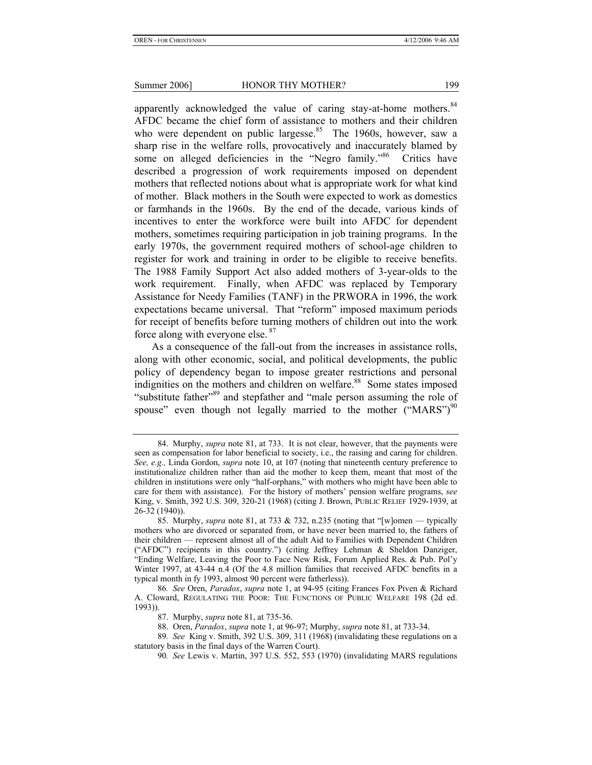apparently acknowledged the value of caring stay-at-home mothers.[84] AFDC became the chief form of assistance to mothers and their children who were dependent on public largesse.[85] The 1960s, however, saw a sharp rise in the welfare rolls, provocatively and inaccurately blamed by some on alleged deficiencies in the "Negro family."[86] Critics have described a progression of work requirements imposed on dependent mothers that reflected notions about what is appropriate work for what kind of mother. Black mothers in the South were expected to work as domestics or farmhands in the 1960s. By the end of the decade, various kinds of incentives to enter the workforce were built into AFDC for dependent mothers, sometimes requiring participation in job training programs. In the early 1970s, the government required mothers of school-age children to register for work and training in order to be eligible to receive benefits. The 1988 Family Support Act also added mothers of 3-year-olds to the work requirement. Finally, when AFDC was replaced by Temporary Assistance for Needy Families (TANF) in the PRWORA in 1996, the work expectations became universal. That "reform" imposed maximum periods for receipt of benefits before turning mothers of children out into the work force along with everyone else.[87]

As a consequence of the fall-out from the increases in assistance rolls, along with other economic, social, and political developments, the public policy of dependency began to impose greater restrictions and personal indignities on the mothers and children on welfare.[88] Some states imposed "substitute father"[89] and stepfather and "male person assuming the role of spouse" even though not legally married to the mother ("MARS")[90]

---

84. Murphy, *supra* note 81, at 733. It is not clear, however, that the payments were seen as compensation for labor beneficial to society, i.e., the raising and caring for children. *See, e.g.,* Linda Gordon, *supra* note 10, at 107 (noting that nineteenth century preference to institutionalize children rather than aid the mother to keep them, meant that most of the children in institutions were only "half-orphans," with mothers who might have been able to care for them with assistance). For the history of mothers' pension welfare programs, *see* King, v. Smith, 392 U.S. 309, 320-21 (1968) (citing J. Brown, PUBLIC RELIEF 1929-1939, at 26-32 (1940)).

85. Murphy, *supra* note 81, at 733 & 732, n.235 (noting that "[w]omen — typically mothers who are divorced or separated from, or have never been married to, the fathers of their children — represent almost all of the adult Aid to Families with Dependent Children ("AFDC") recipients in this country.") (citing Jeffrey Lehman & Sheldon Danziger, "Ending Welfare, Leaving the Poor to Face New Risk, Forum Applied Res. & Pub. Pol'y Winter 1997, at 43-44 n.4 (Of the 4.8 million families that received AFDC benefits in a typical month in fy 1993, almost 90 percent were fatherless)).

86. *See* Oren, *Paradox*, *supra* note 1, at 94-95 (citing Frances Fox Piven & Richard A. Cloward, REGULATING THE POOR: THE FUNCTIONS OF PUBLIC WELFARE 198 (2d ed. 1993)).

87. Murphy, *supra* note 81, at 735-36.

88. Oren, *Paradox*, *supra* note 1, at 96-97; Murphy, *supra* note 81, at 733-34.

89. *See* King v. Smith, 392 U.S. 309, 311 (1968) (invalidating these regulations on a statutory basis in the final days of the Warren Court).

90. *See* Lewis v. Martin, 397 U.S. 552, 553 (1970) (invalidating MARS regulations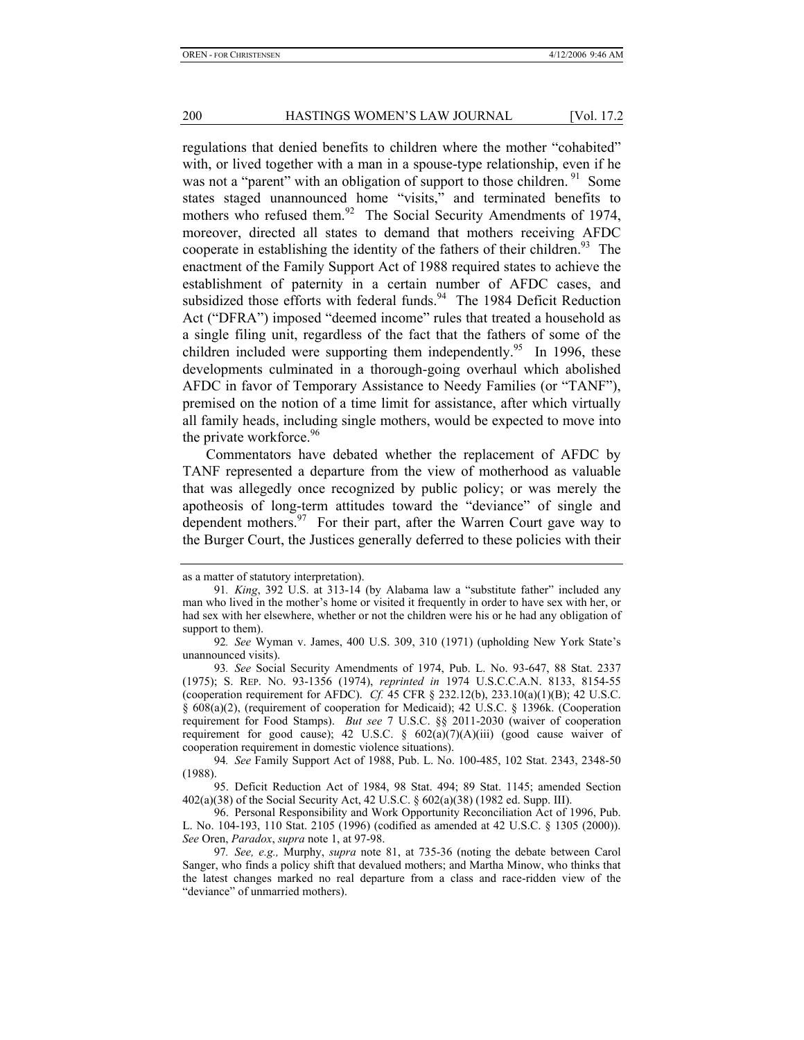regulations that denied benefits to children where the mother "cohabited" with, or lived together with a man in a spouse-type relationship, even if he was not a "parent" with an obligation of support to those children.[91] Some states staged unannounced home "visits," and terminated benefits to mothers who refused them.[92] The Social Security Amendments of 1974, moreover, directed all states to demand that mothers receiving AFDC cooperate in establishing the identity of the fathers of their children.[93] The enactment of the Family Support Act of 1988 required states to achieve the establishment of paternity in a certain number of AFDC cases, and subsidized those efforts with federal funds.[94] The 1984 Deficit Reduction Act ("DFRA") imposed "deemed income" rules that treated a household as a single filing unit, regardless of the fact that the fathers of some of the children included were supporting them independently.[95] In 1996, these developments culminated in a thorough-going overhaul which abolished AFDC in favor of Temporary Assistance to Needy Families (or "TANF"), premised on the notion of a time limit for assistance, after which virtually all family heads, including single mothers, would be expected to move into the private workforce.[96]

Commentators have debated whether the replacement of AFDC by TANF represented a departure from the view of motherhood as valuable that was allegedly once recognized by public policy; or was merely the apotheosis of long-term attitudes toward the "deviance" of single and dependent mothers.[97] For their part, after the Warren Court gave way to the Burger Court, the Justices generally deferred to these policies with their

---

as a matter of statutory interpretation).

91. *King*, 392 U.S. at 313-14 (by Alabama law a "substitute father" included any man who lived in the mother's home or visited it frequently in order to have sex with her, or had sex with her elsewhere, whether or not the children were his or he had any obligation of support to them).

92. *See* Wyman v. James, 400 U.S. 309, 310 (1971) (upholding New York State's unannounced visits).

93. *See* Social Security Amendments of 1974, Pub. L. No. 93-647, 88 Stat. 2337 (1975); S. REP. NO. 93-1356 (1974), *reprinted in* 1974 U.S.C.C.A.N. 8133, 8154-55 (cooperation requirement for AFDC). *Cf.* 45 CFR § 232.12(b), 233.10(a)(1)(B); 42 U.S.C. § 608(a)(2), (requirement of cooperation for Medicaid); 42 U.S.C. § 1396k. (Cooperation requirement for Food Stamps). *But see* 7 U.S.C. §§ 2011-2030 (waiver of cooperation requirement for good cause); 42 U.S.C. § 602(a)(7)(A)(iii) (good cause waiver of cooperation requirement in domestic violence situations).

94. *See* Family Support Act of 1988, Pub. L. No. 100-485, 102 Stat. 2343, 2348-50 (1988).

95. Deficit Reduction Act of 1984, 98 Stat. 494; 89 Stat. 1145; amended Section 402(a)(38) of the Social Security Act, 42 U.S.C. § 602(a)(38) (1982 ed. Supp. III).

96. Personal Responsibility and Work Opportunity Reconciliation Act of 1996, Pub. L. No. 104-193, 110 Stat. 2105 (1996) (codified as amended at 42 U.S.C. § 1305 (2000)). *See* Oren, *Paradox*, *supra* note 1, at 97-98.

97. *See, e.g.,* Murphy, *supra* note 81, at 735-36 (noting the debate between Carol Sanger, who finds a policy shift that devalued mothers; and Martha Minow, who thinks that the latest changes marked no real departure from a class and race-ridden view of the "deviance" of unmarried mothers).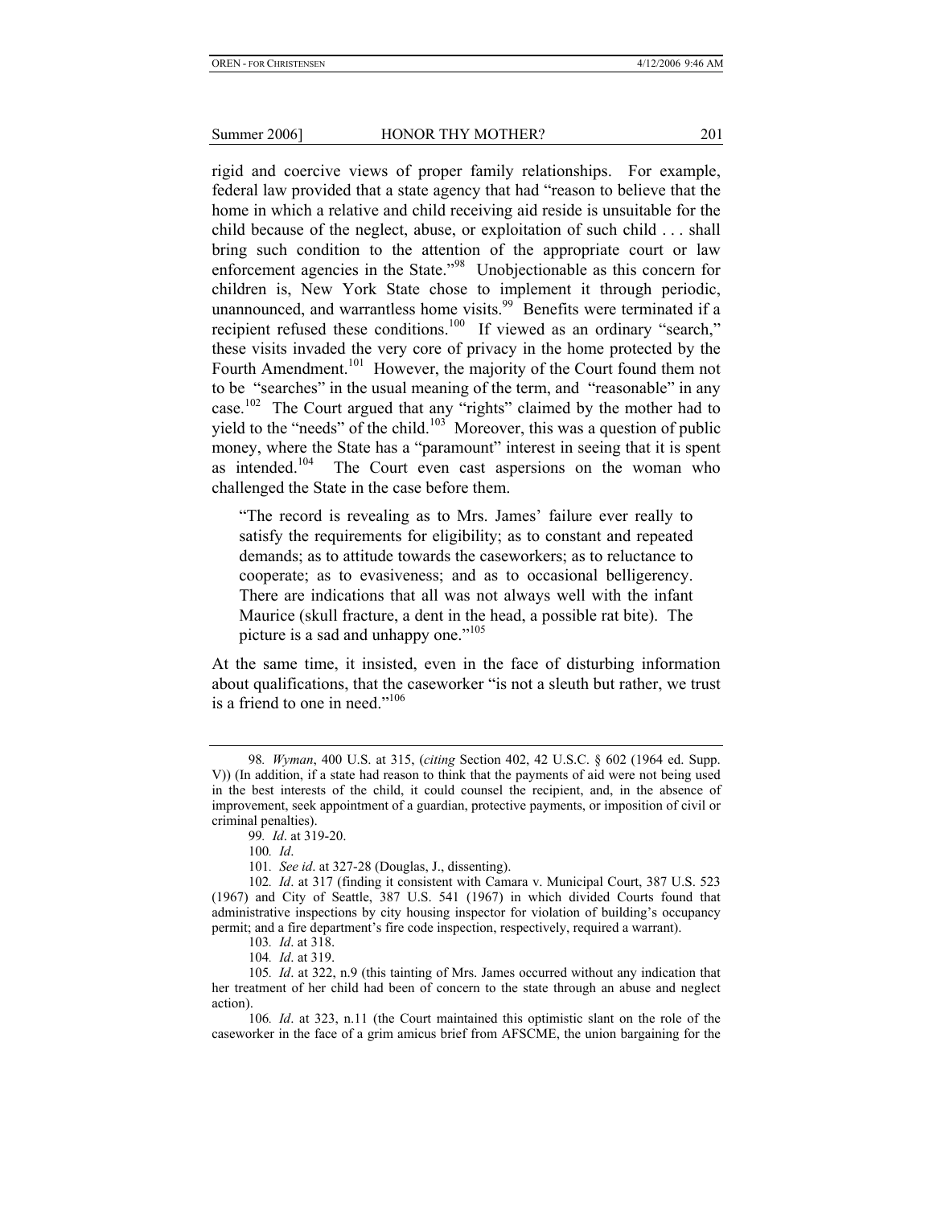rigid and coercive views of proper family relationships. For example, federal law provided that a state agency that had "reason to believe that the home in which a relative and child receiving aid reside is unsuitable for the child because of the neglect, abuse, or exploitation of such child . . . shall bring such condition to the attention of the appropriate court or law enforcement agencies in the State."[98] Unobjectionable as this concern for children is, New York State chose to implement it through periodic, unannounced, and warrantless home visits.[99] Benefits were terminated if a recipient refused these conditions.[100] If viewed as an ordinary "search," these visits invaded the very core of privacy in the home protected by the Fourth Amendment.[101] However, the majority of the Court found them not to be "searches" in the usual meaning of the term, and "reasonable" in any case.[102] The Court argued that any "rights" claimed by the mother had to yield to the "needs" of the child.[103] Moreover, this was a question of public money, where the State has a "paramount" interest in seeing that it is spent as intended.[104] The Court even cast aspersions on the woman who challenged the State in the case before them.

> "The record is revealing as to Mrs. James' failure ever really to satisfy the requirements for eligibility; as to constant and repeated demands; as to attitude towards the caseworkers; as to reluctance to cooperate; as to evasiveness; and as to occasional belligerency. There are indications that all was not always well with the infant Maurice (skull fracture, a dent in the head, a possible rat bite). The picture is a sad and unhappy one."[105]

At the same time, it insisted, even in the face of disturbing information about qualifications, that the caseworker "is not a sleuth but rather, we trust is a friend to one in need."[106]

---

98. *Wyman*, 400 U.S. at 315, (*citing* Section 402, 42 U.S.C. § 602 (1964 ed. Supp. V)) (In addition, if a state had reason to think that the payments of aid were not being used in the best interests of the child, it could counsel the recipient, and, in the absence of improvement, seek appointment of a guardian, protective payments, or imposition of civil or criminal penalties).

99. *Id*. at 319-20.

100. *Id*.

101. *See id*. at 327-28 (Douglas, J., dissenting).

102. *Id*. at 317 (finding it consistent with Camara v. Municipal Court, 387 U.S. 523 (1967) and City of Seattle, 387 U.S. 541 (1967) in which divided Courts found that administrative inspections by city housing inspector for violation of building's occupancy permit; and a fire department's fire code inspection, respectively, required a warrant).

103. *Id*. at 318.

104. *Id*. at 319.

105. *Id*. at 322, n.9 (this tainting of Mrs. James occurred without any indication that her treatment of her child had been of concern to the state through an abuse and neglect action).

106. *Id*. at 323, n.11 (the Court maintained this optimistic slant on the role of the caseworker in the face of a grim amicus brief from AFSCME, the union bargaining for the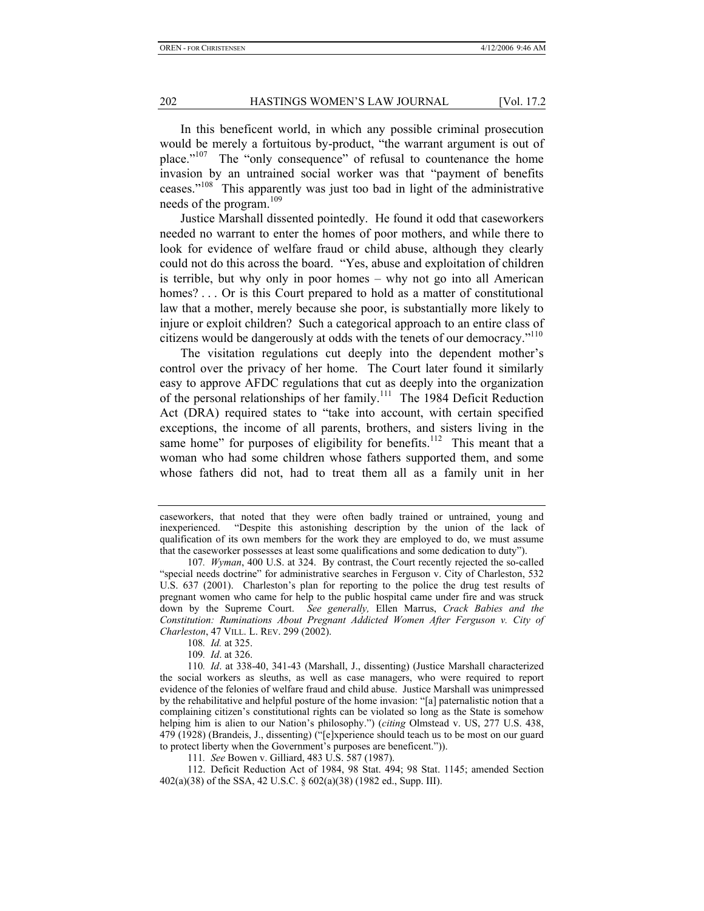In this beneficent world, in which any possible criminal prosecution would be merely a fortuitous by-product, "the warrant argument is out of place."[107] The "only consequence" of refusal to countenance the home invasion by an untrained social worker was that "payment of benefits ceases."[108] This apparently was just too bad in light of the administrative needs of the program.[109]

Justice Marshall dissented pointedly. He found it odd that caseworkers needed no warrant to enter the homes of poor mothers, and while there to look for evidence of welfare fraud or child abuse, although they clearly could not do this across the board. "Yes, abuse and exploitation of children is terrible, but why only in poor homes – why not go into all American homes? . . . Or is this Court prepared to hold as a matter of constitutional law that a mother, merely because she poor, is substantially more likely to injure or exploit children? Such a categorical approach to an entire class of citizens would be dangerously at odds with the tenets of our democracy."[110]

The visitation regulations cut deeply into the dependent mother's control over the privacy of her home. The Court later found it similarly easy to approve AFDC regulations that cut as deeply into the organization of the personal relationships of her family.[111] The 1984 Deficit Reduction Act (DRA) required states to "take into account, with certain specified exceptions, the income of all parents, brothers, and sisters living in the same home" for purposes of eligibility for benefits.[112] This meant that a woman who had some children whose fathers supported them, and some whose fathers did not, had to treat them all as a family unit in her

---

caseworkers, that noted that they were often badly trained or untrained, young and inexperienced. "Despite this astonishing description by the union of the lack of qualification of its own members for the work they are employed to do, we must assume that the caseworker possesses at least some qualifications and some dedication to duty").

107. *Wyman*, 400 U.S. at 324. By contrast, the Court recently rejected the so-called "special needs doctrine" for administrative searches in Ferguson v. City of Charleston, 532 U.S. 637 (2001). Charleston's plan for reporting to the police the drug test results of pregnant women who came for help to the public hospital came under fire and was struck down by the Supreme Court. *See generally,* Ellen Marrus, *Crack Babies and the Constitution: Ruminations About Pregnant Addicted Women After Ferguson v. City of Charleston*, 47 VILL. L. REV. 299 (2002).

108. *Id.* at 325.

109. *Id*. at 326.

110. *Id*. at 338-40, 341-43 (Marshall, J., dissenting) (Justice Marshall characterized the social workers as sleuths, as well as case managers, who were required to report evidence of the felonies of welfare fraud and child abuse. Justice Marshall was unimpressed by the rehabilitative and helpful posture of the home invasion: "[a] paternalistic notion that a complaining citizen's constitutional rights can be violated so long as the State is somehow helping him is alien to our Nation's philosophy.") (*citing* Olmstead v. US, 277 U.S. 438, 479 (1928) (Brandeis, J., dissenting) ("[e]xperience should teach us to be most on our guard to protect liberty when the Government's purposes are beneficent.")).

111. *See* Bowen v. Gilliard, 483 U.S. 587 (1987).

112. Deficit Reduction Act of 1984, 98 Stat. 494; 98 Stat. 1145; amended Section 402(a)(38) of the SSA, 42 U.S.C. § 602(a)(38) (1982 ed., Supp. III).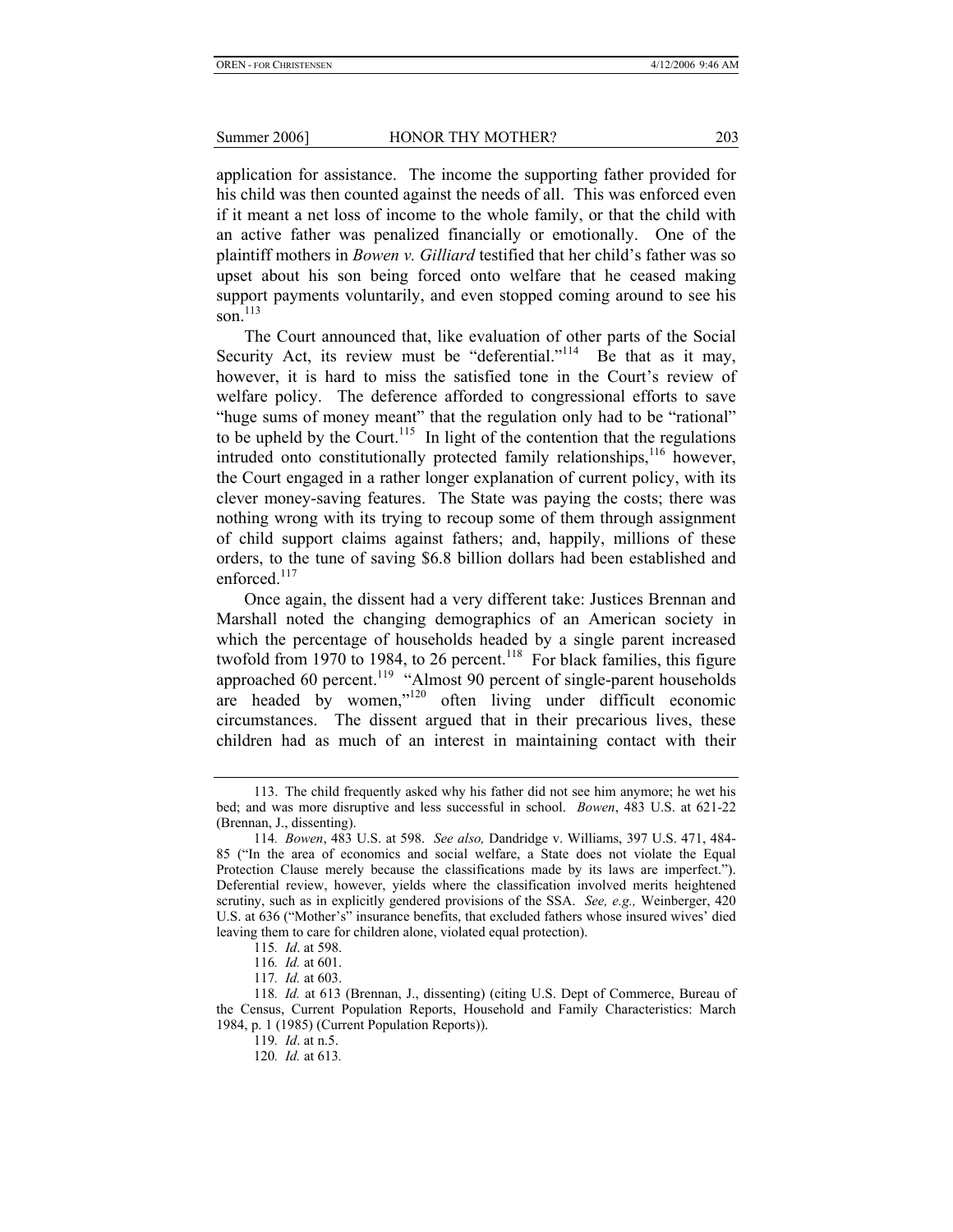application for assistance. The income the supporting father provided for his child was then counted against the needs of all. This was enforced even if it meant a net loss of income to the whole family, or that the child with an active father was penalized financially or emotionally. One of the plaintiff mothers in *Bowen v. Gilliard* testified that her child's father was so upset about his son being forced onto welfare that he ceased making support payments voluntarily, and even stopped coming around to see his son.[113]

The Court announced that, like evaluation of other parts of the Social Security Act, its review must be "deferential."[114] Be that as it may, however, it is hard to miss the satisfied tone in the Court's review of welfare policy. The deference afforded to congressional efforts to save "huge sums of money meant" that the regulation only had to be "rational" to be upheld by the Court.[115] In light of the contention that the regulations intruded onto constitutionally protected family relationships,[116] however, the Court engaged in a rather longer explanation of current policy, with its clever money-saving features. The State was paying the costs; there was nothing wrong with its trying to recoup some of them through assignment of child support claims against fathers; and, happily, millions of these orders, to the tune of saving $6.8 billion dollars had been established and enforced.[117]

Once again, the dissent had a very different take: Justices Brennan and Marshall noted the changing demographics of an American society in which the percentage of households headed by a single parent increased twofold from 1970 to 1984, to 26 percent.[118] For black families, this figure approached 60 percent.[119] "Almost 90 percent of single-parent households are headed by women,"[120] often living under difficult economic circumstances. The dissent argued that in their precarious lives, these children had as much of an interest in maintaining contact with their

---

113. The child frequently asked why his father did not see him anymore; he wet his bed; and was more disruptive and less successful in school. *Bowen*, 483 U.S. at 621-22 (Brennan, J., dissenting).

114. *Bowen*, 483 U.S. at 598. *See also,* Dandridge v. Williams, 397 U.S. 471, 484-85 ("In the area of economics and social welfare, a State does not violate the Equal Protection Clause merely because the classifications made by its laws are imperfect."). Deferential review, however, yields where the classification involved merits heightened scrutiny, such as in explicitly gendered provisions of the SSA. *See, e.g.,* Weinberger, 420 U.S. at 636 ("Mother's" insurance benefits, that excluded fathers whose insured wives' died leaving them to care for children alone, violated equal protection).

115. *Id*. at 598.

116. *Id.* at 601.

117. *Id.* at 603.

118. *Id.* at 613 (Brennan, J., dissenting) (citing U.S. Dept of Commerce, Bureau of the Census, Current Population Reports, Household and Family Characteristics: March 1984, p. 1 (1985) (Current Population Reports)).

119. *Id*. at n.5.

120. *Id.* at 613.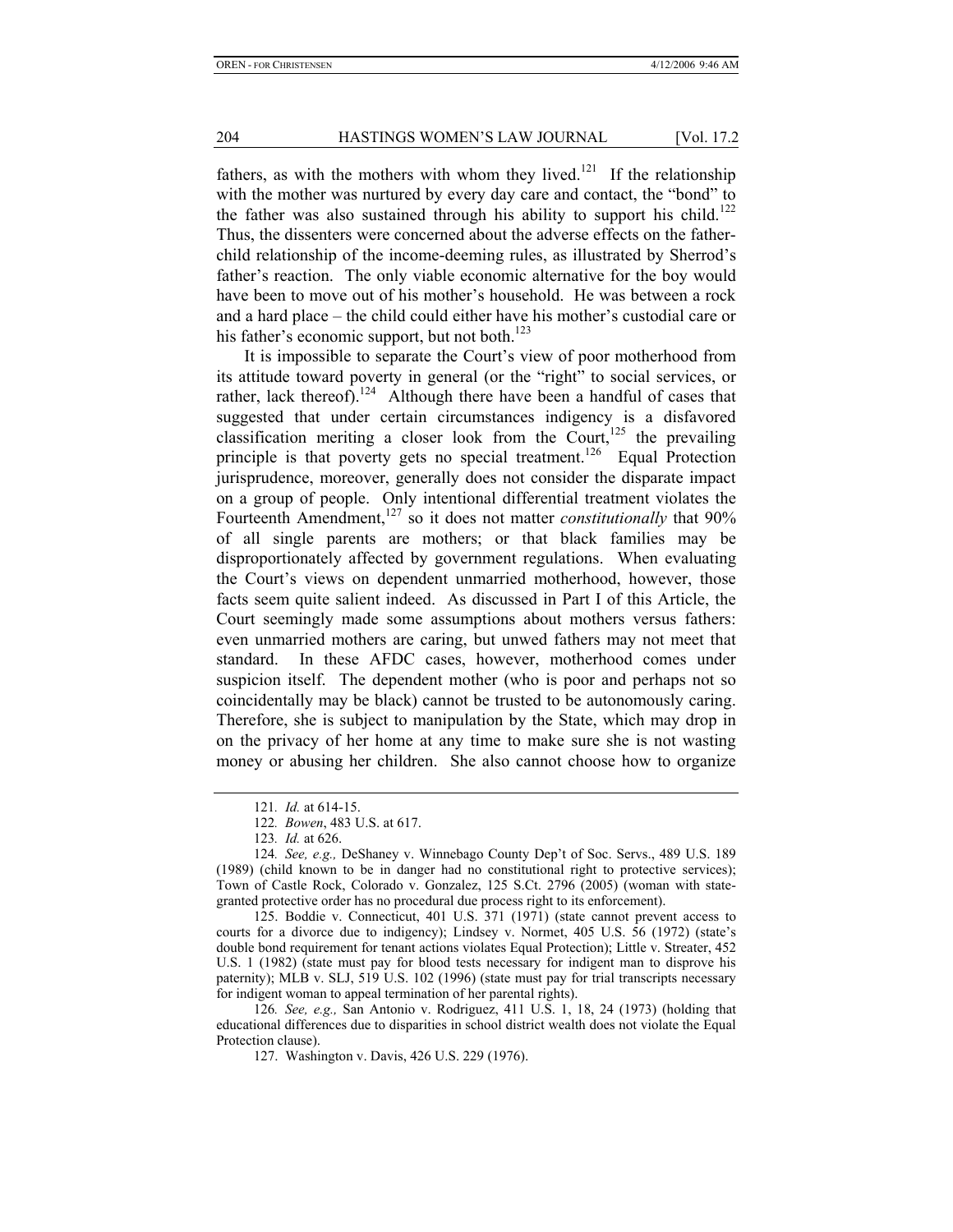fathers, as with the mothers with whom they lived.[121] If the relationship with the mother was nurtured by every day care and contact, the "bond" to the father was also sustained through his ability to support his child.[122] Thus, the dissenters were concerned about the adverse effects on the father-child relationship of the income-deeming rules, as illustrated by Sherrod's father's reaction. The only viable economic alternative for the boy would have been to move out of his mother's household. He was between a rock and a hard place – the child could either have his mother's custodial care or his father's economic support, but not both.[123]

It is impossible to separate the Court's view of poor motherhood from its attitude toward poverty in general (or the "right" to social services, or rather, lack thereof).[124] Although there have been a handful of cases that suggested that under certain circumstances indigency is a disfavored classification meriting a closer look from the Court,[125] the prevailing principle is that poverty gets no special treatment.[126] Equal Protection jurisprudence, moreover, generally does not consider the disparate impact on a group of people. Only intentional differential treatment violates the Fourteenth Amendment,[127] so it does not matter *constitutionally* that 90% of all single parents are mothers; or that black families may be disproportionately affected by government regulations. When evaluating the Court's views on dependent unmarried motherhood, however, those facts seem quite salient indeed. As discussed in Part I of this Article, the Court seemingly made some assumptions about mothers versus fathers: even unmarried mothers are caring, but unwed fathers may not meet that standard. In these AFDC cases, however, motherhood comes under suspicion itself. The dependent mother (who is poor and perhaps not so coincidentally may be black) cannot be trusted to be autonomously caring. Therefore, she is subject to manipulation by the State, which may drop in on the privacy of her home at any time to make sure she is not wasting money or abusing her children. She also cannot choose how to organize

---

121. *Id.* at 614-15.

122. *Bowen*, 483 U.S. at 617.

123. *Id.* at 626.

124. *See, e.g.,* DeShaney v. Winnebago County Dep't of Soc. Servs., 489 U.S. 189 (1989) (child known to be in danger had no constitutional right to protective services); Town of Castle Rock, Colorado v. Gonzalez, 125 S.Ct. 2796 (2005) (woman with state-granted protective order has no procedural due process right to its enforcement).

125. Boddie v. Connecticut, 401 U.S. 371 (1971) (state cannot prevent access to courts for a divorce due to indigency); Lindsey v. Normet, 405 U.S. 56 (1972) (state's double bond requirement for tenant actions violates Equal Protection); Little v. Streater, 452 U.S. 1 (1982) (state must pay for blood tests necessary for indigent man to disprove his paternity); MLB v. SLJ, 519 U.S. 102 (1996) (state must pay for trial transcripts necessary for indigent woman to appeal termination of her parental rights).

126. *See, e.g.,* San Antonio v. Rodriguez, 411 U.S. 1, 18, 24 (1973) (holding that educational differences due to disparities in school district wealth does not violate the Equal Protection clause).

127. Washington v. Davis, 426 U.S. 229 (1976).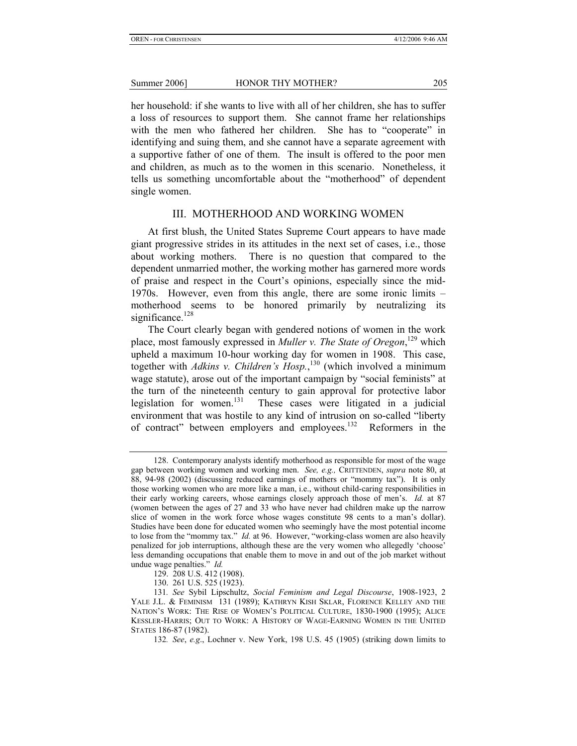her household: if she wants to live with all of her children, she has to suffer a loss of resources to support them. She cannot frame her relationships with the men who fathered her children. She has to "cooperate" in identifying and suing them, and she cannot have a separate agreement with a supportive father of one of them. The insult is offered to the poor men and children, as much as to the women in this scenario. Nonetheless, it tells us something uncomfortable about the "motherhood" of dependent single women.

## III. MOTHERHOOD AND WORKING WOMEN

At first blush, the United States Supreme Court appears to have made giant progressive strides in its attitudes in the next set of cases, i.e., those about working mothers. There is no question that compared to the dependent unmarried mother, the working mother has garnered more words of praise and respect in the Court's opinions, especially since the mid-1970s. However, even from this angle, there are some ironic limits – motherhood seems to be honored primarily by neutralizing its significance.[128]

The Court clearly began with gendered notions of women in the work place, most famously expressed in *Muller v. The State of Oregon*,[129] which upheld a maximum 10-hour working day for women in 1908. This case, together with *Adkins v. Children's Hosp.*,[130] (which involved a minimum wage statute), arose out of the important campaign by "social feminists" at the turn of the nineteenth century to gain approval for protective labor legislation for women.[131] These cases were litigated in a judicial environment that was hostile to any kind of intrusion on so-called "liberty of contract" between employers and employees.[132] Reformers in the

---

128. Contemporary analysts identify motherhood as responsible for most of the wage gap between working women and working men. *See, e.g.,* CRITTENDEN, *supra* note 80, at 88, 94-98 (2002) (discussing reduced earnings of mothers or "mommy tax"). It is only those working women who are more like a man, i.e., without child-caring responsibilities in their early working careers, whose earnings closely approach those of men's. *Id.* at 87 (women between the ages of 27 and 33 who have never had children make up the narrow slice of women in the work force whose wages constitute 98 cents to a man's dollar). Studies have been done for educated women who seemingly have the most potential income to lose from the "mommy tax." *Id.* at 96. However, "working-class women are also heavily penalized for job interruptions, although these are the very women who allegedly 'choose' less demanding occupations that enable them to move in and out of the job market without undue wage penalties." *Id.*

129. 208 U.S. 412 (1908).

130. 261 U.S. 525 (1923).

131. *See* Sybil Lipschultz, *Social Feminism and Legal Discourse*, 1908-1923, 2 YALE J.L. & FEMINISM 131 (1989); KATHRYN KISH SKLAR, FLORENCE KELLEY AND THE NATION'S WORK: THE RISE OF WOMEN'S POLITICAL CULTURE, 1830-1900 (1995); ALICE KESSLER-HARRIS; OUT TO WORK: A HISTORY OF WAGE-EARNING WOMEN IN THE UNITED STATES 186-87 (1982).

132. *See*, *e.g*., Lochner v. New York, 198 U.S. 45 (1905) (striking down limits to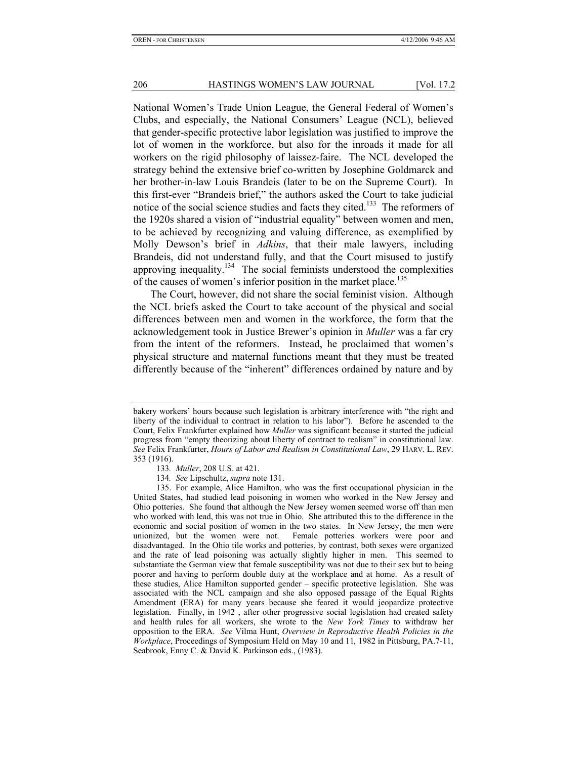National Women's Trade Union League, the General Federal of Women's Clubs, and especially, the National Consumers' League (NCL), believed that gender-specific protective labor legislation was justified to improve the lot of women in the workforce, but also for the inroads it made for all workers on the rigid philosophy of laissez-faire. The NCL developed the strategy behind the extensive brief co-written by Josephine Goldmarck and her brother-in-law Louis Brandeis (later to be on the Supreme Court). In this first-ever "Brandeis brief," the authors asked the Court to take judicial notice of the social science studies and facts they cited.[133] The reformers of the 1920s shared a vision of "industrial equality" between women and men, to be achieved by recognizing and valuing difference, as exemplified by Molly Dewson's brief in *Adkins*, that their male lawyers, including Brandeis, did not understand fully, and that the Court misused to justify approving inequality.[134] The social feminists understood the complexities of the causes of women's inferior position in the market place.[135]

The Court, however, did not share the social feminist vision. Although the NCL briefs asked the Court to take account of the physical and social differences between men and women in the workforce, the form that the acknowledgement took in Justice Brewer's opinion in *Muller* was a far cry from the intent of the reformers. Instead, he proclaimed that women's physical structure and maternal functions meant that they must be treated differently because of the "inherent" differences ordained by nature and by

---

bakery workers' hours because such legislation is arbitrary interference with "the right and liberty of the individual to contract in relation to his labor"). Before he ascended to the Court, Felix Frankfurter explained how *Muller* was significant because it started the judicial progress from "empty theorizing about liberty of contract to realism" in constitutional law. *See* Felix Frankfurter, *Hours of Labor and Realism in Constitutional Law*, 29 HARV. L. REV. 353 (1916).

133. *Muller*, 208 U.S. at 421.

134. *See* Lipschultz, *supra* note 131.

135. For example, Alice Hamilton, who was the first occupational physician in the United States, had studied lead poisoning in women who worked in the New Jersey and Ohio potteries. She found that although the New Jersey women seemed worse off than men who worked with lead, this was not true in Ohio. She attributed this to the difference in the economic and social position of women in the two states. In New Jersey, the men were unionized, but the women were not. Female potteries workers were poor and disadvantaged. In the Ohio tile works and potteries, by contrast, both sexes were organized and the rate of lead poisoning was actually slightly higher in men. This seemed to substantiate the German view that female susceptibility was not due to their sex but to being poorer and having to perform double duty at the workplace and at home. As a result of these studies, Alice Hamilton supported gender – specific protective legislation. She was associated with the NCL campaign and she also opposed passage of the Equal Rights Amendment (ERA) for many years because she feared it would jeopardize protective legislation. Finally, in 1942 , after other progressive social legislation had created safety and health rules for all workers, she wrote to the *New York Times* to withdraw her opposition to the ERA. *See* Vilma Hunt, *Overview in Reproductive Health Policies in the Workplace*, Proceedings of Symposium Held on May 10 and 11*,* 1982 in Pittsburg, PA.7-11, Seabrook, Enny C. & David K. Parkinson eds., (1983).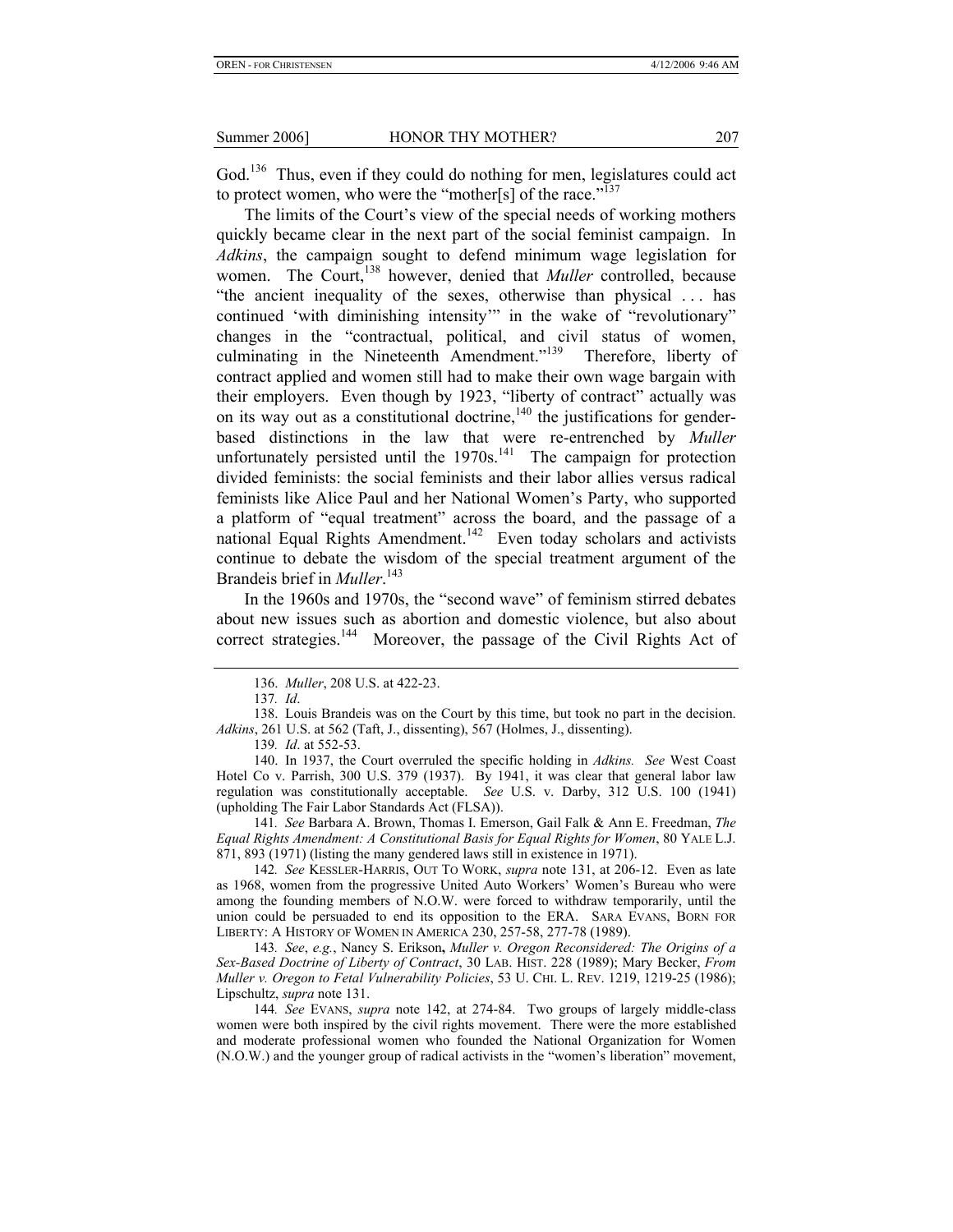God.[136] Thus, even if they could do nothing for men, legislatures could act to protect women, who were the "mother[s] of the race."[137]

The limits of the Court's view of the special needs of working mothers quickly became clear in the next part of the social feminist campaign. In *Adkins*, the campaign sought to defend minimum wage legislation for women. The Court,[138] however, denied that *Muller* controlled, because "the ancient inequality of the sexes, otherwise than physical . . . has continued 'with diminishing intensity'" in the wake of "revolutionary" changes in the "contractual, political, and civil status of women, culminating in the Nineteenth Amendment."[139] Therefore, liberty of contract applied and women still had to make their own wage bargain with their employers. Even though by 1923, "liberty of contract" actually was on its way out as a constitutional doctrine,[140] the justifications for gender-based distinctions in the law that were re-entrenched by *Muller* unfortunately persisted until the 1970s.[141] The campaign for protection divided feminists: the social feminists and their labor allies versus radical feminists like Alice Paul and her National Women's Party, who supported a platform of "equal treatment" across the board, and the passage of a national Equal Rights Amendment.[142] Even today scholars and activists continue to debate the wisdom of the special treatment argument of the Brandeis brief in *Muller*.[143]

In the 1960s and 1970s, the "second wave" of feminism stirred debates about new issues such as abortion and domestic violence, but also about correct strategies.[144] Moreover, the passage of the Civil Rights Act of

---

136. *Muller*, 208 U.S. at 422-23.

137. *Id*.

138. Louis Brandeis was on the Court by this time, but took no part in the decision. *Adkins*, 261 U.S. at 562 (Taft, J., dissenting), 567 (Holmes, J., dissenting).

139. *Id*. at 552-53.

140. In 1937, the Court overruled the specific holding in *Adkins. See* West Coast Hotel Co v. Parrish, 300 U.S. 379 (1937). By 1941, it was clear that general labor law regulation was constitutionally acceptable. *See* U.S. v. Darby, 312 U.S. 100 (1941) (upholding The Fair Labor Standards Act (FLSA)).

141. *See* Barbara A. Brown, Thomas I. Emerson, Gail Falk & Ann E. Freedman, *The Equal Rights Amendment: A Constitutional Basis for Equal Rights for Women*, 80 YALE L.J. 871, 893 (1971) (listing the many gendered laws still in existence in 1971).

142. *See* KESSLER-HARRIS, OUT TO WORK, *supra* note 131, at 206-12. Even as late as 1968, women from the progressive United Auto Workers' Women's Bureau who were among the founding members of N.O.W. were forced to withdraw temporarily, until the union could be persuaded to end its opposition to the ERA. SARA EVANS, BORN FOR LIBERTY: A HISTORY OF WOMEN IN AMERICA 230, 257-58, 277-78 (1989).

143. *See*, *e.g.*, Nancy S. Erikson**,** *Muller v. Oregon Reconsidered: The Origins of a Sex-Based Doctrine of Liberty of Contract*, 30 LAB. HIST. 228 (1989); Mary Becker, *From Muller v. Oregon to Fetal Vulnerability Policies*, 53 U. CHI. L. REV. 1219, 1219-25 (1986); Lipschultz, *supra* note 131.

144. *See* EVANS, *supra* note 142, at 274-84. Two groups of largely middle-class women were both inspired by the civil rights movement. There were the more established and moderate professional women who founded the National Organization for Women (N.O.W.) and the younger group of radical activists in the "women's liberation" movement,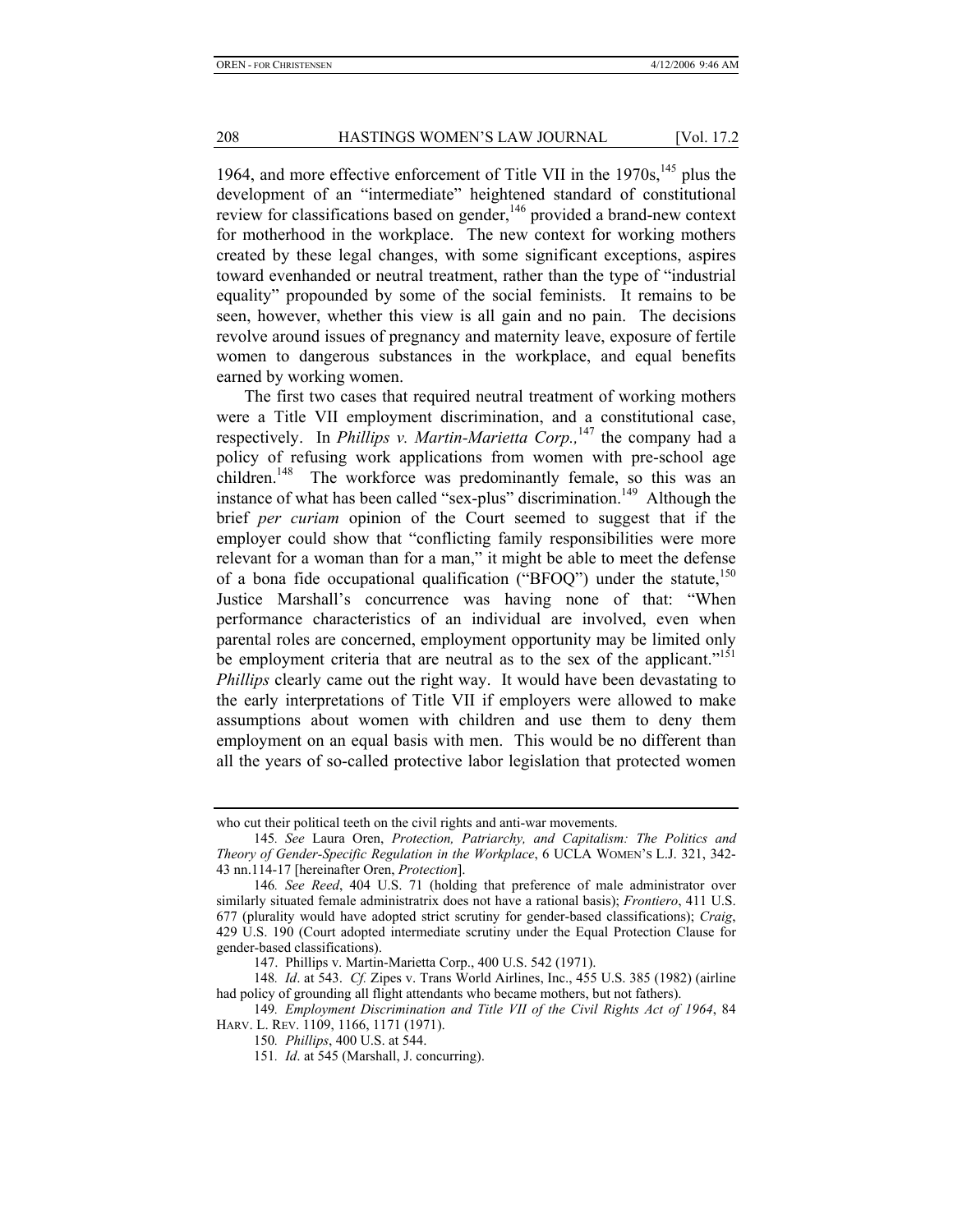1964, and more effective enforcement of Title VII in the 1970s,[145] plus the development of an "intermediate" heightened standard of constitutional review for classifications based on gender,[146] provided a brand-new context for motherhood in the workplace. The new context for working mothers created by these legal changes, with some significant exceptions, aspires toward evenhanded or neutral treatment, rather than the type of "industrial equality" propounded by some of the social feminists. It remains to be seen, however, whether this view is all gain and no pain. The decisions revolve around issues of pregnancy and maternity leave, exposure of fertile women to dangerous substances in the workplace, and equal benefits earned by working women.

The first two cases that required neutral treatment of working mothers were a Title VII employment discrimination, and a constitutional case, respectively. In *Phillips v. Martin-Marietta Corp.,*[147] the company had a policy of refusing work applications from women with pre-school age children.[148] The workforce was predominantly female, so this was an instance of what has been called "sex-plus" discrimination.[149] Although the brief *per curiam* opinion of the Court seemed to suggest that if the employer could show that "conflicting family responsibilities were more relevant for a woman than for a man," it might be able to meet the defense of a bona fide occupational qualification ("BFOQ") under the statute,[150] Justice Marshall's concurrence was having none of that: "When performance characteristics of an individual are involved, even when parental roles are concerned, employment opportunity may be limited only be employment criteria that are neutral as to the sex of the applicant."[151] *Phillips* clearly came out the right way. It would have been devastating to the early interpretations of Title VII if employers were allowed to make assumptions about women with children and use them to deny them employment on an equal basis with men. This would be no different than all the years of so-called protective labor legislation that protected women

---

who cut their political teeth on the civil rights and anti-war movements.

145. *See* Laura Oren, *Protection, Patriarchy, and Capitalism: The Politics and Theory of Gender-Specific Regulation in the Workplace*, 6 UCLA WOMEN'S L.J. 321, 342-43 nn.114-17 [hereinafter Oren, *Protection*].

146. *See Reed*, 404 U.S. 71 (holding that preference of male administrator over similarly situated female administratrix does not have a rational basis); *Frontiero*, 411 U.S. 677 (plurality would have adopted strict scrutiny for gender-based classifications); *Craig*, 429 U.S. 190 (Court adopted intermediate scrutiny under the Equal Protection Clause for gender-based classifications).

147. Phillips v. Martin-Marietta Corp., 400 U.S. 542 (1971).

148. *Id*. at 543. *Cf.* Zipes v. Trans World Airlines, Inc., 455 U.S. 385 (1982) (airline had policy of grounding all flight attendants who became mothers, but not fathers).

149. *Employment Discrimination and Title VII of the Civil Rights Act of 1964*, 84 HARV. L. REV. 1109, 1166, 1171 (1971).

150. *Phillips*, 400 U.S. at 544.

151. *Id*. at 545 (Marshall, J. concurring).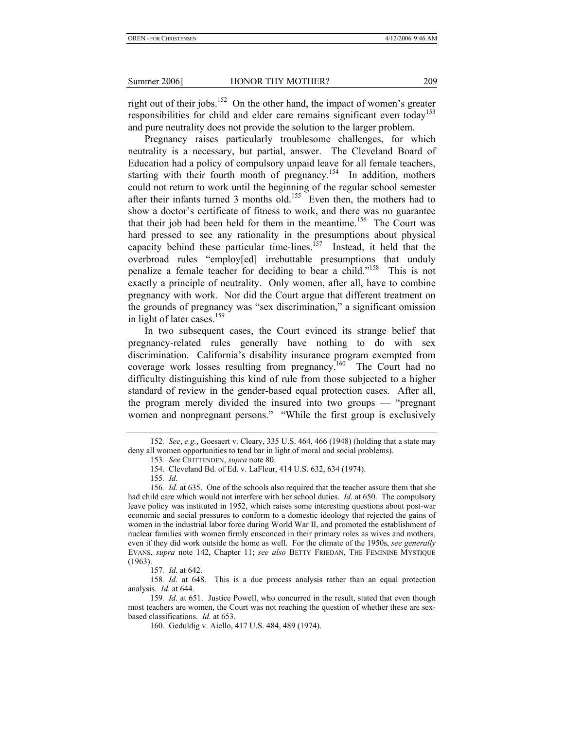right out of their jobs.[152] On the other hand, the impact of women's greater responsibilities for child and elder care remains significant even today[153] and pure neutrality does not provide the solution to the larger problem.

Pregnancy raises particularly troublesome challenges, for which neutrality is a necessary, but partial, answer. The Cleveland Board of Education had a policy of compulsory unpaid leave for all female teachers, starting with their fourth month of pregnancy.[154] In addition, mothers could not return to work until the beginning of the regular school semester after their infants turned 3 months old.[155] Even then, the mothers had to show a doctor's certificate of fitness to work, and there was no guarantee that their job had been held for them in the meantime.[156] The Court was hard pressed to see any rationality in the presumptions about physical capacity behind these particular time-lines.[157] Instead, it held that the overbroad rules "employ[ed] irrebuttable presumptions that unduly penalize a female teacher for deciding to bear a child."[158] This is not exactly a principle of neutrality. Only women, after all, have to combine pregnancy with work. Nor did the Court argue that different treatment on the grounds of pregnancy was "sex discrimination," a significant omission in light of later cases.[159]

In two subsequent cases, the Court evinced its strange belief that pregnancy-related rules generally have nothing to do with sex discrimination. California's disability insurance program exempted from coverage work losses resulting from pregnancy.[160] The Court had no difficulty distinguishing this kind of rule from those subjected to a higher standard of review in the gender-based equal protection cases. After all, the program merely divided the insured into two groups — "pregnant women and nonpregnant persons." "While the first group is exclusively

---

152. *See*, *e.g.*, Goesaert v. Cleary, 335 U.S. 464, 466 (1948) (holding that a state may deny all women opportunities to tend bar in light of moral and social problems).

153. *See* CRITTENDEN, *supra* note 80.

154. Cleveland Bd. of Ed. v. LaFleur, 414 U.S. 632, 634 (1974).

155. *Id*.

156. *Id*. at 635. One of the schools also required that the teacher assure them that she had child care which would not interfere with her school duties. *Id*. at 650. The compulsory leave policy was instituted in 1952, which raises some interesting questions about post-war economic and social pressures to conform to a domestic ideology that rejected the gains of women in the industrial labor force during World War II, and promoted the establishment of nuclear families with women firmly ensconced in their primary roles as wives and mothers, even if they did work outside the home as well. For the climate of the 1950s, *see generally* EVANS, *supra* note 142, Chapter 11; *see also* BETTY FRIEDAN, THE FEMININE MYSTIQUE (1963).

157. *Id*. at 642.

158. *Id*. at 648. This is a due process analysis rather than an equal protection analysis. *Id*. at 644.

159. *Id*. at 651. Justice Powell, who concurred in the result, stated that even though most teachers are women, the Court was not reaching the question of whether these are sex-based classifications. *Id.* at 653.

160. Geduldig v. Aiello, 417 U.S. 484, 489 (1974).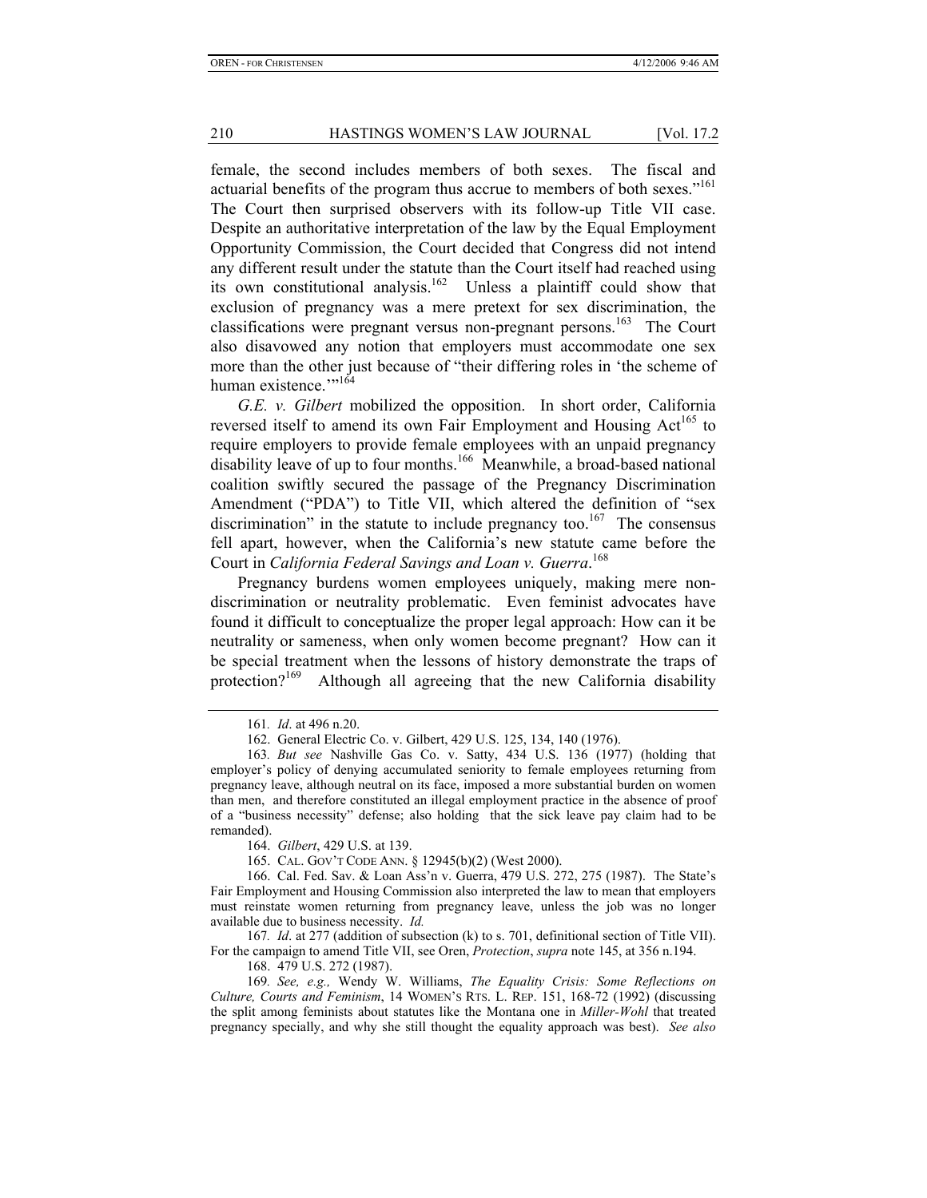female, the second includes members of both sexes. The fiscal and actuarial benefits of the program thus accrue to members of both sexes."[161] The Court then surprised observers with its follow-up Title VII case. Despite an authoritative interpretation of the law by the Equal Employment Opportunity Commission, the Court decided that Congress did not intend any different result under the statute than the Court itself had reached using its own constitutional analysis.[162] Unless a plaintiff could show that exclusion of pregnancy was a mere pretext for sex discrimination, the classifications were pregnant versus non-pregnant persons.[163] The Court also disavowed any notion that employers must accommodate one sex more than the other just because of "their differing roles in 'the scheme of human existence.'"[164]

*G.E. v. Gilbert* mobilized the opposition. In short order, California reversed itself to amend its own Fair Employment and Housing Act[165] to require employers to provide female employees with an unpaid pregnancy disability leave of up to four months.[166] Meanwhile, a broad-based national coalition swiftly secured the passage of the Pregnancy Discrimination Amendment ("PDA") to Title VII, which altered the definition of "sex discrimination" in the statute to include pregnancy too.[167] The consensus fell apart, however, when the California's new statute came before the Court in *California Federal Savings and Loan v. Guerra*.[168]

Pregnancy burdens women employees uniquely, making mere non-discrimination or neutrality problematic. Even feminist advocates have found it difficult to conceptualize the proper legal approach: How can it be neutrality or sameness, when only women become pregnant? How can it be special treatment when the lessons of history demonstrate the traps of protection?[169] Although all agreeing that the new California disability

---

161. *Id*. at 496 n.20.

162. General Electric Co. v. Gilbert, 429 U.S. 125, 134, 140 (1976).

163. *But see* Nashville Gas Co. v. Satty, 434 U.S. 136 (1977) (holding that employer's policy of denying accumulated seniority to female employees returning from pregnancy leave, although neutral on its face, imposed a more substantial burden on women than men, and therefore constituted an illegal employment practice in the absence of proof of a "business necessity" defense; also holding that the sick leave pay claim had to be remanded).

164. *Gilbert*, 429 U.S. at 139.

165. CAL. GOV'T CODE ANN. § 12945(b)(2) (West 2000).

166. Cal. Fed. Sav. & Loan Ass'n v. Guerra, 479 U.S. 272, 275 (1987). The State's Fair Employment and Housing Commission also interpreted the law to mean that employers must reinstate women returning from pregnancy leave, unless the job was no longer available due to business necessity. *Id.*

167. *Id*. at 277 (addition of subsection (k) to s. 701, definitional section of Title VII). For the campaign to amend Title VII, see Oren, *Protection*, *supra* note 145, at 356 n.194.

168. 479 U.S. 272 (1987).

169. *See, e.g.,* Wendy W. Williams, *The Equality Crisis: Some Reflections on Culture, Courts and Feminism*, 14 WOMEN'S RTS. L. REP. 151, 168-72 (1992) (discussing the split among feminists about statutes like the Montana one in *Miller-Wohl* that treated pregnancy specially, and why she still thought the equality approach was best). *See also*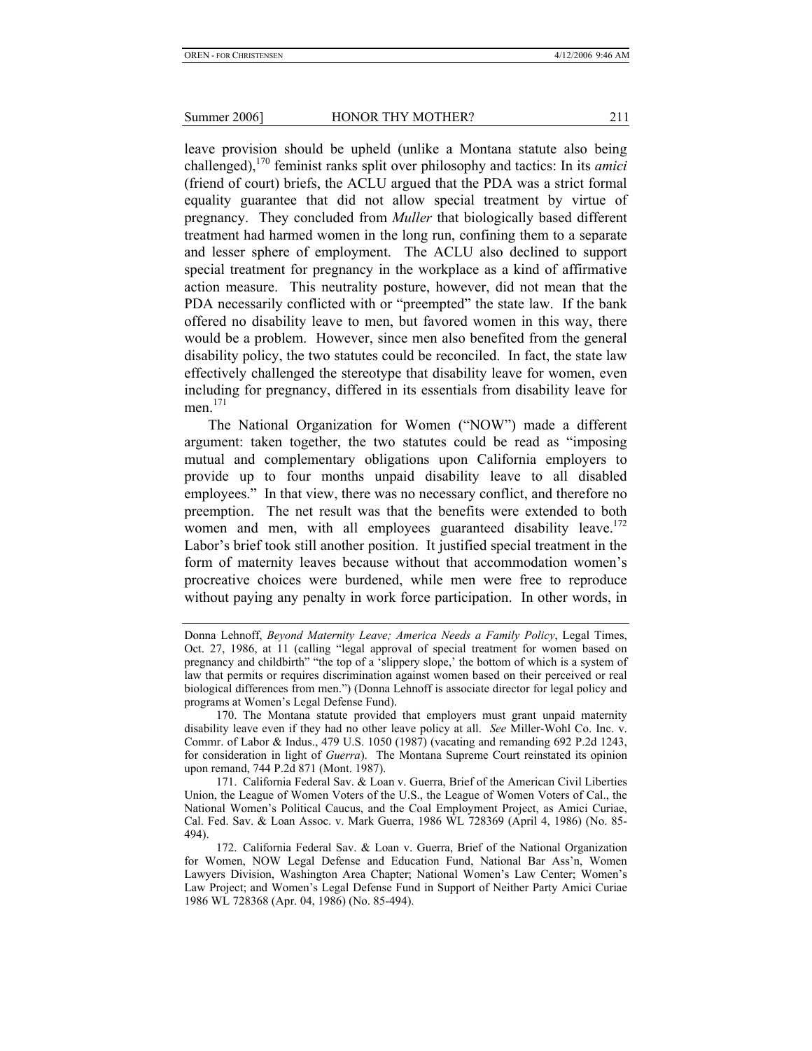leave provision should be upheld (unlike a Montana statute also being challenged),[170] feminist ranks split over philosophy and tactics: In its *amici* (friend of court) briefs, the ACLU argued that the PDA was a strict formal equality guarantee that did not allow special treatment by virtue of pregnancy. They concluded from *Muller* that biologically based different treatment had harmed women in the long run, confining them to a separate and lesser sphere of employment. The ACLU also declined to support special treatment for pregnancy in the workplace as a kind of affirmative action measure. This neutrality posture, however, did not mean that the PDA necessarily conflicted with or "preempted" the state law. If the bank offered no disability leave to men, but favored women in this way, there would be a problem. However, since men also benefited from the general disability policy, the two statutes could be reconciled. In fact, the state law effectively challenged the stereotype that disability leave for women, even including for pregnancy, differed in its essentials from disability leave for men.[171]

The National Organization for Women ("NOW") made a different argument: taken together, the two statutes could be read as "imposing mutual and complementary obligations upon California employers to provide up to four months unpaid disability leave to all disabled employees." In that view, there was no necessary conflict, and therefore no preemption. The net result was that the benefits were extended to both women and men, with all employees guaranteed disability leave.[172] Labor's brief took still another position. It justified special treatment in the form of maternity leaves because without that accommodation women's procreative choices were burdened, while men were free to reproduce without paying any penalty in work force participation. In other words, in

---

Donna Lehnoff, *Beyond Maternity Leave; America Needs a Family Policy*, Legal Times, Oct. 27, 1986, at 11 (calling "legal approval of special treatment for women based on pregnancy and childbirth" "the top of a 'slippery slope,' the bottom of which is a system of law that permits or requires discrimination against women based on their perceived or real biological differences from men.") (Donna Lehnoff is associate director for legal policy and programs at Women's Legal Defense Fund).

170. The Montana statute provided that employers must grant unpaid maternity disability leave even if they had no other leave policy at all. *See* Miller-Wohl Co. Inc. v. Commr. of Labor & Indus., 479 U.S. 1050 (1987) (vacating and remanding 692 P.2d 1243, for consideration in light of *Guerra*). The Montana Supreme Court reinstated its opinion upon remand, 744 P.2d 871 (Mont. 1987).

171. California Federal Sav. & Loan v. Guerra, Brief of the American Civil Liberties Union, the League of Women Voters of the U.S., the League of Women Voters of Cal., the National Women's Political Caucus, and the Coal Employment Project, as Amici Curiae, Cal. Fed. Sav. & Loan Assoc. v. Mark Guerra, 1986 WL 728369 (April 4, 1986) (No. 85-494).

172. California Federal Sav. & Loan v. Guerra, Brief of the National Organization for Women, NOW Legal Defense and Education Fund, National Bar Ass'n, Women Lawyers Division, Washington Area Chapter; National Women's Law Center; Women's Law Project; and Women's Legal Defense Fund in Support of Neither Party Amici Curiae 1986 WL 728368 (Apr. 04, 1986) (No. 85-494).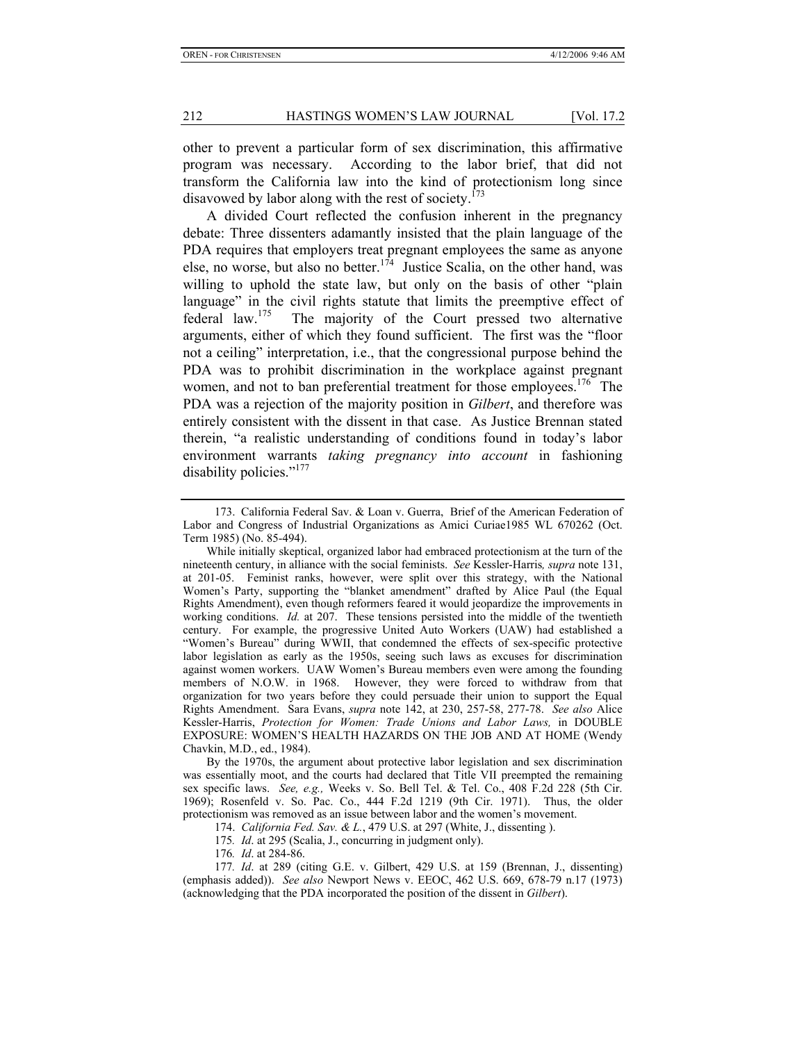other to prevent a particular form of sex discrimination, this affirmative program was necessary. According to the labor brief, that did not transform the California law into the kind of protectionism long since disavowed by labor along with the rest of society.[173]

A divided Court reflected the confusion inherent in the pregnancy debate: Three dissenters adamantly insisted that the plain language of the PDA requires that employers treat pregnant employees the same as anyone else, no worse, but also no better.[174] Justice Scalia, on the other hand, was willing to uphold the state law, but only on the basis of other "plain language" in the civil rights statute that limits the preemptive effect of federal law.[175] The majority of the Court pressed two alternative arguments, either of which they found sufficient. The first was the "floor not a ceiling" interpretation, i.e., that the congressional purpose behind the PDA was to prohibit discrimination in the workplace against pregnant women, and not to ban preferential treatment for those employees.[176] The PDA was a rejection of the majority position in *Gilbert*, and therefore was entirely consistent with the dissent in that case. As Justice Brennan stated therein, "a realistic understanding of conditions found in today's labor environment warrants *taking pregnancy into account* in fashioning disability policies."[177]

---

173. California Federal Sav. & Loan v. Guerra, Brief of the American Federation of Labor and Congress of Industrial Organizations as Amici Curiae1985 WL 670262 (Oct. Term 1985) (No. 85-494).

While initially skeptical, organized labor had embraced protectionism at the turn of the nineteenth century, in alliance with the social feminists. *See* Kessler-Harris*, supra* note 131, at 201-05. Feminist ranks, however, were split over this strategy, with the National Women's Party, supporting the "blanket amendment" drafted by Alice Paul (the Equal Rights Amendment), even though reformers feared it would jeopardize the improvements in working conditions. *Id.* at 207. These tensions persisted into the middle of the twentieth century. For example, the progressive United Auto Workers (UAW) had established a "Women's Bureau" during WWII, that condemned the effects of sex-specific protective labor legislation as early as the 1950s, seeing such laws as excuses for discrimination against women workers. UAW Women's Bureau members even were among the founding members of N.O.W. in 1968. However, they were forced to withdraw from that organization for two years before they could persuade their union to support the Equal Rights Amendment. Sara Evans, *supra* note 142, at 230, 257-58, 277-78. *See also* Alice Kessler-Harris, *Protection for Women: Trade Unions and Labor Laws,* in DOUBLE EXPOSURE: WOMEN'S HEALTH HAZARDS ON THE JOB AND AT HOME (Wendy Chavkin, M.D., ed., 1984).

By the 1970s, the argument about protective labor legislation and sex discrimination was essentially moot, and the courts had declared that Title VII preempted the remaining sex specific laws. *See, e.g.,* Weeks v. So. Bell Tel. & Tel. Co., 408 F.2d 228 (5th Cir. 1969); Rosenfeld v. So. Pac. Co., 444 F.2d 1219 (9th Cir. 1971). Thus, the older protectionism was removed as an issue between labor and the women's movement.

174. *California Fed. Sav. & L.*, 479 U.S. at 297 (White, J., dissenting ).

175. *Id*. at 295 (Scalia, J., concurring in judgment only).

176. *Id*. at 284-86.

177. *Id*. at 289 (citing G.E. v. Gilbert, 429 U.S. at 159 (Brennan, J., dissenting) (emphasis added)). *See also* Newport News v. EEOC, 462 U.S. 669, 678-79 n.17 (1973) (acknowledging that the PDA incorporated the position of the dissent in *Gilbert*).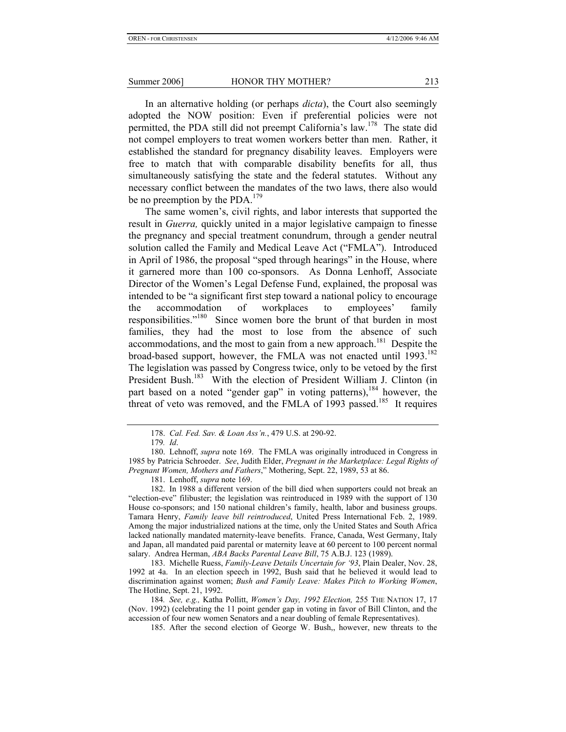In an alternative holding (or perhaps *dicta*), the Court also seemingly adopted the NOW position: Even if preferential policies were not permitted, the PDA still did not preempt California's law.[178] The state did not compel employers to treat women workers better than men. Rather, it established the standard for pregnancy disability leaves. Employers were free to match that with comparable disability benefits for all, thus simultaneously satisfying the state and the federal statutes. Without any necessary conflict between the mandates of the two laws, there also would be no preemption by the PDA.[179]

The same women's, civil rights, and labor interests that supported the result in *Guerra,* quickly united in a major legislative campaign to finesse the pregnancy and special treatment conundrum, through a gender neutral solution called the Family and Medical Leave Act ("FMLA"). Introduced in April of 1986, the proposal "sped through hearings" in the House, where it garnered more than 100 co-sponsors. As Donna Lenhoff, Associate Director of the Women's Legal Defense Fund, explained, the proposal was intended to be "a significant first step toward a national policy to encourage the accommodation of workplaces to employees' family responsibilities."[180] Since women bore the brunt of that burden in most families, they had the most to lose from the absence of such accommodations, and the most to gain from a new approach.[181] Despite the broad-based support, however, the FMLA was not enacted until 1993.[182] The legislation was passed by Congress twice, only to be vetoed by the first President Bush.[183] With the election of President William J. Clinton (in part based on a noted "gender gap" in voting patterns),[184] however, the threat of veto was removed, and the FMLA of 1993 passed.[185] It requires

---

178. *Cal. Fed. Sav. & Loan Ass'n.*, 479 U.S. at 290-92.

179. *Id*.

180. Lehnoff, *supra* note 169. The FMLA was originally introduced in Congress in 1985 by Patricia Schroeder. *See*, Judith Elder, *Pregnant in the Marketplace: Legal Rights of Pregnant Women, Mothers and Fathers*," Mothering, Sept. 22, 1989, 53 at 86.

181. Lenhoff, *supra* note 169.

182. In 1988 a different version of the bill died when supporters could not break an "election-eve" filibuster; the legislation was reintroduced in 1989 with the support of 130 House co-sponsors; and 150 national children's family, health, labor and business groups. Tamara Henry, *Family leave bill reintroduced*, United Press International Feb. 2, 1989. Among the major industrialized nations at the time, only the United States and South Africa lacked nationally mandated maternity-leave benefits. France, Canada, West Germany, Italy and Japan, all mandated paid parental or maternity leave at 60 percent to 100 percent normal salary. Andrea Herman, *ABA Backs Parental Leave Bill*, 75 A.B.J. 123 (1989).

183. Michelle Ruess, *Family-Leave Details Uncertain for '93*, Plain Dealer, Nov. 28, 1992 at 4a. In an election speech in 1992, Bush said that he believed it would lead to discrimination against women; *Bush and Family Leave: Makes Pitch to Working Women*, The Hotline, Sept. 21, 1992.

184*. See, e.g.,* Katha Pollitt, *Women's Day, 1992 Election,* 255 THE NATION 17, 17 (Nov. 1992) (celebrating the 11 point gender gap in voting in favor of Bill Clinton, and the accession of four new women Senators and a near doubling of female Representatives).

185. After the second election of George W. Bush,, however, new threats to the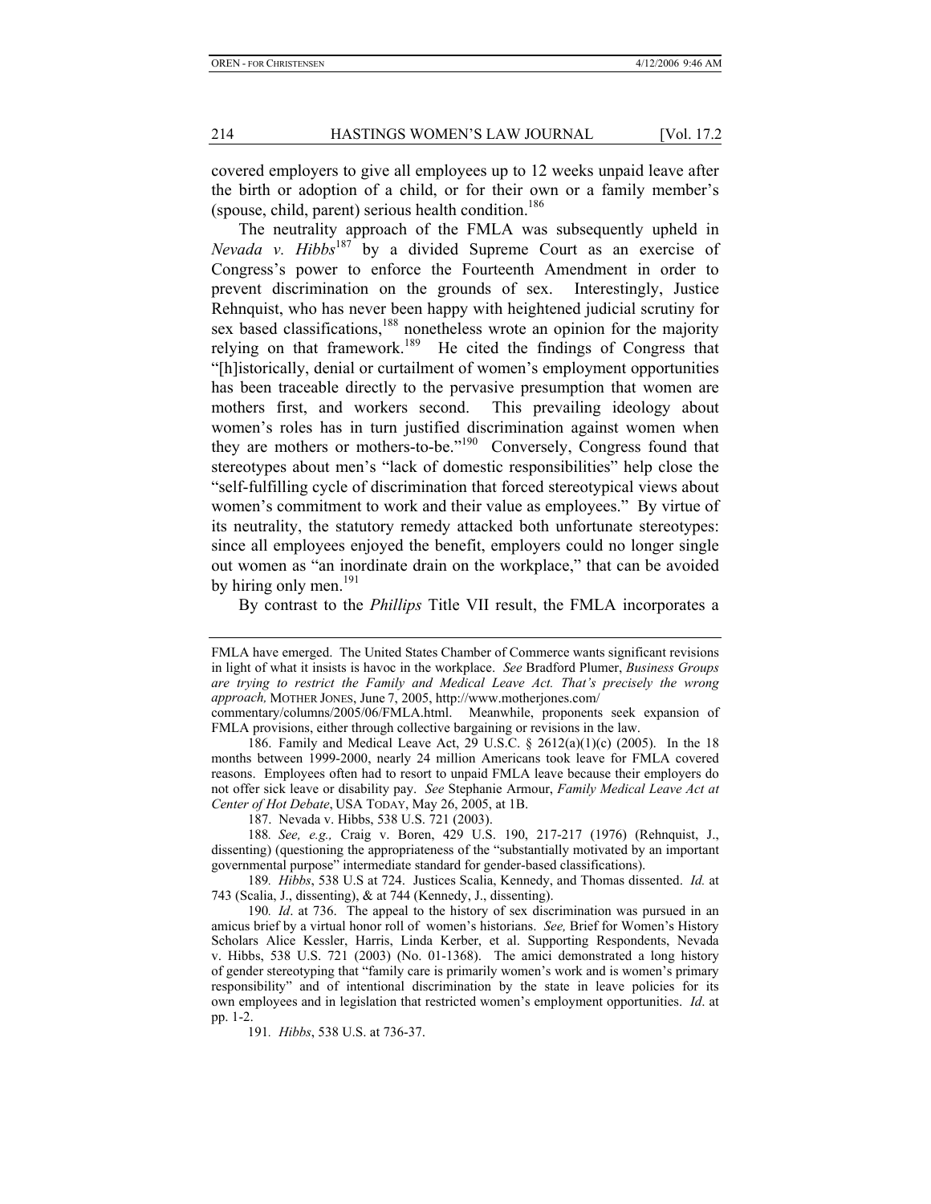covered employers to give all employees up to 12 weeks unpaid leave after the birth or adoption of a child, or for their own or a family member's (spouse, child, parent) serious health condition.[186]

The neutrality approach of the FMLA was subsequently upheld in *Nevada v. Hibbs*[187] by a divided Supreme Court as an exercise of Congress's power to enforce the Fourteenth Amendment in order to prevent discrimination on the grounds of sex. Interestingly, Justice Rehnquist, who has never been happy with heightened judicial scrutiny for sex based classifications,[188] nonetheless wrote an opinion for the majority relying on that framework.[189] He cited the findings of Congress that "[h]istorically, denial or curtailment of women's employment opportunities has been traceable directly to the pervasive presumption that women are mothers first, and workers second. This prevailing ideology about women's roles has in turn justified discrimination against women when they are mothers or mothers-to-be."[190] Conversely, Congress found that stereotypes about men's "lack of domestic responsibilities" help close the "self-fulfilling cycle of discrimination that forced stereotypical views about women's commitment to work and their value as employees." By virtue of its neutrality, the statutory remedy attacked both unfortunate stereotypes: since all employees enjoyed the benefit, employers could no longer single out women as "an inordinate drain on the workplace," that can be avoided by hiring only men.[191]

By contrast to the *Phillips* Title VII result, the FMLA incorporates a

---

FMLA have emerged. The United States Chamber of Commerce wants significant revisions in light of what it insists is havoc in the workplace. *See* Bradford Plumer, *Business Groups are trying to restrict the Family and Medical Leave Act. That's precisely the wrong approach,* MOTHER JONES, June 7, 2005, http://www.motherjones.com/commentary/columns/2005/06/FMLA.html. Meanwhile, proponents seek expansion of FMLA provisions, either through collective bargaining or revisions in the law.

186. Family and Medical Leave Act, 29 U.S.C. § 2612(a)(1)(c) (2005). In the 18 months between 1999-2000, nearly 24 million Americans took leave for FMLA covered reasons. Employees often had to resort to unpaid FMLA leave because their employers do not offer sick leave or disability pay. *See* Stephanie Armour, *Family Medical Leave Act at Center of Hot Debate*, USA TODAY, May 26, 2005, at 1B.

187. Nevada v. Hibbs, 538 U.S. 721 (2003).

188. *See, e.g.,* Craig v. Boren, 429 U.S. 190, 217-217 (1976) (Rehnquist, J., dissenting) (questioning the appropriateness of the "substantially motivated by an important governmental purpose" intermediate standard for gender-based classifications).

189. *Hibbs*, 538 U.S at 724. Justices Scalia, Kennedy, and Thomas dissented. *Id.* at 743 (Scalia, J., dissenting), & at 744 (Kennedy, J., dissenting).

190. *Id*. at 736. The appeal to the history of sex discrimination was pursued in an amicus brief by a virtual honor roll of women's historians. *See,* Brief for Women's History Scholars Alice Kessler, Harris, Linda Kerber, et al. Supporting Respondents, Nevada v. Hibbs, 538 U.S. 721 (2003) (No. 01-1368). The amici demonstrated a long history of gender stereotyping that "family care is primarily women's work and is women's primary responsibility" and of intentional discrimination by the state in leave policies for its own employees and in legislation that restricted women's employment opportunities. *Id*. at pp. 1-2.

191. *Hibbs*, 538 U.S. at 736-37.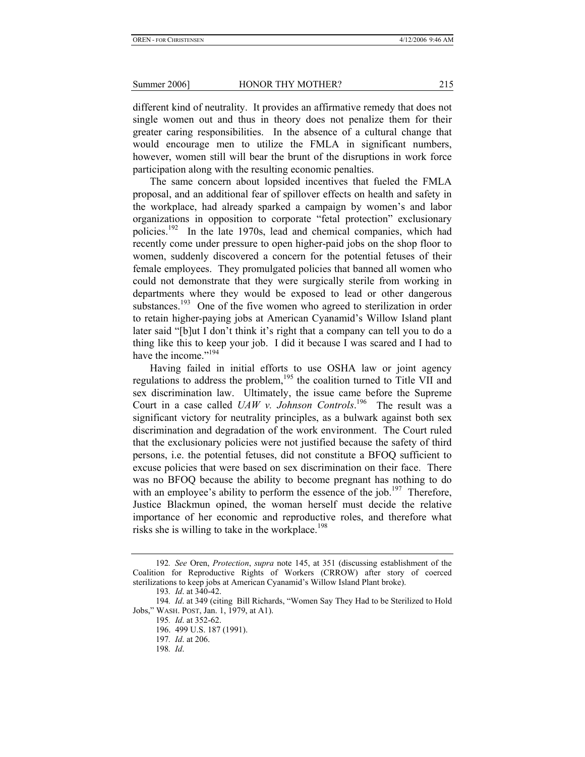different kind of neutrality. It provides an affirmative remedy that does not single women out and thus in theory does not penalize them for their greater caring responsibilities. In the absence of a cultural change that would encourage men to utilize the FMLA in significant numbers, however, women still will bear the brunt of the disruptions in work force participation along with the resulting economic penalties.

The same concern about lopsided incentives that fueled the FMLA proposal, and an additional fear of spillover effects on health and safety in the workplace, had already sparked a campaign by women's and labor organizations in opposition to corporate "fetal protection" exclusionary policies.[192] In the late 1970s, lead and chemical companies, which had recently come under pressure to open higher-paid jobs on the shop floor to women, suddenly discovered a concern for the potential fetuses of their female employees. They promulgated policies that banned all women who could not demonstrate that they were surgically sterile from working in departments where they would be exposed to lead or other dangerous substances.[193] One of the five women who agreed to sterilization in order to retain higher-paying jobs at American Cyanamid's Willow Island plant later said "[b]ut I don't think it's right that a company can tell you to do a thing like this to keep your job. I did it because I was scared and I had to have the income."[194]

Having failed in initial efforts to use OSHA law or joint agency regulations to address the problem,[195] the coalition turned to Title VII and sex discrimination law. Ultimately, the issue came before the Supreme Court in a case called *UAW v. Johnson Controls*.[196] The result was a significant victory for neutrality principles, as a bulwark against both sex discrimination and degradation of the work environment. The Court ruled that the exclusionary policies were not justified because the safety of third persons, i.e. the potential fetuses, did not constitute a BFOQ sufficient to excuse policies that were based on sex discrimination on their face. There was no BFOQ because the ability to become pregnant has nothing to do with an employee's ability to perform the essence of the job.[197] Therefore, Justice Blackmun opined, the woman herself must decide the relative importance of her economic and reproductive roles, and therefore what risks she is willing to take in the workplace.[198]

---

192. *See* Oren, *Protection*, *supra* note 145, at 351 (discussing establishment of the Coalition for Reproductive Rights of Workers (CRROW) after story of coerced sterilizations to keep jobs at American Cyanamid's Willow Island Plant broke).

193. *Id*. at 340-42.

194. *Id*. at 349 (citing Bill Richards, "Women Say They Had to be Sterilized to Hold Jobs," WASH. POST, Jan. 1, 1979, at A1).

195. *Id*. at 352-62.

196. 499 U.S. 187 (1991).

197. *Id*. at 206.

198. *Id*.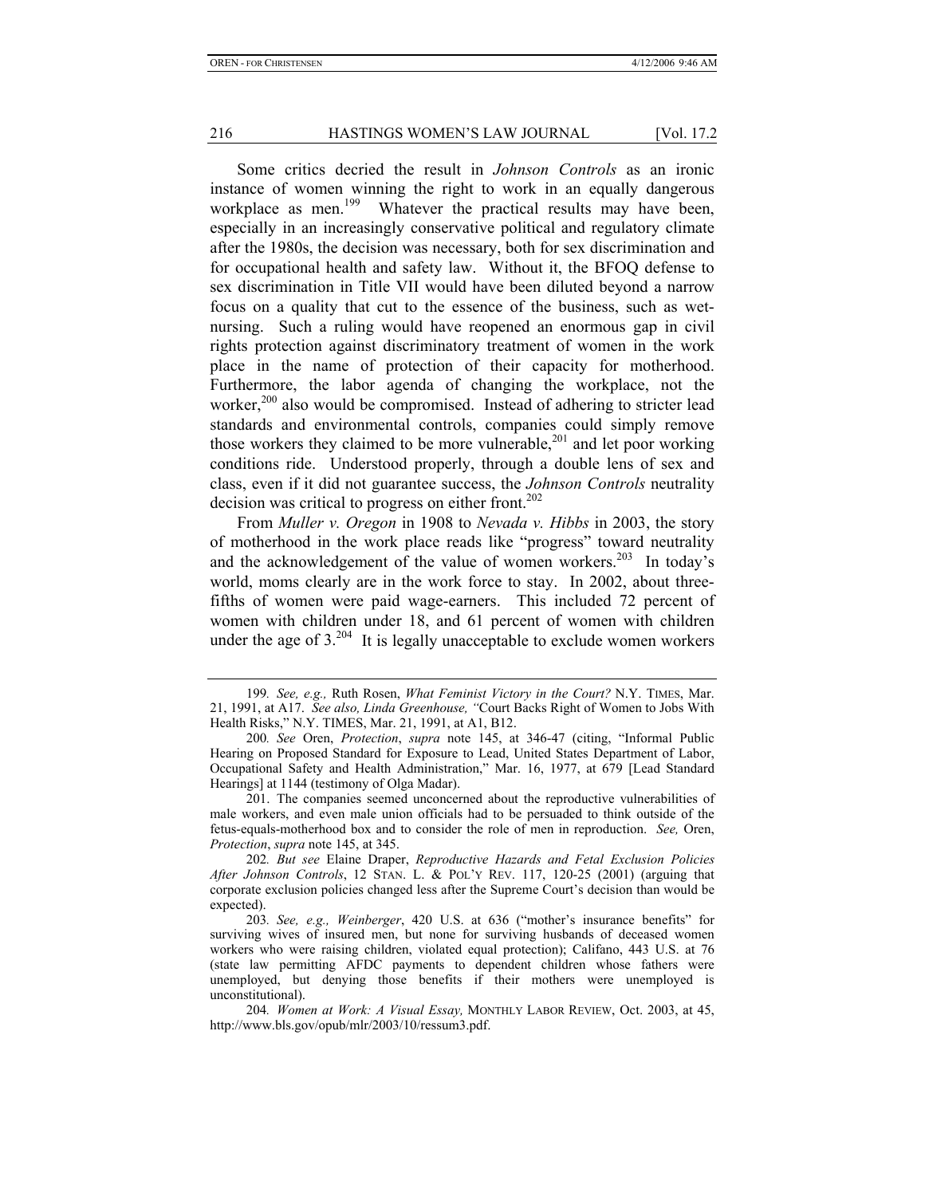Some critics decried the result in *Johnson Controls* as an ironic instance of women winning the right to work in an equally dangerous workplace as men.[199] Whatever the practical results may have been, especially in an increasingly conservative political and regulatory climate after the 1980s, the decision was necessary, both for sex discrimination and for occupational health and safety law. Without it, the BFOQ defense to sex discrimination in Title VII would have been diluted beyond a narrow focus on a quality that cut to the essence of the business, such as wet-nursing. Such a ruling would have reopened an enormous gap in civil rights protection against discriminatory treatment of women in the work place in the name of protection of their capacity for motherhood. Furthermore, the labor agenda of changing the workplace, not the worker,[200] also would be compromised. Instead of adhering to stricter lead standards and environmental controls, companies could simply remove those workers they claimed to be more vulnerable,[201] and let poor working conditions ride. Understood properly, through a double lens of sex and class, even if it did not guarantee success, the *Johnson Controls* neutrality decision was critical to progress on either front.[202]

From *Muller v. Oregon* in 1908 to *Nevada v. Hibbs* in 2003, the story of motherhood in the work place reads like "progress" toward neutrality and the acknowledgement of the value of women workers.[203] In today's world, moms clearly are in the work force to stay. In 2002, about three-fifths of women were paid wage-earners. This included 72 percent of women with children under 18, and 61 percent of women with children under the age of 3.[204] It is legally unacceptable to exclude women workers

---

199. *See, e.g.,* Ruth Rosen, *What Feminist Victory in the Court?* N.Y. TIMES, Mar. 21, 1991, at A17. *See also, Linda Greenhouse, "*Court Backs Right of Women to Jobs With Health Risks," N.Y. TIMES, Mar. 21, 1991, at A1, B12.

200. *See* Oren, *Protection*, *supra* note 145, at 346-47 (citing, "Informal Public Hearing on Proposed Standard for Exposure to Lead, United States Department of Labor, Occupational Safety and Health Administration," Mar. 16, 1977, at 679 [Lead Standard Hearings] at 1144 (testimony of Olga Madar).

201. The companies seemed unconcerned about the reproductive vulnerabilities of male workers, and even male union officials had to be persuaded to think outside of the fetus-equals-motherhood box and to consider the role of men in reproduction. *See,* Oren, *Protection*, *supra* note 145, at 345.

202. *But see* Elaine Draper, *Reproductive Hazards and Fetal Exclusion Policies After Johnson Controls*, 12 STAN. L. & POL'Y REV. 117, 120-25 (2001) (arguing that corporate exclusion policies changed less after the Supreme Court's decision than would be expected).

203. *See, e.g., Weinberger*, 420 U.S. at 636 ("mother's insurance benefits" for surviving wives of insured men, but none for surviving husbands of deceased women workers who were raising children, violated equal protection); Califano, 443 U.S. at 76 (state law permitting AFDC payments to dependent children whose fathers were unemployed, but denying those benefits if their mothers were unemployed is unconstitutional).

204. *Women at Work: A Visual Essay,* MONTHLY LABOR REVIEW, Oct. 2003, at 45, http://www.bls.gov/opub/mlr/2003/10/ressum3.pdf.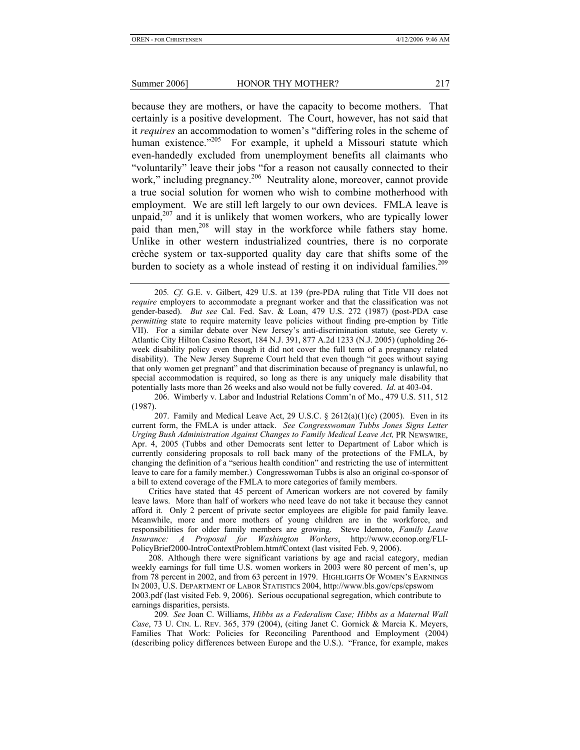because they are mothers, or have the capacity to become mothers. That certainly is a positive development. The Court, however, has not said that it *requires* an accommodation to women's "differing roles in the scheme of human existence."[205] For example, it upheld a Missouri statute which even-handedly excluded from unemployment benefits all claimants who "voluntarily" leave their jobs "for a reason not causally connected to their work," including pregnancy.[206] Neutrality alone, moreover, cannot provide a true social solution for women who wish to combine motherhood with employment. We are still left largely to our own devices. FMLA leave is unpaid,[207] and it is unlikely that women workers, who are typically lower paid than men,[208] will stay in the workforce while fathers stay home. Unlike in other western industrialized countries, there is no corporate crèche system or tax-supported quality day care that shifts some of the burden to society as a whole instead of resting it on individual families.[209]

---

205. *Cf.* G.E. v. Gilbert, 429 U.S. at 139 (pre-PDA ruling that Title VII does not *require* employers to accommodate a pregnant worker and that the classification was not gender-based). *But see* Cal. Fed. Sav. & Loan, 479 U.S. 272 (1987) (post-PDA case *permitting* state to require maternity leave policies without finding pre-emption by Title VII). For a similar debate over New Jersey's anti-discrimination statute, see Gerety v. Atlantic City Hilton Casino Resort, 184 N.J. 391, 877 A.2d 1233 (N.J. 2005) (upholding 26-week disability policy even though it did not cover the full term of a pregnancy related disability). The New Jersey Supreme Court held that even though "it goes without saying that only women get pregnant" and that discrimination because of pregnancy is unlawful, no special accommodation is required, so long as there is any uniquely male disability that potentially lasts more than 26 weeks and also would not be fully covered. *Id*. at 403-04.

206. Wimberly v. Labor and Industrial Relations Comm'n of Mo., 479 U.S. 511, 512 (1987).

207. Family and Medical Leave Act, 29 U.S.C. § 2612(a)(1)(c) (2005). Even in its current form, the FMLA is under attack. *See Congresswoman Tubbs Jones Signs Letter Urging Bush Administration Against Changes to Family Medical Leave Act,* PR NEWSWIRE, Apr. 4, 2005 (Tubbs and other Democrats sent letter to Department of Labor which is currently considering proposals to roll back many of the protections of the FMLA, by changing the definition of a "serious health condition" and restricting the use of intermittent leave to care for a family member.) Congresswoman Tubbs is also an original co-sponsor of a bill to extend coverage of the FMLA to more categories of family members.

Critics have stated that 45 percent of American workers are not covered by family leave laws. More than half of workers who need leave do not take it because they cannot afford it. Only 2 percent of private sector employees are eligible for paid family leave. Meanwhile, more and more mothers of young children are in the workforce, and responsibilities for older family members are growing. Steve Idemoto, *Family Leave Insurance: A Proposal for Washington Workers*, http://www.econop.org/FLI-PolicyBrief2000-IntroContextProblem.htm#Context (last visited Feb. 9, 2006).

208. Although there were significant variations by age and racial category, median weekly earnings for full time U.S. women workers in 2003 were 80 percent of men's, up from 78 percent in 2002, and from 63 percent in 1979. HIGHLIGHTS OF WOMEN'S EARNINGS IN 2003, U.S. DEPARTMENT OF LABOR STATISTICS 2004, http://www.bls.gov/cps/cpswom 2003.pdf (last visited Feb. 9, 2006). Serious occupational segregation, which contribute to earnings disparities, persists.

209. *See* Joan C. Williams, *Hibbs as a Federalism Case; Hibbs as a Maternal Wall Case*, 73 U. CIN. L. REV. 365, 379 (2004), (citing Janet C. Gornick & Marcia K. Meyers, Families That Work: Policies for Reconciling Parenthood and Employment (2004) (describing policy differences between Europe and the U.S.). "France, for example, makes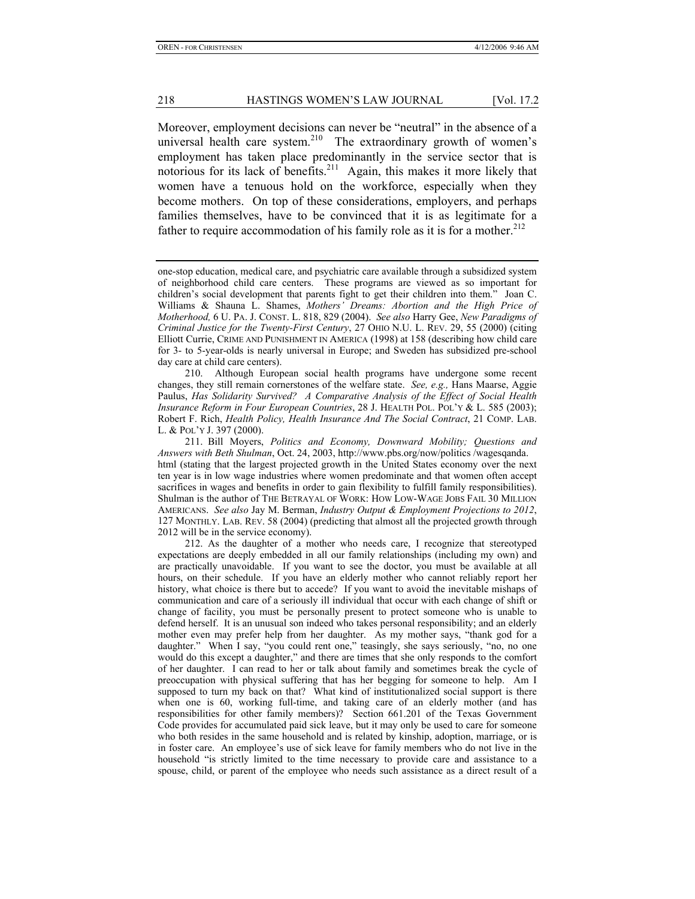Moreover, employment decisions can never be "neutral" in the absence of a universal health care system.[210] The extraordinary growth of women's employment has taken place predominantly in the service sector that is notorious for its lack of benefits.[211] Again, this makes it more likely that women have a tenuous hold on the workforce, especially when they become mothers. On top of these considerations, employers, and perhaps families themselves, have to be convinced that it is as legitimate for a father to require accommodation of his family role as it is for a mother.[212]

---

one-stop education, medical care, and psychiatric care available through a subsidized system of neighborhood child care centers. These programs are viewed as so important for children's social development that parents fight to get their children into them." Joan C. Williams & Shauna L. Shames, *Mothers' Dreams: Abortion and the High Price of Motherhood,* 6 U. PA. J. CONST. L. 818, 829 (2004). *See also* Harry Gee, *New Paradigms of Criminal Justice for the Twenty-First Century*, 27 OHIO N.U. L. REV. 29, 55 (2000) (citing Elliott Currie, CRIME AND PUNISHMENT IN AMERICA (1998) at 158 (describing how child care for 3- to 5-year-olds is nearly universal in Europe; and Sweden has subsidized pre-school day care at child care centers).

210. Although European social health programs have undergone some recent changes, they still remain cornerstones of the welfare state. *See, e.g.,* Hans Maarse, Aggie Paulus, *Has Solidarity Survived? A Comparative Analysis of the Effect of Social Health Insurance Reform in Four European Countries*, 28 J. HEALTH POL. POL'Y & L. 585 (2003); Robert F. Rich, *Health Policy, Health Insurance And The Social Contract*, 21 COMP. LAB. L. & POL'Y J. 397 (2000).

211. Bill Moyers, *Politics and Economy, Downward Mobility; Questions and Answers with Beth Shulman*, Oct. 24, 2003, http://www.pbs.org/now/politics /wagesqanda. html (stating that the largest projected growth in the United States economy over the next ten year is in low wage industries where women predominate and that women often accept sacrifices in wages and benefits in order to gain flexibility to fulfill family responsibilities). Shulman is the author of THE BETRAYAL OF WORK: HOW LOW-WAGE JOBS FAIL 30 MILLION AMERICANS. *See also* Jay M. Berman, *Industry Output & Employment Projections to 2012*, 127 MONTHLY. LAB. REV. 58 (2004) (predicting that almost all the projected growth through 2012 will be in the service economy).

212. As the daughter of a mother who needs care, I recognize that stereotyped expectations are deeply embedded in all our family relationships (including my own) and are practically unavoidable. If you want to see the doctor, you must be available at all hours, on their schedule. If you have an elderly mother who cannot reliably report her history, what choice is there but to accede? If you want to avoid the inevitable mishaps of communication and care of a seriously ill individual that occur with each change of shift or change of facility, you must be personally present to protect someone who is unable to defend herself. It is an unusual son indeed who takes personal responsibility; and an elderly mother even may prefer help from her daughter. As my mother says, "thank god for a daughter." When I say, "you could rent one," teasingly, she says seriously, "no, no one would do this except a daughter," and there are times that she only responds to the comfort of her daughter. I can read to her or talk about family and sometimes break the cycle of preoccupation with physical suffering that has her begging for someone to help. Am I supposed to turn my back on that? What kind of institutionalized social support is there when one is 60, working full-time, and taking care of an elderly mother (and has responsibilities for other family members)? Section 661.201 of the Texas Government Code provides for accumulated paid sick leave, but it may only be used to care for someone who both resides in the same household and is related by kinship, adoption, marriage, or is in foster care. An employee's use of sick leave for family members who do not live in the household "is strictly limited to the time necessary to provide care and assistance to a spouse, child, or parent of the employee who needs such assistance as a direct result of a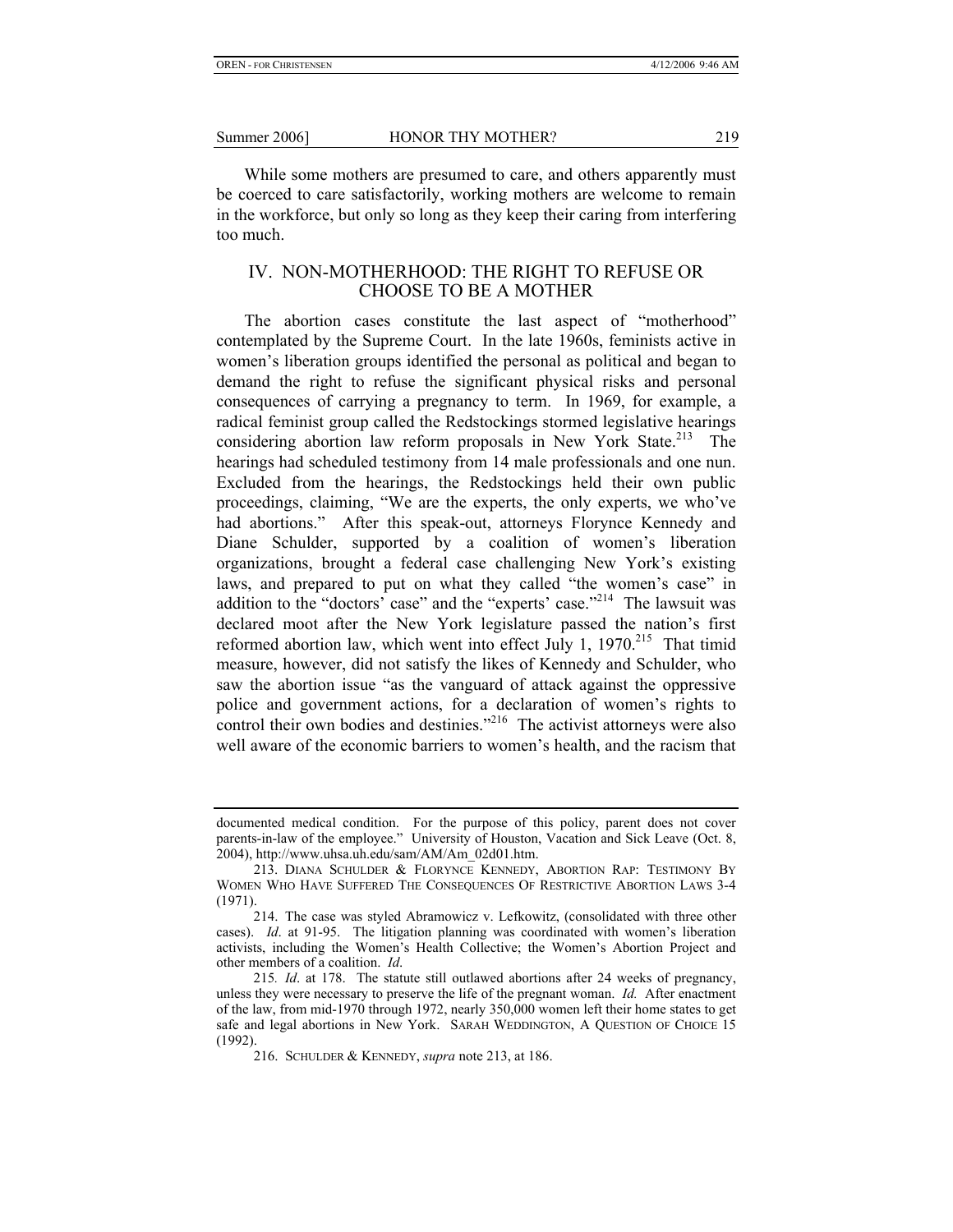While some mothers are presumed to care, and others apparently must be coerced to care satisfactorily, working mothers are welcome to remain in the workforce, but only so long as they keep their caring from interfering too much.

## IV. NON-MOTHERHOOD: THE RIGHT TO REFUSE OR CHOOSE TO BE A MOTHER

The abortion cases constitute the last aspect of "motherhood" contemplated by the Supreme Court. In the late 1960s, feminists active in women's liberation groups identified the personal as political and began to demand the right to refuse the significant physical risks and personal consequences of carrying a pregnancy to term. In 1969, for example, a radical feminist group called the Redstockings stormed legislative hearings considering abortion law reform proposals in New York State.[213] The hearings had scheduled testimony from 14 male professionals and one nun. Excluded from the hearings, the Redstockings held their own public proceedings, claiming, "We are the experts, the only experts, we who've had abortions." After this speak-out, attorneys Florynce Kennedy and Diane Schulder, supported by a coalition of women's liberation organizations, brought a federal case challenging New York's existing laws, and prepared to put on what they called "the women's case" in addition to the "doctors' case" and the "experts' case."[214] The lawsuit was declared moot after the New York legislature passed the nation's first reformed abortion law, which went into effect July 1, 1970.[215] That timid measure, however, did not satisfy the likes of Kennedy and Schulder, who saw the abortion issue "as the vanguard of attack against the oppressive police and government actions, for a declaration of women's rights to control their own bodies and destinies."[216] The activist attorneys were also well aware of the economic barriers to women's health, and the racism that

---

documented medical condition. For the purpose of this policy, parent does not cover parents-in-law of the employee." University of Houston, Vacation and Sick Leave (Oct. 8, 2004), http://www.uhsa.uh.edu/sam/AM/Am_02d01.htm.

213. DIANA SCHULDER & FLORYNCE KENNEDY, ABORTION RAP: TESTIMONY BY WOMEN WHO HAVE SUFFERED THE CONSEQUENCES OF RESTRICTIVE ABORTION LAWS 3-4 (1971).

214. The case was styled Abramowicz v. Lefkowitz, (consolidated with three other cases). *Id*. at 91-95. The litigation planning was coordinated with women's liberation activists, including the Women's Health Collective; the Women's Abortion Project and other members of a coalition. *Id*.

215. *Id*. at 178. The statute still outlawed abortions after 24 weeks of pregnancy, unless they were necessary to preserve the life of the pregnant woman. *Id.* After enactment of the law, from mid-1970 through 1972, nearly 350,000 women left their home states to get safe and legal abortions in New York. SARAH WEDDINGTON, A QUESTION OF CHOICE 15 (1992).

216. SCHULDER & KENNEDY, *supra* note 213, at 186.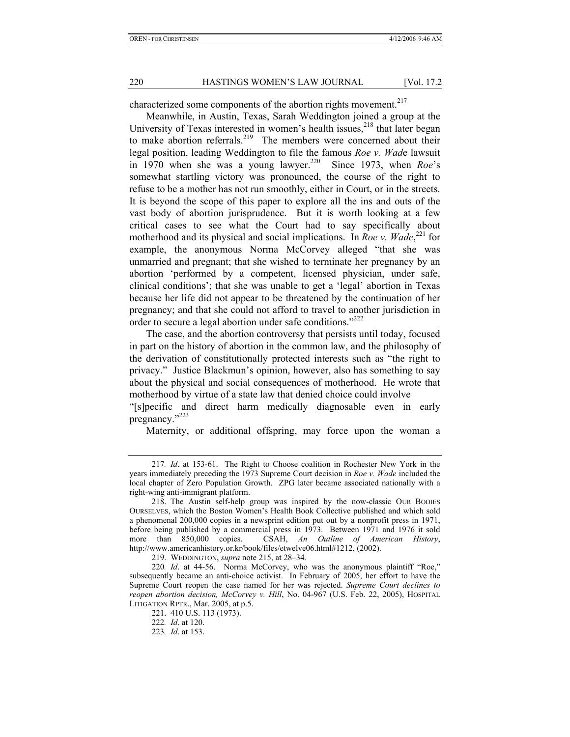characterized some components of the abortion rights movement.[217]

Meanwhile, in Austin, Texas, Sarah Weddington joined a group at the University of Texas interested in women's health issues,[218] that later began to make abortion referrals.[219] The members were concerned about their legal position, leading Weddington to file the famous *Roe v. Wad*e lawsuit in 1970 when she was a young lawyer.[220] Since 1973, when *Roe*'s somewhat startling victory was pronounced, the course of the right to refuse to be a mother has not run smoothly, either in Court, or in the streets. It is beyond the scope of this paper to explore all the ins and outs of the vast body of abortion jurisprudence. But it is worth looking at a few critical cases to see what the Court had to say specifically about motherhood and its physical and social implications. In *Roe v. Wade*,[221] for example, the anonymous Norma McCorvey alleged "that she was unmarried and pregnant; that she wished to terminate her pregnancy by an abortion 'performed by a competent, licensed physician, under safe, clinical conditions'; that she was unable to get a 'legal' abortion in Texas because her life did not appear to be threatened by the continuation of her pregnancy; and that she could not afford to travel to another jurisdiction in order to secure a legal abortion under safe conditions."[222]

The case, and the abortion controversy that persists until today, focused in part on the history of abortion in the common law, and the philosophy of the derivation of constitutionally protected interests such as "the right to privacy." Justice Blackmun's opinion, however, also has something to say about the physical and social consequences of motherhood. He wrote that motherhood by virtue of a state law that denied choice could involve "[s]pecific and direct harm medically diagnosable even in early pregnancy."[223]

Maternity, or additional offspring, may force upon the woman a

---

217. *Id*. at 153-61. The Right to Choose coalition in Rochester New York in the years immediately preceding the 1973 Supreme Court decision in *Roe v. Wade* included the local chapter of Zero Population Growth. ZPG later became associated nationally with a right-wing anti-immigrant platform.

218. The Austin self-help group was inspired by the now-classic OUR BODIES OURSELVES, which the Boston Women's Health Book Collective published and which sold a phenomenal 200,000 copies in a newsprint edition put out by a nonprofit press in 1971, before being published by a commercial press in 1973. Between 1971 and 1976 it sold more than 850,000 copies. CSAH, *An Outline of American History*, http://www.americanhistory.or.kr/book/files/etwelve06.html#1212, (2002).

219. WEDDINGTON, *supra* note 215, at 28–34.

220. *Id*. at 44-56. Norma McCorvey, who was the anonymous plaintiff "Roe," subsequently became an anti-choice activist. In February of 2005, her effort to have the Supreme Court reopen the case named for her was rejected. *Supreme Court declines to reopen abortion decision, McCorvey v. Hill*, No. 04-967 (U.S. Feb. 22, 2005), HOSPITAL LITIGATION RPTR., Mar. 2005, at p.5.

221. 410 U.S. 113 (1973).

222. *Id*. at 120.

223. *Id*. at 153.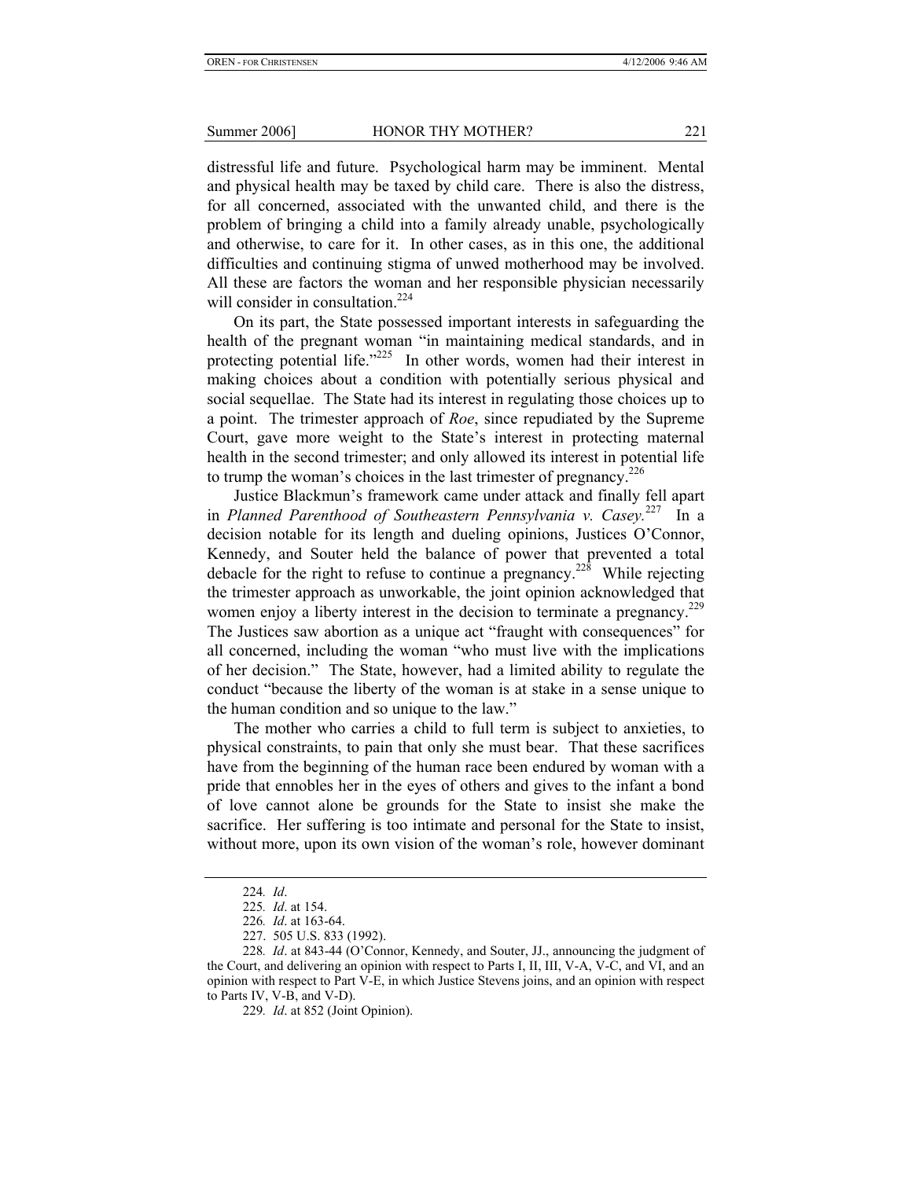distressful life and future. Psychological harm may be imminent. Mental and physical health may be taxed by child care. There is also the distress, for all concerned, associated with the unwanted child, and there is the problem of bringing a child into a family already unable, psychologically and otherwise, to care for it. In other cases, as in this one, the additional difficulties and continuing stigma of unwed motherhood may be involved. All these are factors the woman and her responsible physician necessarily will consider in consultation.[224]

On its part, the State possessed important interests in safeguarding the health of the pregnant woman "in maintaining medical standards, and in protecting potential life."[225] In other words, women had their interest in making choices about a condition with potentially serious physical and social sequellae. The State had its interest in regulating those choices up to a point. The trimester approach of *Roe*, since repudiated by the Supreme Court, gave more weight to the State's interest in protecting maternal health in the second trimester; and only allowed its interest in potential life to trump the woman's choices in the last trimester of pregnancy.[226]

Justice Blackmun's framework came under attack and finally fell apart in *Planned Parenthood of Southeastern Pennsylvania v. Casey.*[227] In a decision notable for its length and dueling opinions, Justices O'Connor, Kennedy, and Souter held the balance of power that prevented a total debacle for the right to refuse to continue a pregnancy.[228] While rejecting the trimester approach as unworkable, the joint opinion acknowledged that women enjoy a liberty interest in the decision to terminate a pregnancy.[229] The Justices saw abortion as a unique act "fraught with consequences" for all concerned, including the woman "who must live with the implications of her decision." The State, however, had a limited ability to regulate the conduct "because the liberty of the woman is at stake in a sense unique to the human condition and so unique to the law."

The mother who carries a child to full term is subject to anxieties, to physical constraints, to pain that only she must bear. That these sacrifices have from the beginning of the human race been endured by woman with a pride that ennobles her in the eyes of others and gives to the infant a bond of love cannot alone be grounds for the State to insist she make the sacrifice. Her suffering is too intimate and personal for the State to insist, without more, upon its own vision of the woman's role, however dominant

---

224. *Id*.

225. *Id*. at 154.

226. *Id*. at 163-64.

227. 505 U.S. 833 (1992).

228. *Id*. at 843-44 (O'Connor, Kennedy, and Souter, JJ., announcing the judgment of the Court, and delivering an opinion with respect to Parts I, II, III, V-A, V-C, and VI, and an opinion with respect to Part V-E, in which Justice Stevens joins, and an opinion with respect to Parts IV, V-B, and V-D).

229. *Id*. at 852 (Joint Opinion).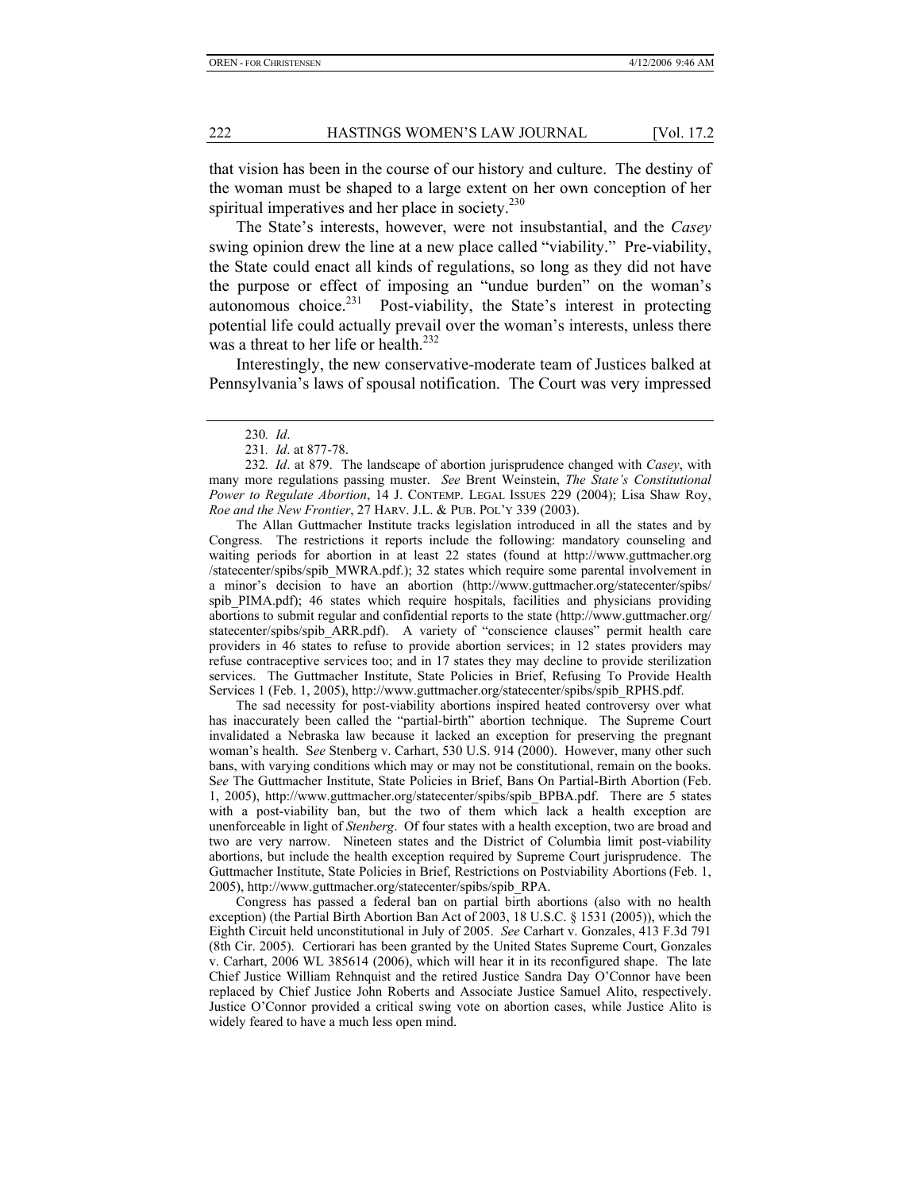that vision has been in the course of our history and culture. The destiny of the woman must be shaped to a large extent on her own conception of her spiritual imperatives and her place in society.[230]

The State's interests, however, were not insubstantial, and the *Casey* swing opinion drew the line at a new place called "viability." Pre-viability, the State could enact all kinds of regulations, so long as they did not have the purpose or effect of imposing an "undue burden" on the woman's autonomous choice.[231] Post-viability, the State's interest in protecting potential life could actually prevail over the woman's interests, unless there was a threat to her life or health.[232]

Interestingly, the new conservative-moderate team of Justices balked at Pennsylvania's laws of spousal notification. The Court was very impressed

---

230. *Id*.

231. *Id*. at 877-78.

232. *Id*. at 879. The landscape of abortion jurisprudence changed with *Casey*, with many more regulations passing muster. *See* Brent Weinstein, *The State's Constitutional Power to Regulate Abortion*, 14 J. CONTEMP. LEGAL ISSUES 229 (2004); Lisa Shaw Roy, *Roe and the New Frontier*, 27 HARV. J.L. & PUB. POL'Y 339 (2003).

The Allan Guttmacher Institute tracks legislation introduced in all the states and by Congress. The restrictions it reports include the following: mandatory counseling and waiting periods for abortion in at least 22 states (found at http://www.guttmacher.org/statecenter/spibs/spib_MWRA.pdf.); 32 states which require some parental involvement in a minor's decision to have an abortion (http://www.guttmacher.org/statecenter/spibs/spib_PIMA.pdf); 46 states which require hospitals, facilities and physicians providing abortions to submit regular and confidential reports to the state (http://www.guttmacher.org/statecenter/spibs/spib_ARR.pdf). A variety of "conscience clauses" permit health care providers in 46 states to refuse to provide abortion services; in 12 states providers may refuse contraceptive services too; and in 17 states they may decline to provide sterilization services. The Guttmacher Institute, State Policies in Brief, Refusing To Provide Health Services 1 (Feb. 1, 2005), http://www.guttmacher.org/statecenter/spibs/spib_RPHS.pdf.

The sad necessity for post-viability abortions inspired heated controversy over what has inaccurately been called the "partial-birth" abortion technique. The Supreme Court invalidated a Nebraska law because it lacked an exception for preserving the pregnant woman's health. S*ee* Stenberg v. Carhart, 530 U.S. 914 (2000). However, many other such bans, with varying conditions which may or may not be constitutional, remain on the books. S*ee* The Guttmacher Institute, State Policies in Brief, Bans On Partial-Birth Abortion (Feb. 1, 2005), http://www.guttmacher.org/statecenter/spibs/spib_BPBA.pdf. There are 5 states with a post-viability ban, but the two of them which lack a health exception are unenforceable in light of *Stenberg*. Of four states with a health exception, two are broad and two are very narrow. Nineteen states and the District of Columbia limit post-viability abortions, but include the health exception required by Supreme Court jurisprudence. The Guttmacher Institute, State Policies in Brief, Restrictions on Postviability Abortions (Feb. 1, 2005), http://www.guttmacher.org/statecenter/spibs/spib_RPA.

Congress has passed a federal ban on partial birth abortions (also with no health exception) (the Partial Birth Abortion Ban Act of 2003, 18 U.S.C. § 1531 (2005)), which the Eighth Circuit held unconstitutional in July of 2005. *See* Carhart v. Gonzales, 413 F.3d 791 (8th Cir. 2005). Certiorari has been granted by the United States Supreme Court, Gonzales v. Carhart, 2006 WL 385614 (2006), which will hear it in its reconfigured shape. The late Chief Justice William Rehnquist and the retired Justice Sandra Day O'Connor have been replaced by Chief Justice John Roberts and Associate Justice Samuel Alito, respectively. Justice O'Connor provided a critical swing vote on abortion cases, while Justice Alito is widely feared to have a much less open mind.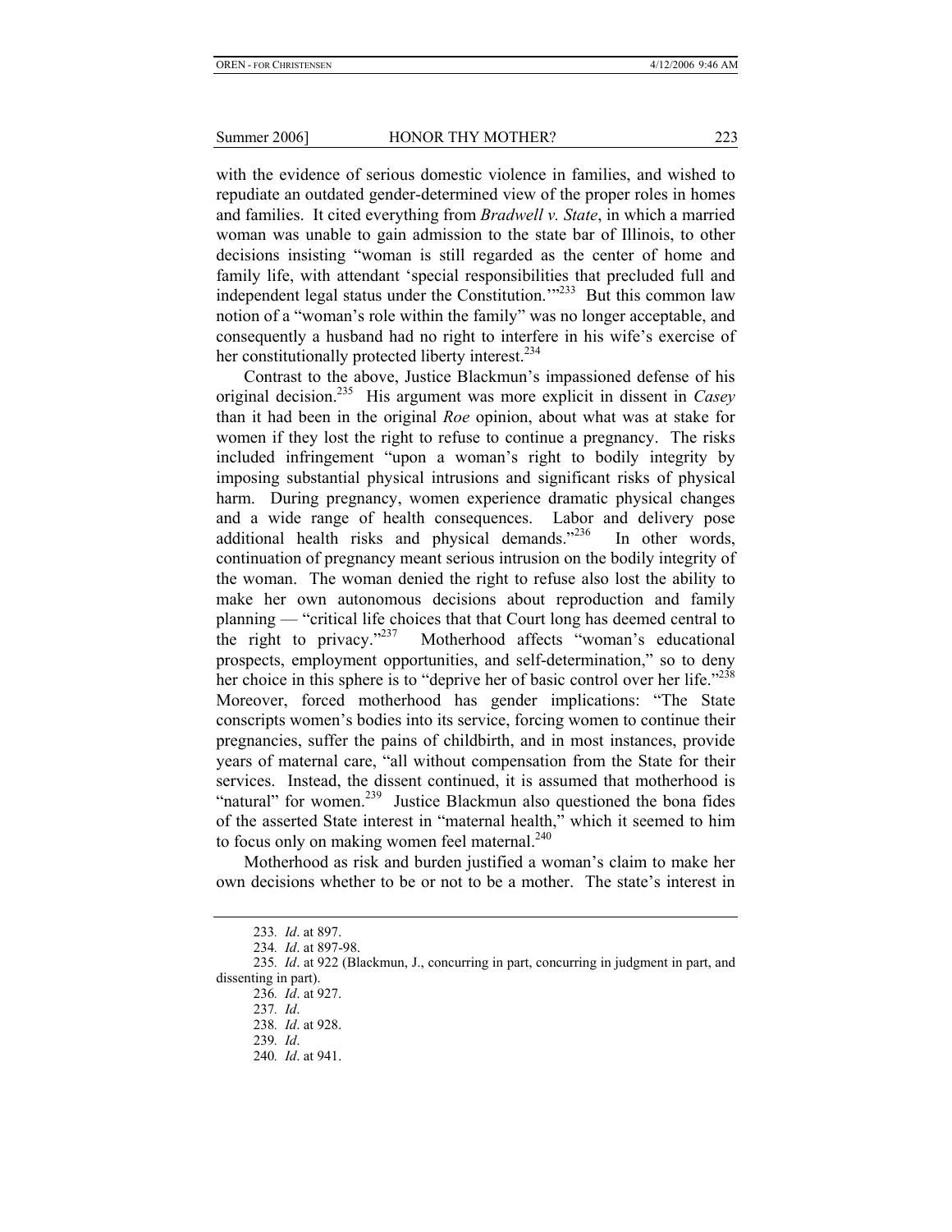with the evidence of serious domestic violence in families, and wished to repudiate an outdated gender-determined view of the proper roles in homes and families. It cited everything from *Bradwell v. State*, in which a married woman was unable to gain admission to the state bar of Illinois, to other decisions insisting "woman is still regarded as the center of home and family life, with attendant 'special responsibilities that precluded full and independent legal status under the Constitution.'"[233] But this common law notion of a "woman's role within the family" was no longer acceptable, and consequently a husband had no right to interfere in his wife's exercise of her constitutionally protected liberty interest.[234]

Contrast to the above, Justice Blackmun's impassioned defense of his original decision.[235] His argument was more explicit in dissent in *Casey* than it had been in the original *Roe* opinion, about what was at stake for women if they lost the right to refuse to continue a pregnancy. The risks included infringement "upon a woman's right to bodily integrity by imposing substantial physical intrusions and significant risks of physical harm. During pregnancy, women experience dramatic physical changes and a wide range of health consequences. Labor and delivery pose additional health risks and physical demands."[236] In other words, continuation of pregnancy meant serious intrusion on the bodily integrity of the woman. The woman denied the right to refuse also lost the ability to make her own autonomous decisions about reproduction and family planning — "critical life choices that that Court long has deemed central to the right to privacy."[237] Motherhood affects "woman's educational prospects, employment opportunities, and self-determination," so to deny her choice in this sphere is to "deprive her of basic control over her life."[238] Moreover, forced motherhood has gender implications: "The State conscripts women's bodies into its service, forcing women to continue their pregnancies, suffer the pains of childbirth, and in most instances, provide years of maternal care, "all without compensation from the State for their services. Instead, the dissent continued, it is assumed that motherhood is "natural" for women.[239] Justice Blackmun also questioned the bona fides of the asserted State interest in "maternal health," which it seemed to him to focus only on making women feel maternal.[240]

Motherhood as risk and burden justified a woman's claim to make her own decisions whether to be or not to be a mother. The state's interest in

---

233. *Id*. at 897.

234. *Id*. at 897-98.

235. *Id*. at 922 (Blackmun, J., concurring in part, concurring in judgment in part, and dissenting in part).

236. *Id*. at 927.

237. *Id*.

238. *Id*. at 928.

239. *Id*.

240. *Id*. at 941.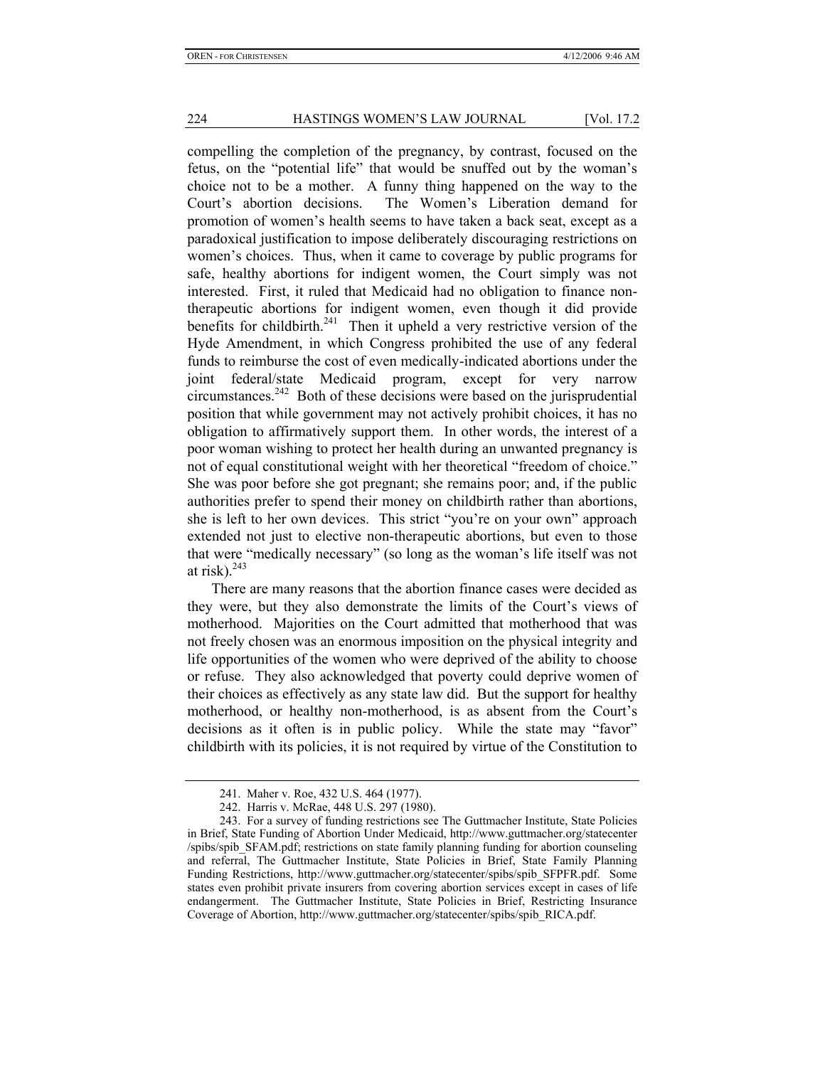compelling the completion of the pregnancy, by contrast, focused on the fetus, on the "potential life" that would be snuffed out by the woman's choice not to be a mother. A funny thing happened on the way to the Court's abortion decisions. The Women's Liberation demand for promotion of women's health seems to have taken a back seat, except as a paradoxical justification to impose deliberately discouraging restrictions on women's choices. Thus, when it came to coverage by public programs for safe, healthy abortions for indigent women, the Court simply was not interested. First, it ruled that Medicaid had no obligation to finance non-therapeutic abortions for indigent women, even though it did provide benefits for childbirth.[241] Then it upheld a very restrictive version of the Hyde Amendment, in which Congress prohibited the use of any federal funds to reimburse the cost of even medically-indicated abortions under the joint federal/state Medicaid program, except for very narrow circumstances.[242] Both of these decisions were based on the jurisprudential position that while government may not actively prohibit choices, it has no obligation to affirmatively support them. In other words, the interest of a poor woman wishing to protect her health during an unwanted pregnancy is not of equal constitutional weight with her theoretical "freedom of choice." She was poor before she got pregnant; she remains poor; and, if the public authorities prefer to spend their money on childbirth rather than abortions, she is left to her own devices. This strict "you're on your own" approach extended not just to elective non-therapeutic abortions, but even to those that were "medically necessary" (so long as the woman's life itself was not at risk).[243]

There are many reasons that the abortion finance cases were decided as they were, but they also demonstrate the limits of the Court's views of motherhood. Majorities on the Court admitted that motherhood that was not freely chosen was an enormous imposition on the physical integrity and life opportunities of the women who were deprived of the ability to choose or refuse. They also acknowledged that poverty could deprive women of their choices as effectively as any state law did. But the support for healthy motherhood, or healthy non-motherhood, is as absent from the Court's decisions as it often is in public policy. While the state may "favor" childbirth with its policies, it is not required by virtue of the Constitution to

---

241. Maher v. Roe, 432 U.S. 464 (1977).

242. Harris v. McRae, 448 U.S. 297 (1980).

243. For a survey of funding restrictions see The Guttmacher Institute, State Policies in Brief, State Funding of Abortion Under Medicaid, http://www.guttmacher.org/statecenter/spibs/spib_SFAM.pdf; restrictions on state family planning funding for abortion counseling and referral, The Guttmacher Institute, State Policies in Brief, State Family Planning Funding Restrictions, http://www.guttmacher.org/statecenter/spibs/spib_SFPFR.pdf. Some states even prohibit private insurers from covering abortion services except in cases of life endangerment. The Guttmacher Institute, State Policies in Brief, Restricting Insurance Coverage of Abortion, http://www.guttmacher.org/statecenter/spibs/spib_RICA.pdf.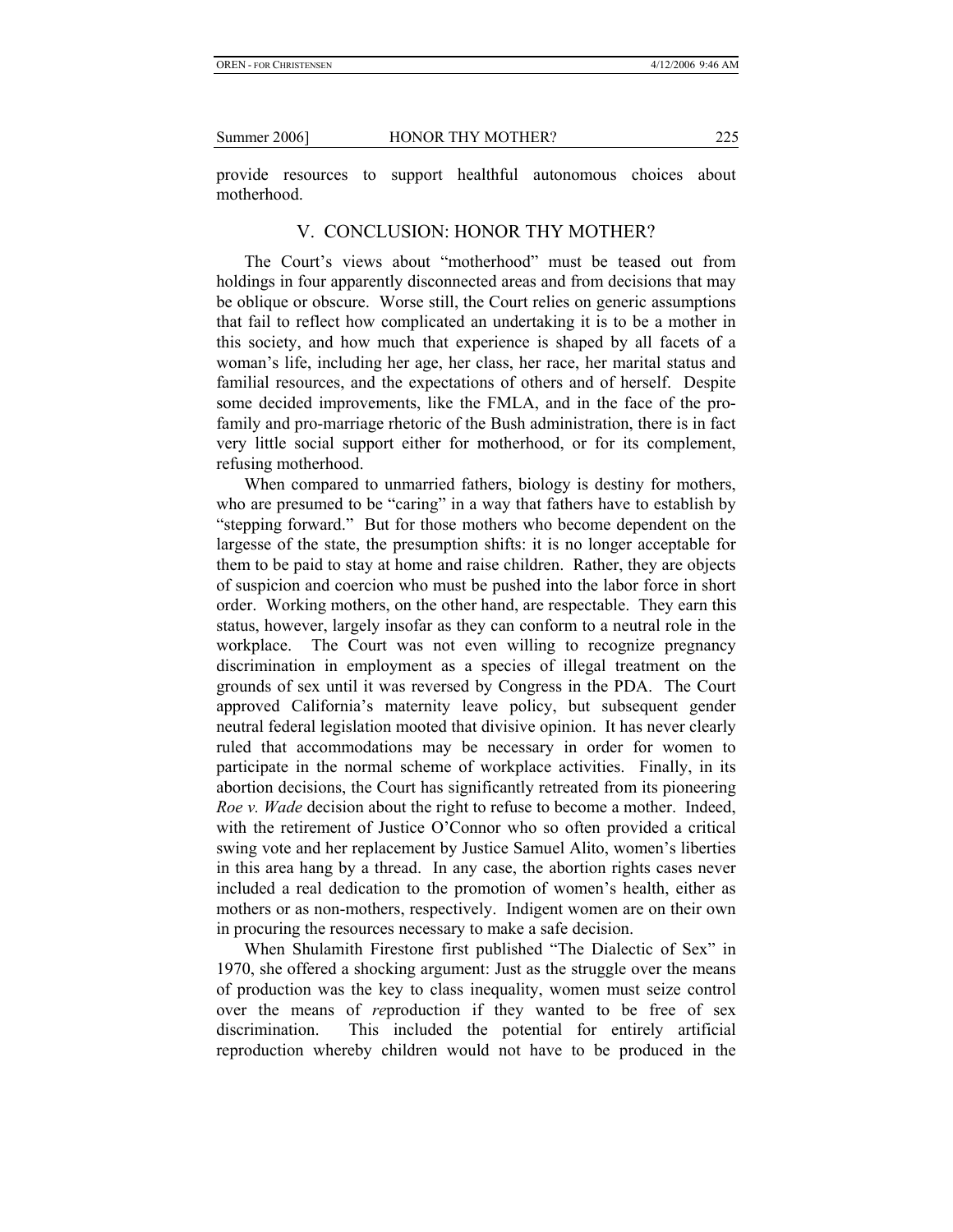provide resources to support healthful autonomous choices about motherhood.

## V. CONCLUSION: HONOR THY MOTHER?

The Court's views about "motherhood" must be teased out from holdings in four apparently disconnected areas and from decisions that may be oblique or obscure. Worse still, the Court relies on generic assumptions that fail to reflect how complicated an undertaking it is to be a mother in this society, and how much that experience is shaped by all facets of a woman's life, including her age, her class, her race, her marital status and familial resources, and the expectations of others and of herself. Despite some decided improvements, like the FMLA, and in the face of the pro-family and pro-marriage rhetoric of the Bush administration, there is in fact very little social support either for motherhood, or for its complement, refusing motherhood.

When compared to unmarried fathers, biology is destiny for mothers, who are presumed to be "caring" in a way that fathers have to establish by "stepping forward." But for those mothers who become dependent on the largesse of the state, the presumption shifts: it is no longer acceptable for them to be paid to stay at home and raise children. Rather, they are objects of suspicion and coercion who must be pushed into the labor force in short order. Working mothers, on the other hand, are respectable. They earn this status, however, largely insofar as they can conform to a neutral role in the workplace. The Court was not even willing to recognize pregnancy discrimination in employment as a species of illegal treatment on the grounds of sex until it was reversed by Congress in the PDA. The Court approved California's maternity leave policy, but subsequent gender neutral federal legislation mooted that divisive opinion. It has never clearly ruled that accommodations may be necessary in order for women to participate in the normal scheme of workplace activities. Finally, in its abortion decisions, the Court has significantly retreated from its pioneering *Roe v. Wade* decision about the right to refuse to become a mother. Indeed, with the retirement of Justice O'Connor who so often provided a critical swing vote and her replacement by Justice Samuel Alito, women's liberties in this area hang by a thread. In any case, the abortion rights cases never included a real dedication to the promotion of women's health, either as mothers or as non-mothers, respectively. Indigent women are on their own in procuring the resources necessary to make a safe decision.

When Shulamith Firestone first published "The Dialectic of Sex" in 1970, she offered a shocking argument: Just as the struggle over the means of production was the key to class inequality, women must seize control over the means of *re*production if they wanted to be free of sex discrimination. This included the potential for entirely artificial reproduction whereby children would not have to be produced in the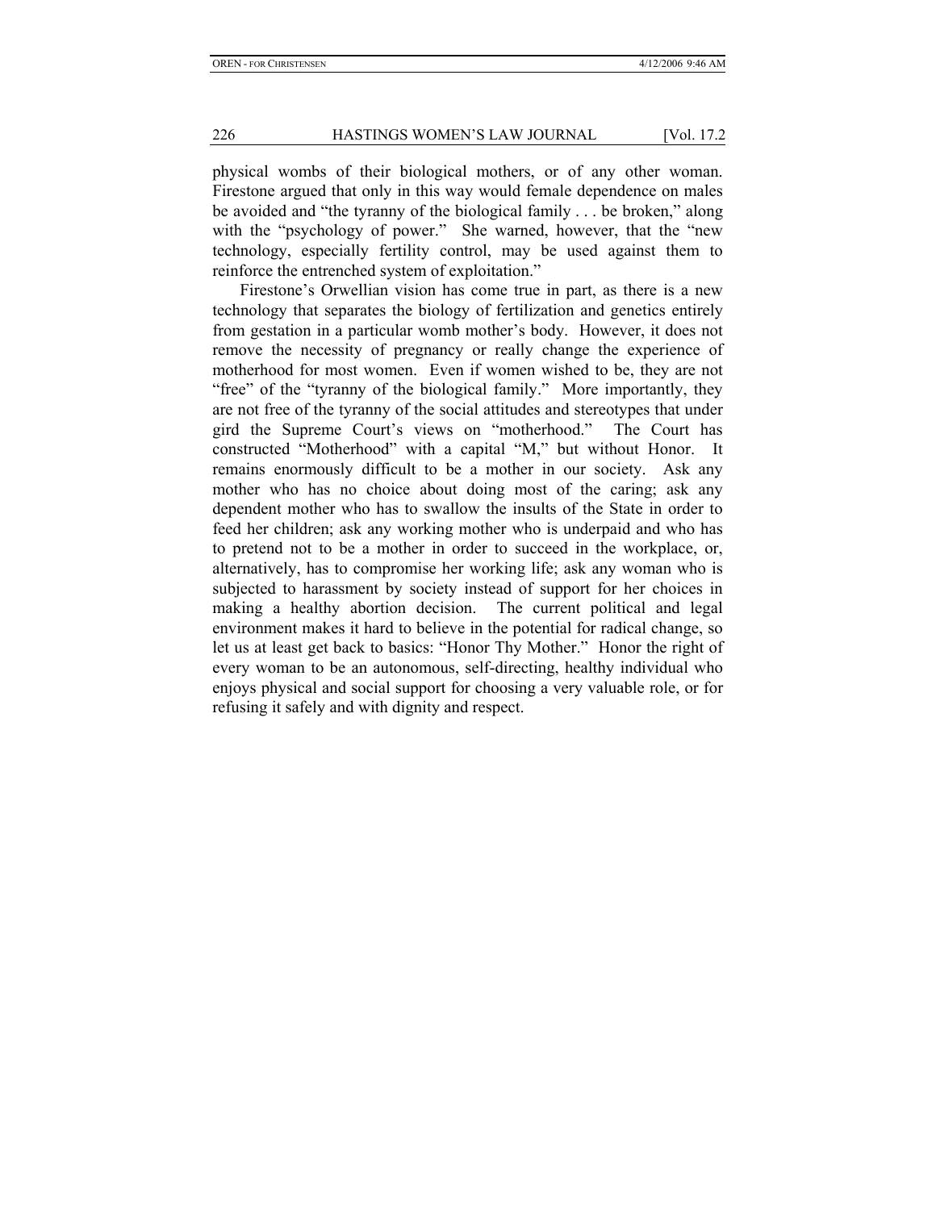physical wombs of their biological mothers, or of any other woman. Firestone argued that only in this way would female dependence on males be avoided and "the tyranny of the biological family . . . be broken," along with the "psychology of power." She warned, however, that the "new technology, especially fertility control, may be used against them to reinforce the entrenched system of exploitation."

Firestone's Orwellian vision has come true in part, as there is a new technology that separates the biology of fertilization and genetics entirely from gestation in a particular womb mother's body. However, it does not remove the necessity of pregnancy or really change the experience of motherhood for most women. Even if women wished to be, they are not "free" of the "tyranny of the biological family." More importantly, they are not free of the tyranny of the social attitudes and stereotypes that under gird the Supreme Court's views on "motherhood." The Court has constructed "Motherhood" with a capital "M," but without Honor. It remains enormously difficult to be a mother in our society. Ask any mother who has no choice about doing most of the caring; ask any dependent mother who has to swallow the insults of the State in order to feed her children; ask any working mother who is underpaid and who has to pretend not to be a mother in order to succeed in the workplace, or, alternatively, has to compromise her working life; ask any woman who is subjected to harassment by society instead of support for her choices in making a healthy abortion decision. The current political and legal environment makes it hard to believe in the potential for radical change, so let us at least get back to basics: "Honor Thy Mother." Honor the right of every woman to be an autonomous, self-directing, healthy individual who enjoys physical and social support for choosing a very valuable role, or for refusing it safely and with dignity and respect.